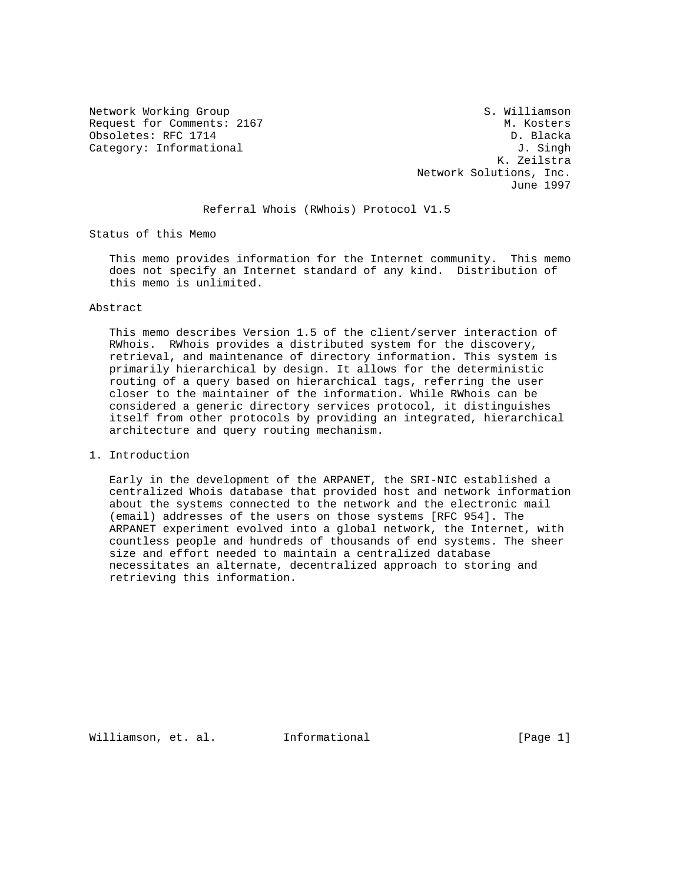Network Working Group S. Williamson
Request for Comments: 2167 M. Kosters
Obsoletes: RFC 1714 D. Blacka
Category: Informational J. Singh
K. Zeilstra
Network Solutions, Inc.
June 1997

# Referral Whois (RWhois) Protocol V1.5

## Status of this Memo

This memo provides information for the Internet community. This memo does not specify an Internet standard of any kind. Distribution of this memo is unlimited.

## Abstract

This memo describes Version 1.5 of the client/server interaction of RWhois. RWhois provides a distributed system for the discovery, retrieval, and maintenance of directory information. This system is primarily hierarchical by design. It allows for the deterministic routing of a query based on hierarchical tags, referring the user closer to the maintainer of the information. While RWhois can be considered a generic directory services protocol, it distinguishes itself from other protocols by providing an integrated, hierarchical architecture and query routing mechanism.

## 1. Introduction

Early in the development of the ARPANET, the SRI-NIC established a centralized Whois database that provided host and network information about the systems connected to the network and the electronic mail (email) addresses of the users on those systems [RFC 954]. The ARPANET experiment evolved into a global network, the Internet, with countless people and hundreds of thousands of end systems. The sheer size and effort needed to maintain a centralized database necessitates an alternate, decentralized approach to storing and retrieving this information.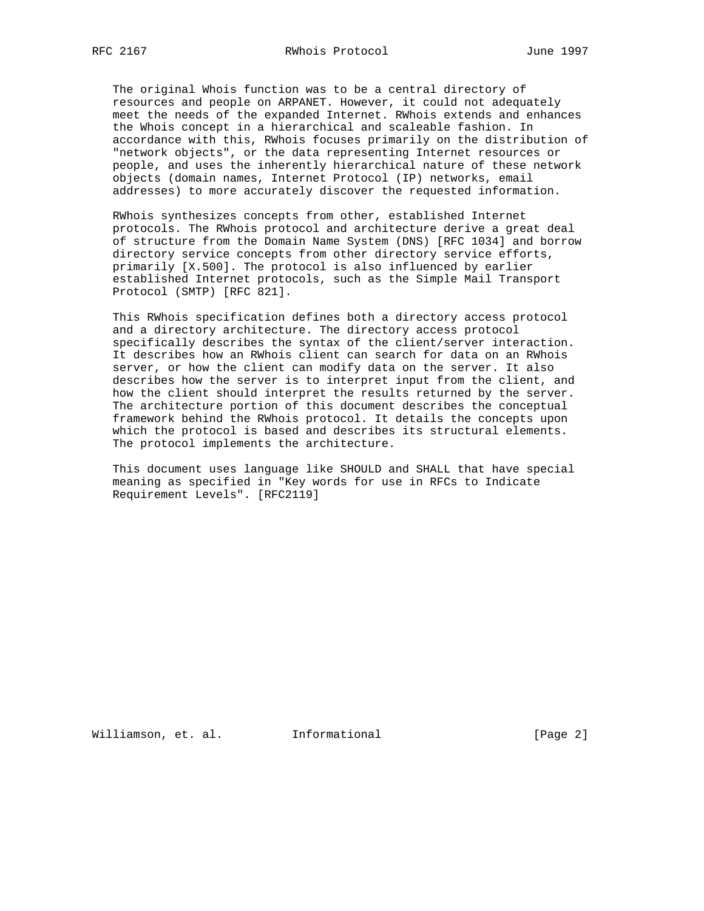The original Whois function was to be a central directory of resources and people on ARPANET. However, it could not adequately meet the needs of the expanded Internet. RWhois extends and enhances the Whois concept in a hierarchical and scaleable fashion. In accordance with this, RWhois focuses primarily on the distribution of "network objects", or the data representing Internet resources or people, and uses the inherently hierarchical nature of these network objects (domain names, Internet Protocol (IP) networks, email addresses) to more accurately discover the requested information.

RWhois synthesizes concepts from other, established Internet protocols. The RWhois protocol and architecture derive a great deal of structure from the Domain Name System (DNS) [RFC 1034] and borrow directory service concepts from other directory service efforts, primarily [X.500]. The protocol is also influenced by earlier established Internet protocols, such as the Simple Mail Transport Protocol (SMTP) [RFC 821].

This RWhois specification defines both a directory access protocol and a directory architecture. The directory access protocol specifically describes the syntax of the client/server interaction. It describes how an RWhois client can search for data on an RWhois server, or how the client can modify data on the server. It also describes how the server is to interpret input from the client, and how the client should interpret the results returned by the server. The architecture portion of this document describes the conceptual framework behind the RWhois protocol. It details the concepts upon which the protocol is based and describes its structural elements. The protocol implements the architecture.

This document uses language like SHOULD and SHALL that have special meaning as specified in "Key words for use in RFCs to Indicate Requirement Levels". [RFC2119]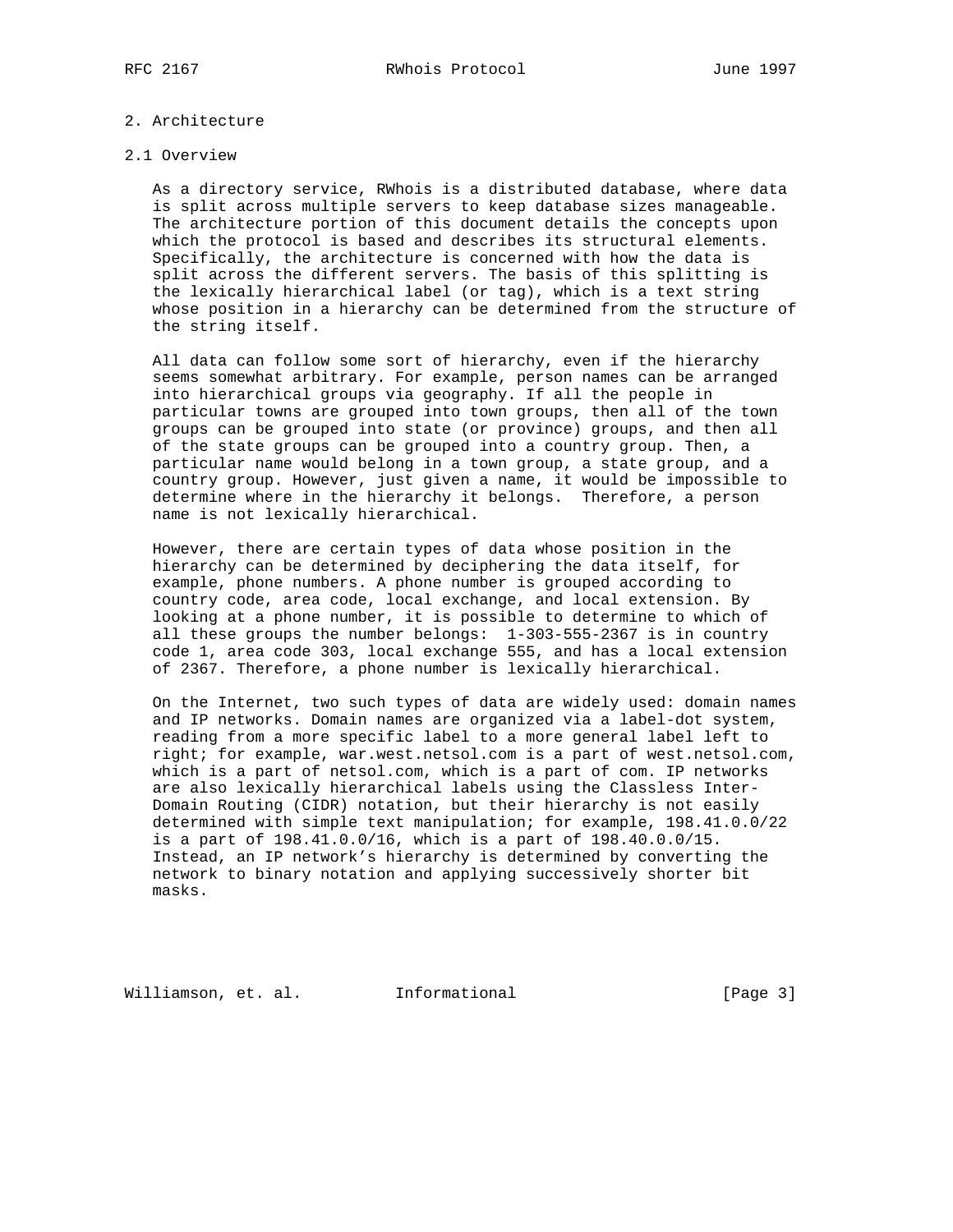## 2. Architecture

### 2.1 Overview

As a directory service, RWhois is a distributed database, where data is split across multiple servers to keep database sizes manageable. The architecture portion of this document details the concepts upon which the protocol is based and describes its structural elements. Specifically, the architecture is concerned with how the data is split across the different servers. The basis of this splitting is the lexically hierarchical label (or tag), which is a text string whose position in a hierarchy can be determined from the structure of the string itself.

All data can follow some sort of hierarchy, even if the hierarchy seems somewhat arbitrary. For example, person names can be arranged into hierarchical groups via geography. If all the people in particular towns are grouped into town groups, then all of the town groups can be grouped into state (or province) groups, and then all of the state groups can be grouped into a country group. Then, a particular name would belong in a town group, a state group, and a country group. However, just given a name, it would be impossible to determine where in the hierarchy it belongs. Therefore, a person name is not lexically hierarchical.

However, there are certain types of data whose position in the hierarchy can be determined by deciphering the data itself, for example, phone numbers. A phone number is grouped according to country code, area code, local exchange, and local extension. By looking at a phone number, it is possible to determine to which of all these groups the number belongs: 1-303-555-2367 is in country code 1, area code 303, local exchange 555, and has a local extension of 2367. Therefore, a phone number is lexically hierarchical.

On the Internet, two such types of data are widely used: domain names and IP networks. Domain names are organized via a label-dot system, reading from a more specific label to a more general label left to right; for example, war.west.netsol.com is a part of west.netsol.com, which is a part of netsol.com, which is a part of com. IP networks are also lexically hierarchical labels using the Classless Inter-Domain Routing (CIDR) notation, but their hierarchy is not easily determined with simple text manipulation; for example, 198.41.0.0/22 is a part of 198.41.0.0/16, which is a part of 198.40.0.0/15. Instead, an IP network's hierarchy is determined by converting the network to binary notation and applying successively shorter bit masks.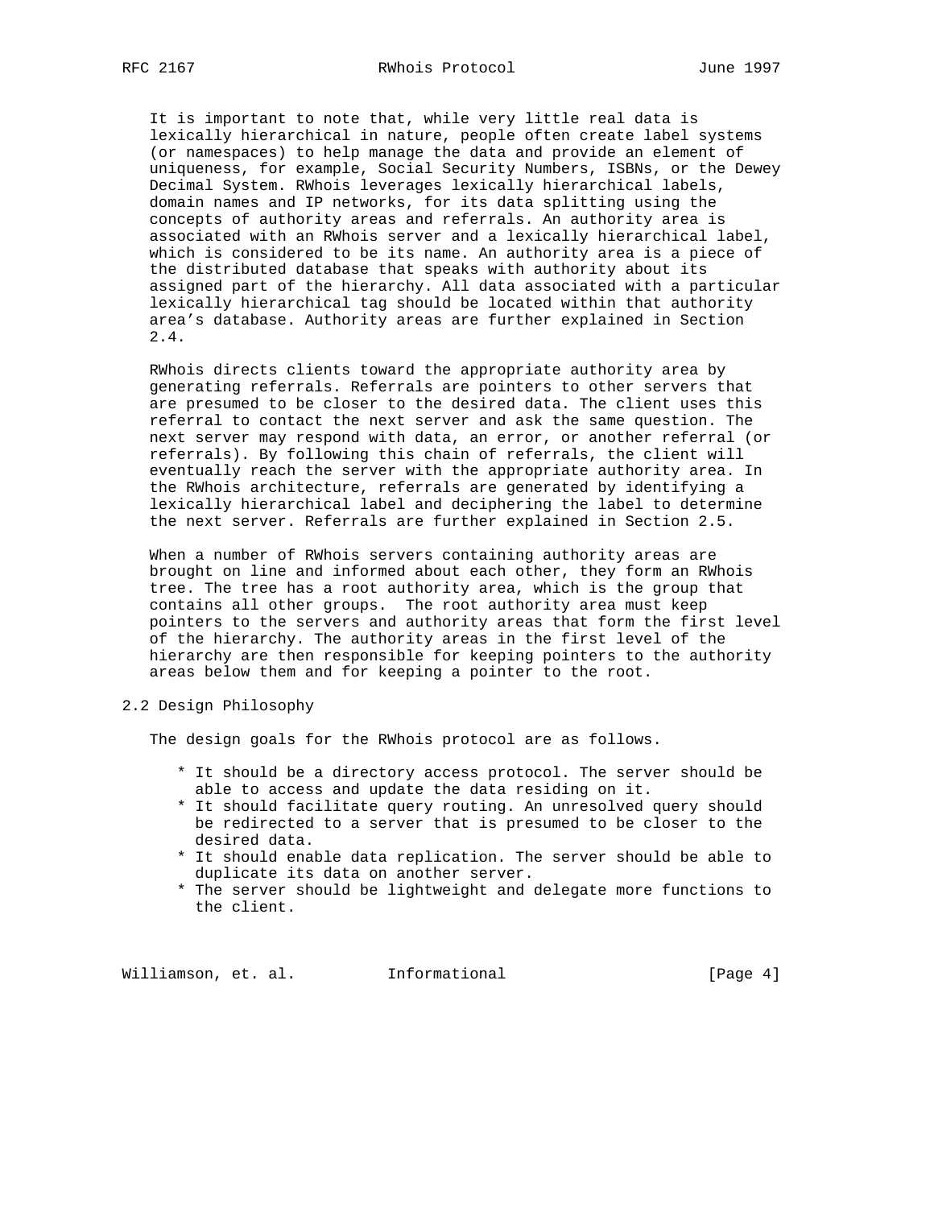It is important to note that, while very little real data is lexically hierarchical in nature, people often create label systems (or namespaces) to help manage the data and provide an element of uniqueness, for example, Social Security Numbers, ISBNs, or the Dewey Decimal System. RWhois leverages lexically hierarchical labels, domain names and IP networks, for its data splitting using the concepts of authority areas and referrals. An authority area is associated with an RWhois server and a lexically hierarchical label, which is considered to be its name. An authority area is a piece of the distributed database that speaks with authority about its assigned part of the hierarchy. All data associated with a particular lexically hierarchical tag should be located within that authority area's database. Authority areas are further explained in Section 2.4.

RWhois directs clients toward the appropriate authority area by generating referrals. Referrals are pointers to other servers that are presumed to be closer to the desired data. The client uses this referral to contact the next server and ask the same question. The next server may respond with data, an error, or another referral (or referrals). By following this chain of referrals, the client will eventually reach the server with the appropriate authority area. In the RWhois architecture, referrals are generated by identifying a lexically hierarchical label and deciphering the label to determine the next server. Referrals are further explained in Section 2.5.

When a number of RWhois servers containing authority areas are brought on line and informed about each other, they form an RWhois tree. The tree has a root authority area, which is the group that contains all other groups. The root authority area must keep pointers to the servers and authority areas that form the first level of the hierarchy. The authority areas in the first level of the hierarchy are then responsible for keeping pointers to the authority areas below them and for keeping a pointer to the root.

## 2.2 Design Philosophy

The design goals for the RWhois protocol are as follows.

* It should be a directory access protocol. The server should be able to access and update the data residing on it.
* It should facilitate query routing. An unresolved query should be redirected to a server that is presumed to be closer to the desired data.
* It should enable data replication. The server should be able to duplicate its data on another server.
* The server should be lightweight and delegate more functions to the client.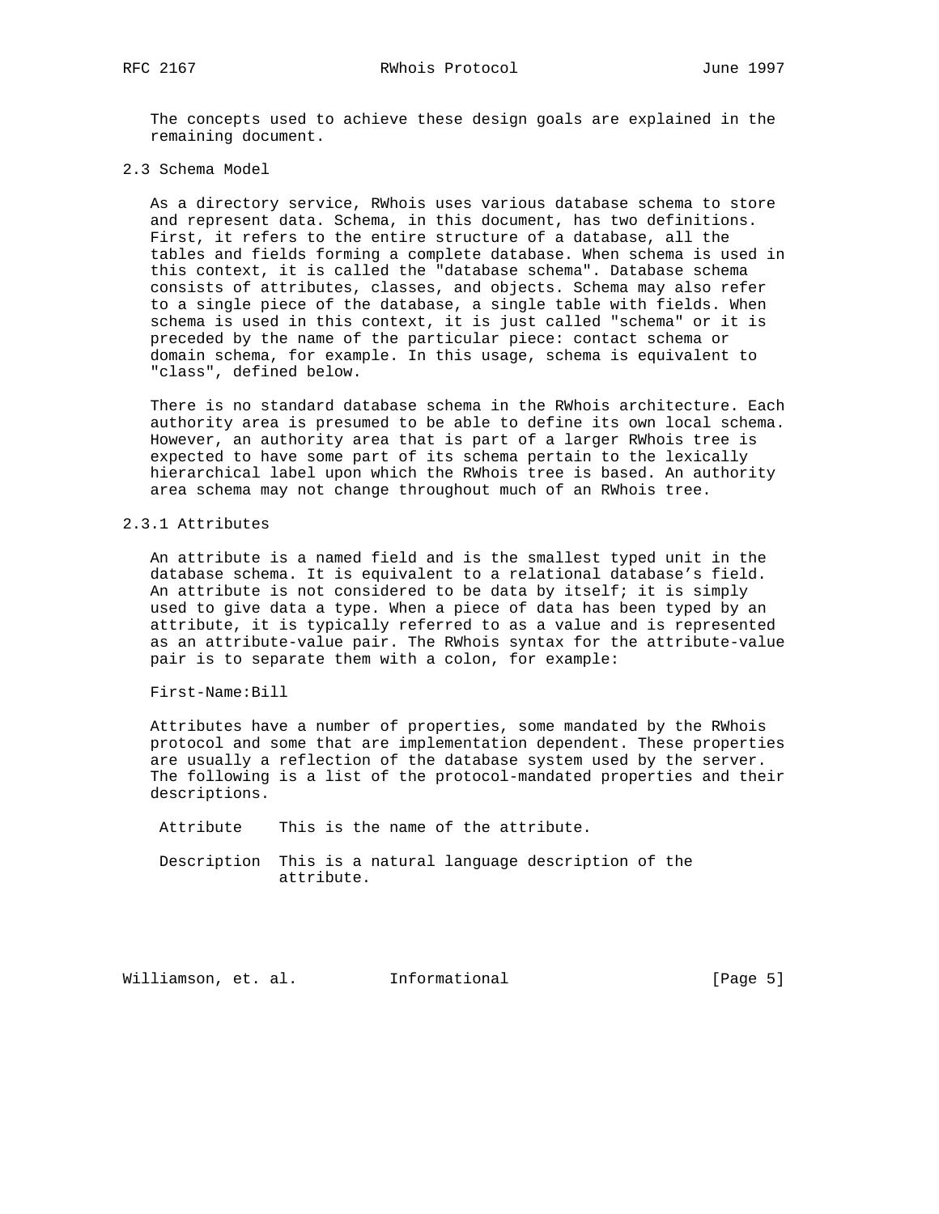The concepts used to achieve these design goals are explained in the remaining document.

### 2.3 Schema Model

As a directory service, RWhois uses various database schema to store and represent data. Schema, in this document, has two definitions. First, it refers to the entire structure of a database, all the tables and fields forming a complete database. When schema is used in this context, it is called the "database schema". Database schema consists of attributes, classes, and objects. Schema may also refer to a single piece of the database, a single table with fields. When schema is used in this context, it is just called "schema" or it is preceded by the name of the particular piece: contact schema or domain schema, for example. In this usage, schema is equivalent to "class", defined below.

There is no standard database schema in the RWhois architecture. Each authority area is presumed to be able to define its own local schema. However, an authority area that is part of a larger RWhois tree is expected to have some part of its schema pertain to the lexically hierarchical label upon which the RWhois tree is based. An authority area schema may not change throughout much of an RWhois tree.

#### 2.3.1 Attributes

An attribute is a named field and is the smallest typed unit in the database schema. It is equivalent to a relational database’s field. An attribute is not considered to be data by itself; it is simply used to give data a type. When a piece of data has been typed by an attribute, it is typically referred to as a value and is represented as an attribute-value pair. The RWhois syntax for the attribute-value pair is to separate them with a colon, for example:

```
First-Name:Bill
```

Attributes have a number of properties, some mandated by the RWhois protocol and some that are implementation dependent. These properties are usually a reflection of the database system used by the server. The following is a list of the protocol-mandated properties and their descriptions.

| | |
|---|---|
| Attribute | This is the name of the attribute. |
| Description | This is a natural language description of the attribute. |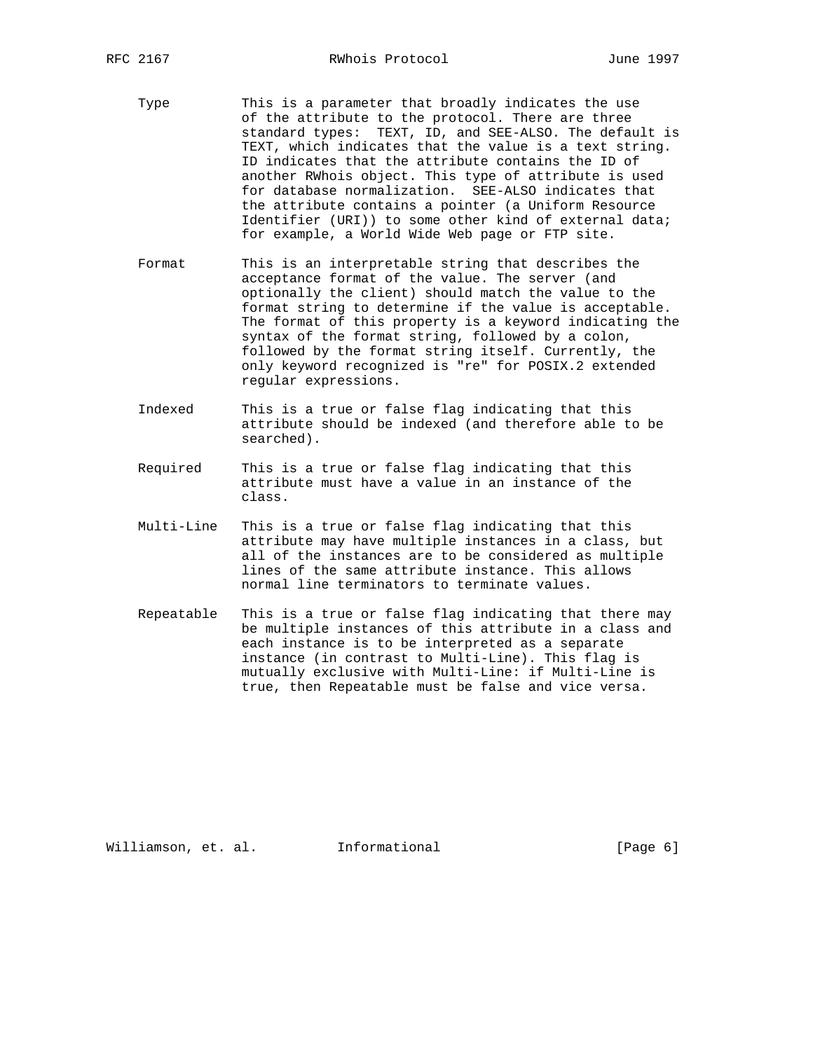Type
: This is a parameter that broadly indicates the use of the attribute to the protocol. There are three standard types: TEXT, ID, and SEE-ALSO. The default is TEXT, which indicates that the value is a text string. ID indicates that the attribute contains the ID of another RWhois object. This type of attribute is used for database normalization. SEE-ALSO indicates that the attribute contains a pointer (a Uniform Resource Identifier (URI)) to some other kind of external data; for example, a World Wide Web page or FTP site.

Format
: This is an interpretable string that describes the acceptance format of the value. The server (and optionally the client) should match the value to the format string to determine if the value is acceptable. The format of this property is a keyword indicating the syntax of the format string, followed by a colon, followed by the format string itself. Currently, the only keyword recognized is "re" for POSIX.2 extended regular expressions.

Indexed
: This is a true or false flag indicating that this attribute should be indexed (and therefore able to be searched).

Required
: This is a true or false flag indicating that this attribute must have a value in an instance of the class.

Multi-Line
: This is a true or false flag indicating that this attribute may have multiple instances in a class, but all of the instances are to be considered as multiple lines of the same attribute instance. This allows normal line terminators to terminate values.

Repeatable
: This is a true or false flag indicating that there may be multiple instances of this attribute in a class and each instance is to be interpreted as a separate instance (in contrast to Multi-Line). This flag is mutually exclusive with Multi-Line: if Multi-Line is true, then Repeatable must be false and vice versa.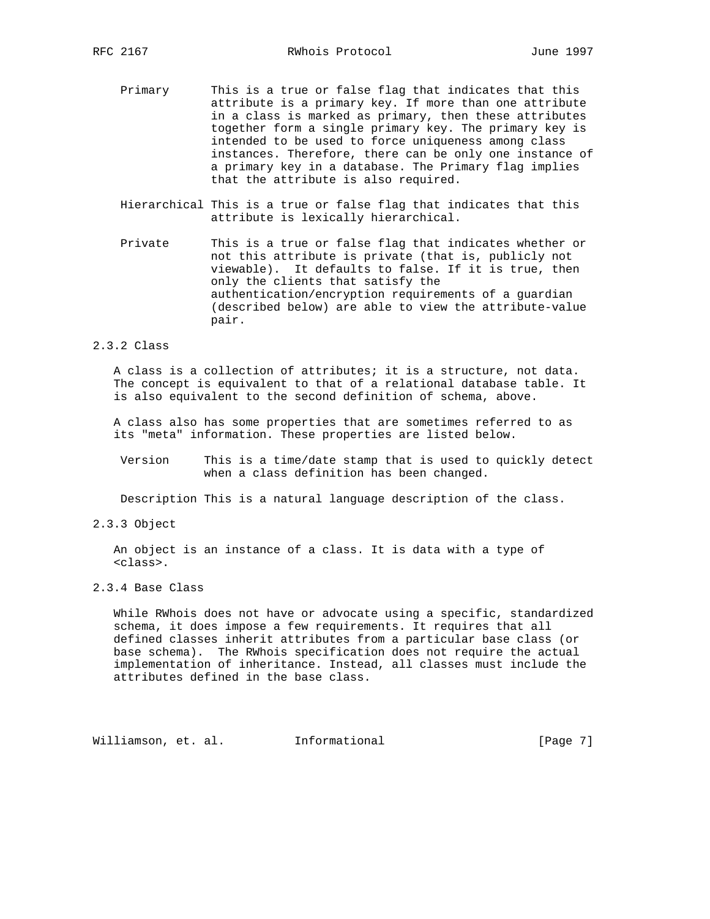**Primary** This is a true or false flag that indicates that this attribute is a primary key. If more than one attribute in a class is marked as primary, then these attributes together form a single primary key. The primary key is intended to be used to force uniqueness among class instances. Therefore, there can be only one instance of a primary key in a database. The Primary flag implies that the attribute is also required.

**Hierarchical** This is a true or false flag that indicates that this attribute is lexically hierarchical.

**Private** This is a true or false flag that indicates whether or not this attribute is private (that is, publicly not viewable). It defaults to false. If it is true, then only the clients that satisfy the authentication/encryption requirements of a guardian (described below) are able to view the attribute-value pair.

### 2.3.2 Class

A class is a collection of attributes; it is a structure, not data. The concept is equivalent to that of a relational database table. It is also equivalent to the second definition of schema, above.

A class also has some properties that are sometimes referred to as its "meta" information. These properties are listed below.

**Version** This is a time/date stamp that is used to quickly detect when a class definition has been changed.

**Description** This is a natural language description of the class.

### 2.3.3 Object

An object is an instance of a class. It is data with a type of <class>.

### 2.3.4 Base Class

While RWhois does not have or advocate using a specific, standardized schema, it does impose a few requirements. It requires that all defined classes inherit attributes from a particular base class (or base schema). The RWhois specification does not require the actual implementation of inheritance. Instead, all classes must include the attributes defined in the base class.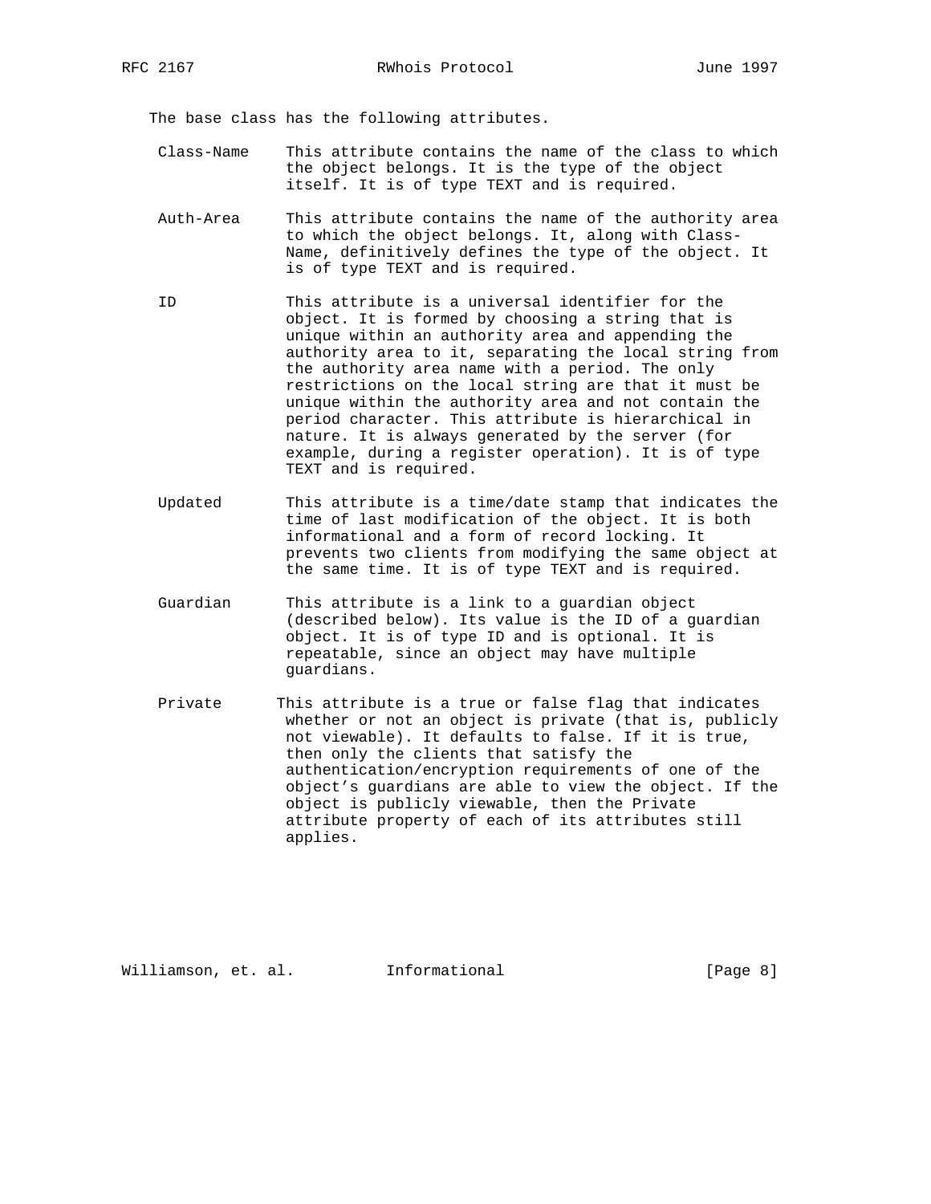The base class has the following attributes.

Class-Name
: This attribute contains the name of the class to which the object belongs. It is the type of the object itself. It is of type TEXT and is required.

Auth-Area
: This attribute contains the name of the authority area to which the object belongs. It, along with Class-Name, definitively defines the type of the object. It is of type TEXT and is required.

ID
: This attribute is a universal identifier for the object. It is formed by choosing a string that is unique within an authority area and appending the authority area to it, separating the local string from the authority area name with a period. The only restrictions on the local string are that it must be unique within the authority area and not contain the period character. This attribute is hierarchical in nature. It is always generated by the server (for example, during a register operation). It is of type TEXT and is required.

Updated
: This attribute is a time/date stamp that indicates the time of last modification of the object. It is both informational and a form of record locking. It prevents two clients from modifying the same object at the same time. It is of type TEXT and is required.

Guardian
: This attribute is a link to a guardian object (described below). Its value is the ID of a guardian object. It is of type ID and is optional. It is repeatable, since an object may have multiple guardians.

Private
: This attribute is a true or false flag that indicates whether or not an object is private (that is, publicly not viewable). It defaults to false. If it is true, then only the clients that satisfy the authentication/encryption requirements of one of the object's guardians are able to view the object. If the object is publicly viewable, then the Private attribute property of each of its attributes still applies.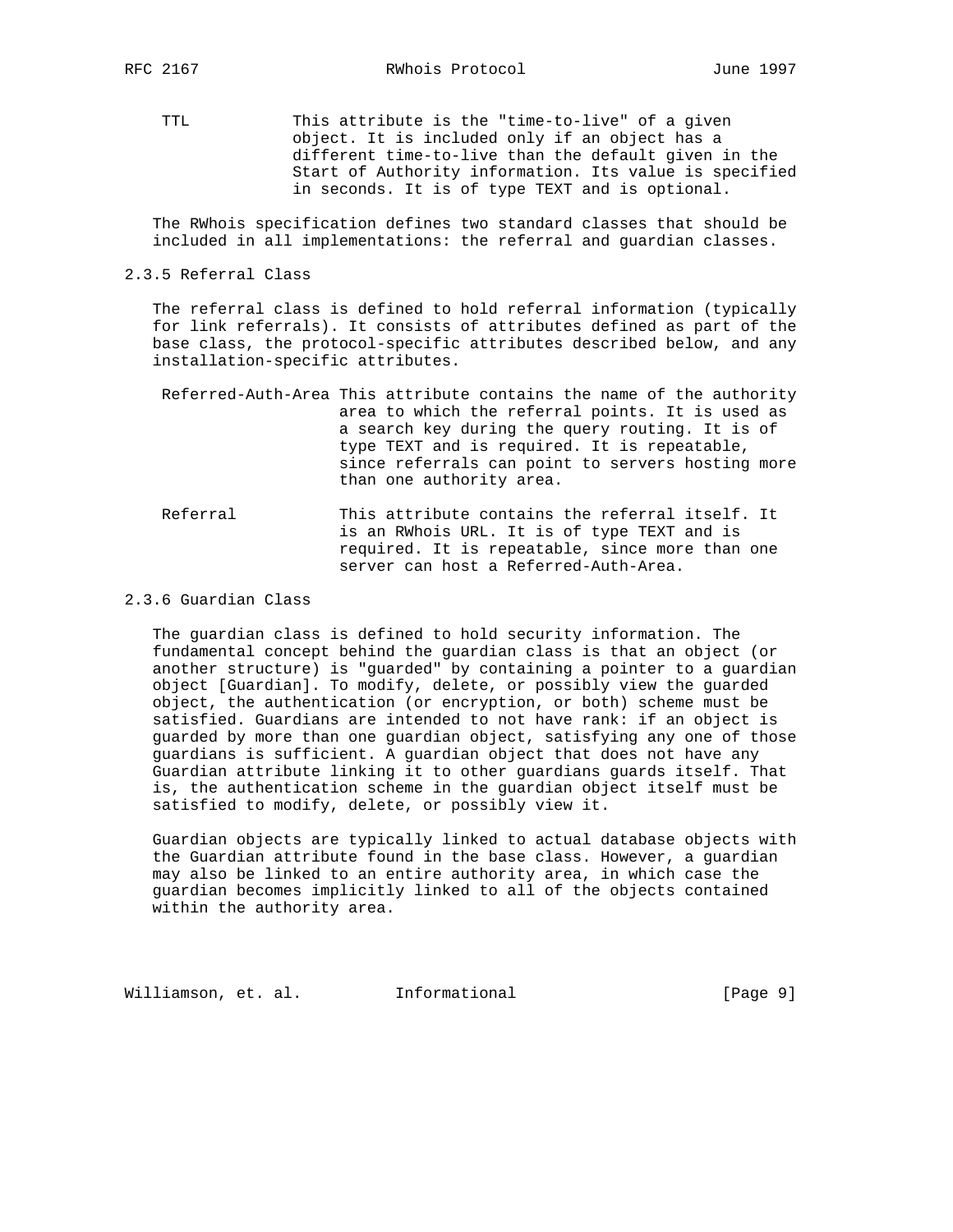TTL
: This attribute is the "time-to-live" of a given object. It is included only if an object has a different time-to-live than the default given in the Start of Authority information. Its value is specified in seconds. It is of type TEXT and is optional.

The RWhois specification defines two standard classes that should be included in all implementations: the referral and guardian classes.

### 2.3.5 Referral Class

The referral class is defined to hold referral information (typically for link referrals). It consists of attributes defined as part of the base class, the protocol-specific attributes described below, and any installation-specific attributes.

Referred-Auth-Area
: This attribute contains the name of the authority area to which the referral points. It is used as a search key during the query routing. It is of type TEXT and is required. It is repeatable, since referrals can point to servers hosting more than one authority area.

Referral
: This attribute contains the referral itself. It is an RWhois URL. It is of type TEXT and is required. It is repeatable, since more than one server can host a Referred-Auth-Area.

### 2.3.6 Guardian Class

The guardian class is defined to hold security information. The fundamental concept behind the guardian class is that an object (or another structure) is "guarded" by containing a pointer to a guardian object [Guardian]. To modify, delete, or possibly view the guarded object, the authentication (or encryption, or both) scheme must be satisfied. Guardians are intended to not have rank: if an object is guarded by more than one guardian object, satisfying any one of those guardians is sufficient. A guardian object that does not have any Guardian attribute linking it to other guardians guards itself. That is, the authentication scheme in the guardian object itself must be satisfied to modify, delete, or possibly view it.

Guardian objects are typically linked to actual database objects with the Guardian attribute found in the base class. However, a guardian may also be linked to an entire authority area, in which case the guardian becomes implicitly linked to all of the objects contained within the authority area.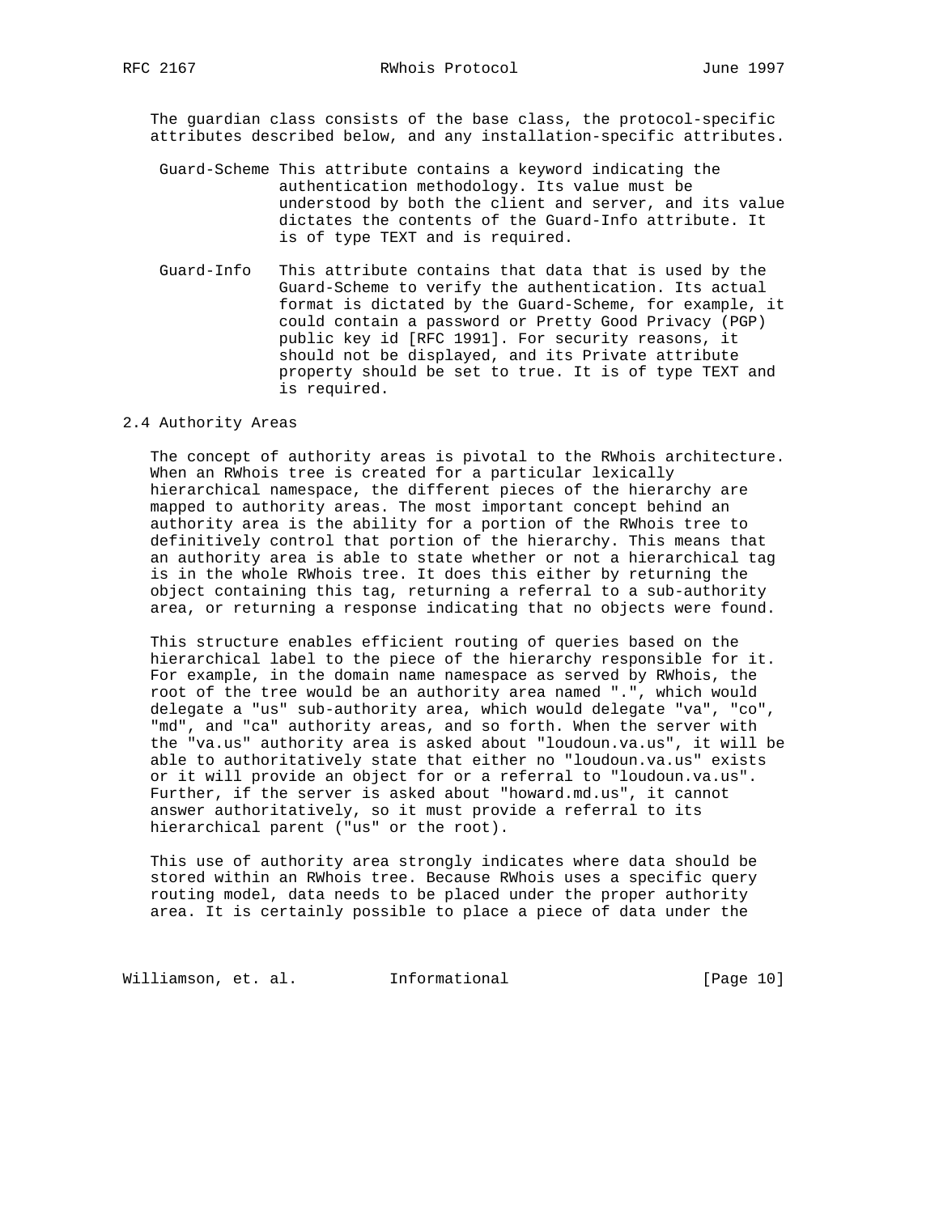The guardian class consists of the base class, the protocol-specific attributes described below, and any installation-specific attributes.

- **Guard-Scheme** This attribute contains a keyword indicating the authentication methodology. Its value must be understood by both the client and server, and its value dictates the contents of the Guard-Info attribute. It is of type TEXT and is required.

- **Guard-Info** This attribute contains that data that is used by the Guard-Scheme to verify the authentication. Its actual format is dictated by the Guard-Scheme, for example, it could contain a password or Pretty Good Privacy (PGP) public key id [RFC 1991]. For security reasons, it should not be displayed, and its Private attribute property should be set to true. It is of type TEXT and is required.

## 2.4 Authority Areas

The concept of authority areas is pivotal to the RWhois architecture. When an RWhois tree is created for a particular lexically hierarchical namespace, the different pieces of the hierarchy are mapped to authority areas. The most important concept behind an authority area is the ability for a portion of the RWhois tree to definitively control that portion of the hierarchy. This means that an authority area is able to state whether or not a hierarchical tag is in the whole RWhois tree. It does this either by returning the object containing this tag, returning a referral to a sub-authority area, or returning a response indicating that no objects were found.

This structure enables efficient routing of queries based on the hierarchical label to the piece of the hierarchy responsible for it. For example, in the domain name namespace as served by RWhois, the root of the tree would be an authority area named ".", which would delegate a "us" sub-authority area, which would delegate "va", "co", "md", and "ca" authority areas, and so forth. When the server with the "va.us" authority area is asked about "loudoun.va.us", it will be able to authoritatively state that either no "loudoun.va.us" exists or it will provide an object for or a referral to "loudoun.va.us". Further, if the server is asked about "howard.md.us", it cannot answer authoritatively, so it must provide a referral to its hierarchical parent ("us" or the root).

This use of authority area strongly indicates where data should be stored within an RWhois tree. Because RWhois uses a specific query routing model, data needs to be placed under the proper authority area. It is certainly possible to place a piece of data under the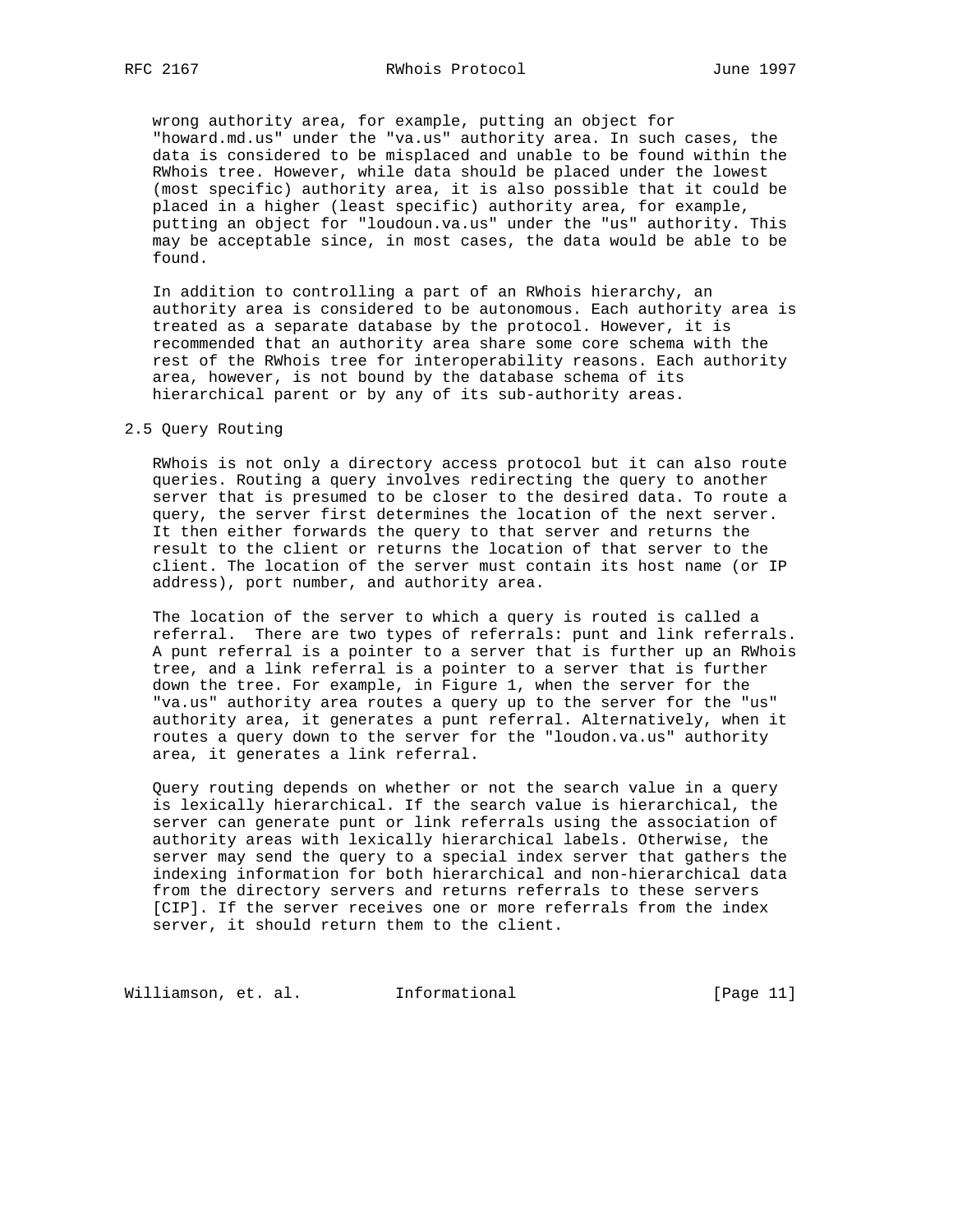wrong authority area, for example, putting an object for "howard.md.us" under the "va.us" authority area. In such cases, the data is considered to be misplaced and unable to be found within the RWhois tree. However, while data should be placed under the lowest (most specific) authority area, it is also possible that it could be placed in a higher (least specific) authority area, for example, putting an object for "loudoun.va.us" under the "us" authority. This may be acceptable since, in most cases, the data would be able to be found.

In addition to controlling a part of an RWhois hierarchy, an authority area is considered to be autonomous. Each authority area is treated as a separate database by the protocol. However, it is recommended that an authority area share some core schema with the rest of the RWhois tree for interoperability reasons. Each authority area, however, is not bound by the database schema of its hierarchical parent or by any of its sub-authority areas.

## 2.5 Query Routing

RWhois is not only a directory access protocol but it can also route queries. Routing a query involves redirecting the query to another server that is presumed to be closer to the desired data. To route a query, the server first determines the location of the next server. It then either forwards the query to that server and returns the result to the client or returns the location of that server to the client. The location of the server must contain its host name (or IP address), port number, and authority area.

The location of the server to which a query is routed is called a referral. There are two types of referrals: punt and link referrals. A punt referral is a pointer to a server that is further up an RWhois tree, and a link referral is a pointer to a server that is further down the tree. For example, in Figure 1, when the server for the "va.us" authority area routes a query up to the server for the "us" authority area, it generates a punt referral. Alternatively, when it routes a query down to the server for the "loudon.va.us" authority area, it generates a link referral.

Query routing depends on whether or not the search value in a query is lexically hierarchical. If the search value is hierarchical, the server can generate punt or link referrals using the association of authority areas with lexically hierarchical labels. Otherwise, the server may send the query to a special index server that gathers the indexing information for both hierarchical and non-hierarchical data from the directory servers and returns referrals to these servers [CIP]. If the server receives one or more referrals from the index server, it should return them to the client.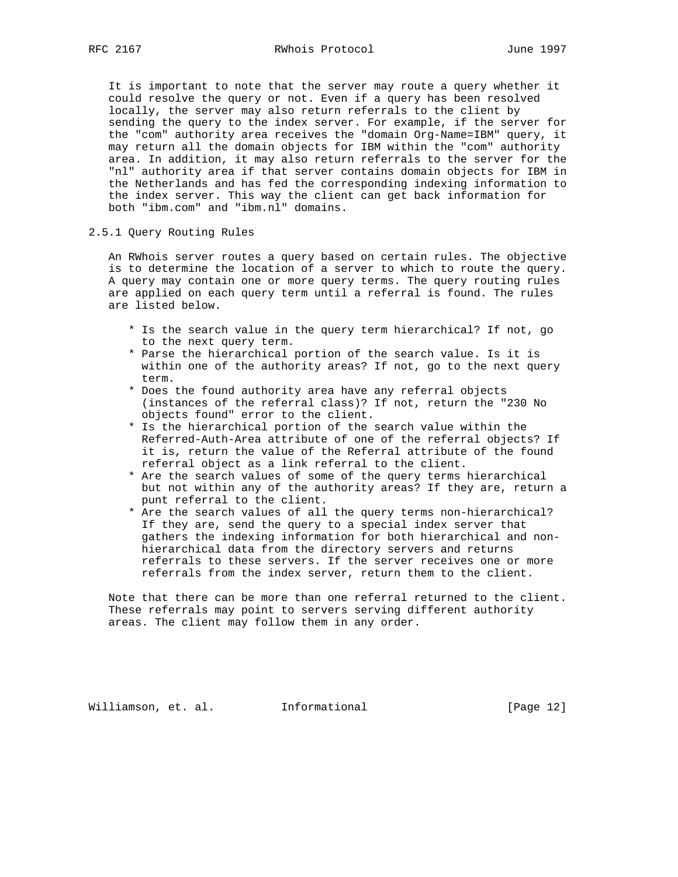It is important to note that the server may route a query whether it could resolve the query or not. Even if a query has been resolved locally, the server may also return referrals to the client by sending the query to the index server. For example, if the server for the "com" authority area receives the "domain Org-Name=IBM" query, it may return all the domain objects for IBM within the "com" authority area. In addition, it may also return referrals to the server for the "nl" authority area if that server contains domain objects for IBM in the Netherlands and has fed the corresponding indexing information to the index server. This way the client can get back information for both "ibm.com" and "ibm.nl" domains.

### 2.5.1 Query Routing Rules

An RWhois server routes a query based on certain rules. The objective is to determine the location of a server to which to route the query. A query may contain one or more query terms. The query routing rules are applied on each query term until a referral is found. The rules are listed below.

* Is the search value in the query term hierarchical? If not, go to the next query term.
* Parse the hierarchical portion of the search value. Is it is within one of the authority areas? If not, go to the next query term.
* Does the found authority area have any referral objects (instances of the referral class)? If not, return the "230 No objects found" error to the client.
* Is the hierarchical portion of the search value within the Referred-Auth-Area attribute of one of the referral objects? If it is, return the value of the Referral attribute of the found referral object as a link referral to the client.
* Are the search values of some of the query terms hierarchical but not within any of the authority areas? If they are, return a punt referral to the client.
* Are the search values of all the query terms non-hierarchical? If they are, send the query to a special index server that gathers the indexing information for both hierarchical and non-hierarchical data from the directory servers and returns referrals to these servers. If the server receives one or more referrals from the index server, return them to the client.

Note that there can be more than one referral returned to the client. These referrals may point to servers serving different authority areas. The client may follow them in any order.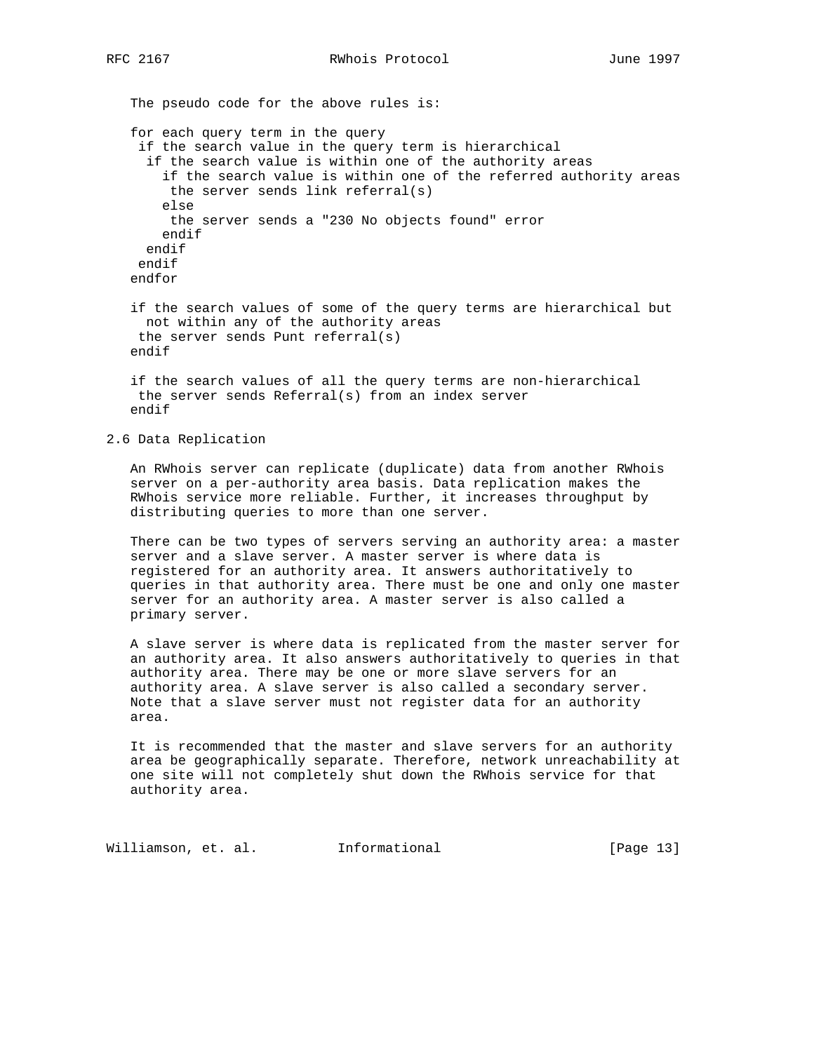The pseudo code for the above rules is:

```
for each query term in the query
 if the search value in the query term is hierarchical
  if the search value is within one of the authority areas
    if the search value is within one of the referred authority areas
     the server sends link referral(s)
    else
     the server sends a "230 No objects found" error
    endif
  endif
 endif
endfor

if the search values of some of the query terms are hierarchical but
  not within any of the authority areas
 the server sends Punt referral(s)
endif

if the search values of all the query terms are non-hierarchical
 the server sends Referral(s) from an index server
endif
```

## 2.6 Data Replication

An RWhois server can replicate (duplicate) data from another RWhois server on a per-authority area basis. Data replication makes the RWhois service more reliable. Further, it increases throughput by distributing queries to more than one server.

There can be two types of servers serving an authority area: a master server and a slave server. A master server is where data is registered for an authority area. It answers authoritatively to queries in that authority area. There must be one and only one master server for an authority area. A master server is also called a primary server.

A slave server is where data is replicated from the master server for an authority area. It also answers authoritatively to queries in that authority area. There may be one or more slave servers for an authority area. A slave server is also called a secondary server. Note that a slave server must not register data for an authority area.

It is recommended that the master and slave servers for an authority area be geographically separate. Therefore, network unreachability at one site will not completely shut down the RWhois service for that authority area.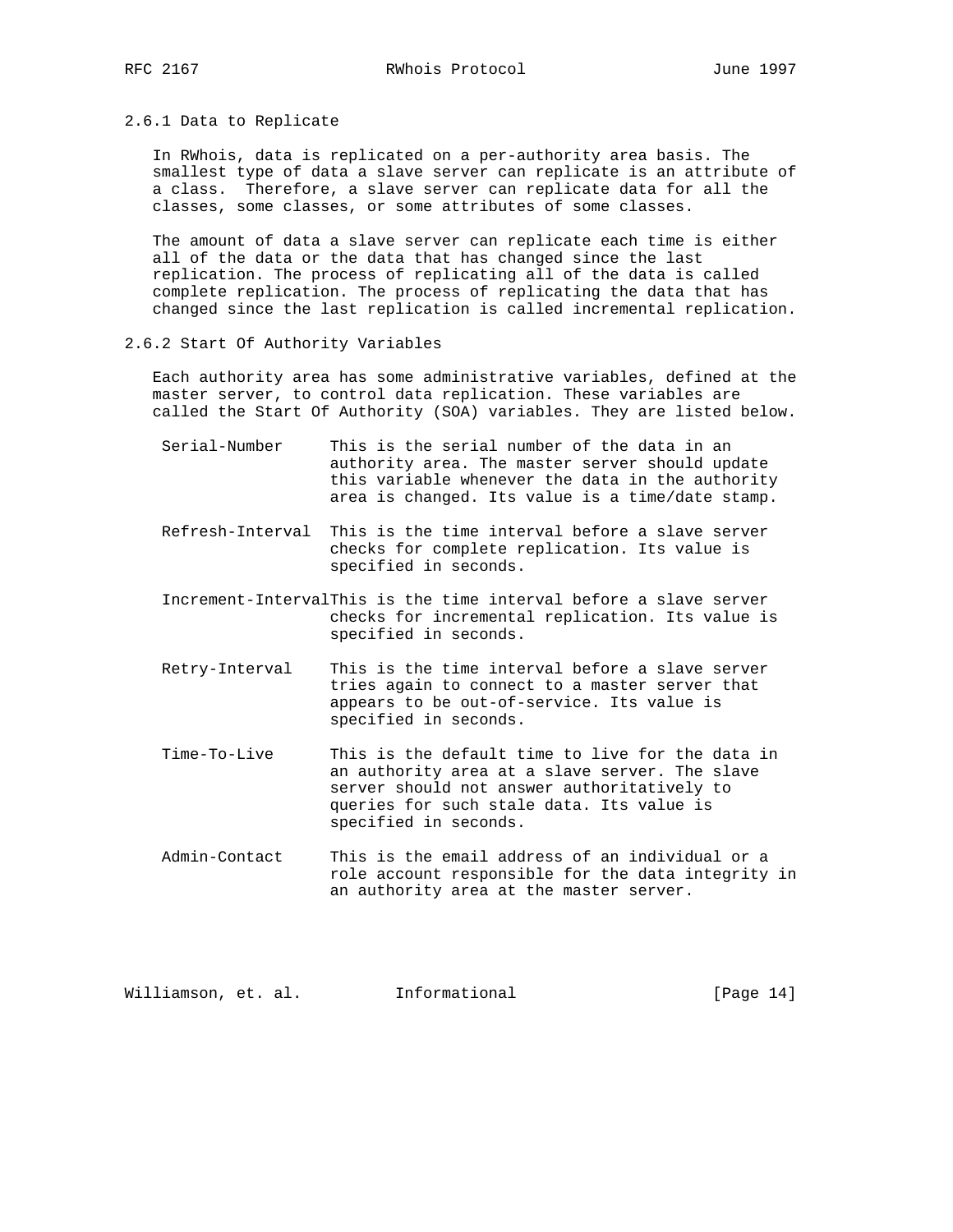### 2.6.1 Data to Replicate

In RWhois, data is replicated on a per-authority area basis. The smallest type of data a slave server can replicate is an attribute of a class. Therefore, a slave server can replicate data for all the classes, some classes, or some attributes of some classes.

The amount of data a slave server can replicate each time is either all of the data or the data that has changed since the last replication. The process of replicating all of the data is called complete replication. The process of replicating the data that has changed since the last replication is called incremental replication.

### 2.6.2 Start Of Authority Variables

Each authority area has some administrative variables, defined at the master server, to control data replication. These variables are called the Start Of Authority (SOA) variables. They are listed below.

- **Serial-Number** This is the serial number of the data in an authority area. The master server should update this variable whenever the data in the authority area is changed. Its value is a time/date stamp.

- **Refresh-Interval** This is the time interval before a slave server checks for complete replication. Its value is specified in seconds.

- **Increment-Interval** This is the time interval before a slave server checks for incremental replication. Its value is specified in seconds.

- **Retry-Interval** This is the time interval before a slave server tries again to connect to a master server that appears to be out-of-service. Its value is specified in seconds.

- **Time-To-Live** This is the default time to live for the data in an authority area at a slave server. The slave server should not answer authoritatively to queries for such stale data. Its value is specified in seconds.

- **Admin-Contact** This is the email address of an individual or a role account responsible for the data integrity in an authority area at the master server.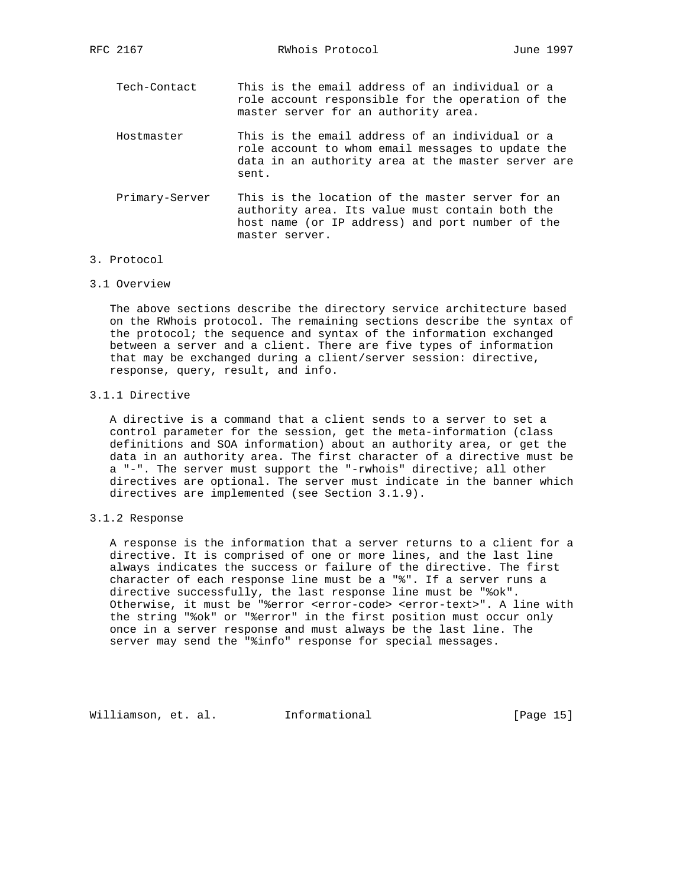Tech-Contact
: This is the email address of an individual or a role account responsible for the operation of the master server for an authority area.

Hostmaster
: This is the email address of an individual or a role account to whom email messages to update the data in an authority area at the master server are sent.

Primary-Server
: This is the location of the master server for an authority area. Its value must contain both the host name (or IP address) and port number of the master server.

## 3. Protocol

### 3.1 Overview

The above sections describe the directory service architecture based on the RWhois protocol. The remaining sections describe the syntax of the protocol; the sequence and syntax of the information exchanged between a server and a client. There are five types of information that may be exchanged during a client/server session: directive, response, query, result, and info.

#### 3.1.1 Directive

A directive is a command that a client sends to a server to set a control parameter for the session, get the meta-information (class definitions and SOA information) about an authority area, or get the data in an authority area. The first character of a directive must be a "-". The server must support the "-rwhois" directive; all other directives are optional. The server must indicate in the banner which directives are implemented (see Section 3.1.9).

#### 3.1.2 Response

A response is the information that a server returns to a client for a directive. It is comprised of one or more lines, and the last line always indicates the success or failure of the directive. The first character of each response line must be a "%". If a server runs a directive successfully, the last response line must be "%ok". Otherwise, it must be "%error <error-code> <error-text>". A line with the string "%ok" or "%error" in the first position must occur only once in a server response and must always be the last line. The server may send the "%info" response for special messages.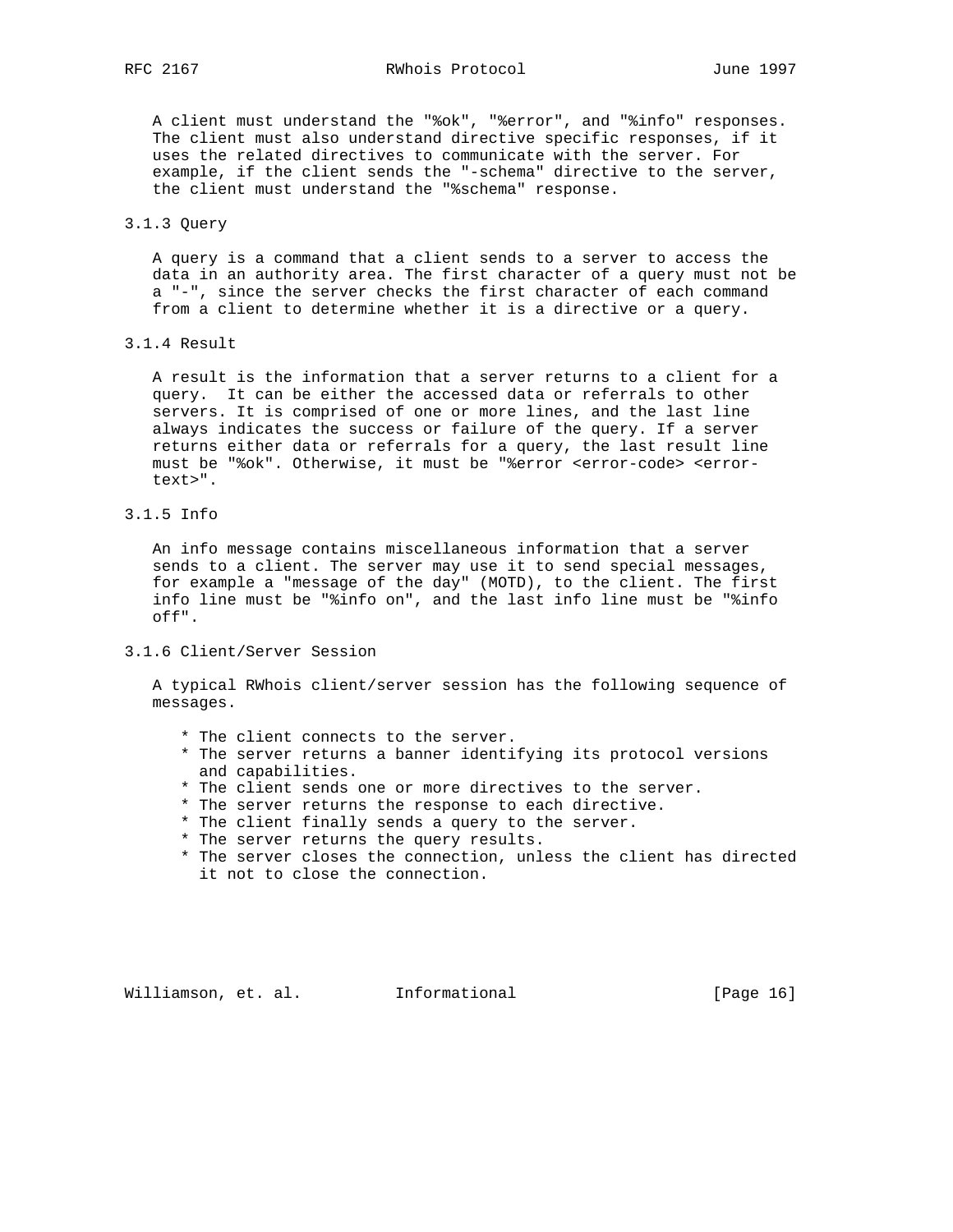A client must understand the "%ok", "%error", and "%info" responses. The client must also understand directive specific responses, if it uses the related directives to communicate with the server. For example, if the client sends the "-schema" directive to the server, the client must understand the "%schema" response.

### 3.1.3 Query

A query is a command that a client sends to a server to access the data in an authority area. The first character of a query must not be a "-", since the server checks the first character of each command from a client to determine whether it is a directive or a query.

### 3.1.4 Result

A result is the information that a server returns to a client for a query. It can be either the accessed data or referrals to other servers. It is comprised of one or more lines, and the last line always indicates the success or failure of the query. If a server returns either data or referrals for a query, the last result line must be "%ok". Otherwise, it must be "%error <error-code> <error-text>".

### 3.1.5 Info

An info message contains miscellaneous information that a server sends to a client. The server may use it to send special messages, for example a "message of the day" (MOTD), to the client. The first info line must be "%info on", and the last info line must be "%info off".

### 3.1.6 Client/Server Session

A typical RWhois client/server session has the following sequence of messages.

* The client connects to the server.
* The server returns a banner identifying its protocol versions and capabilities.
* The client sends one or more directives to the server.
* The server returns the response to each directive.
* The client finally sends a query to the server.
* The server returns the query results.
* The server closes the connection, unless the client has directed it not to close the connection.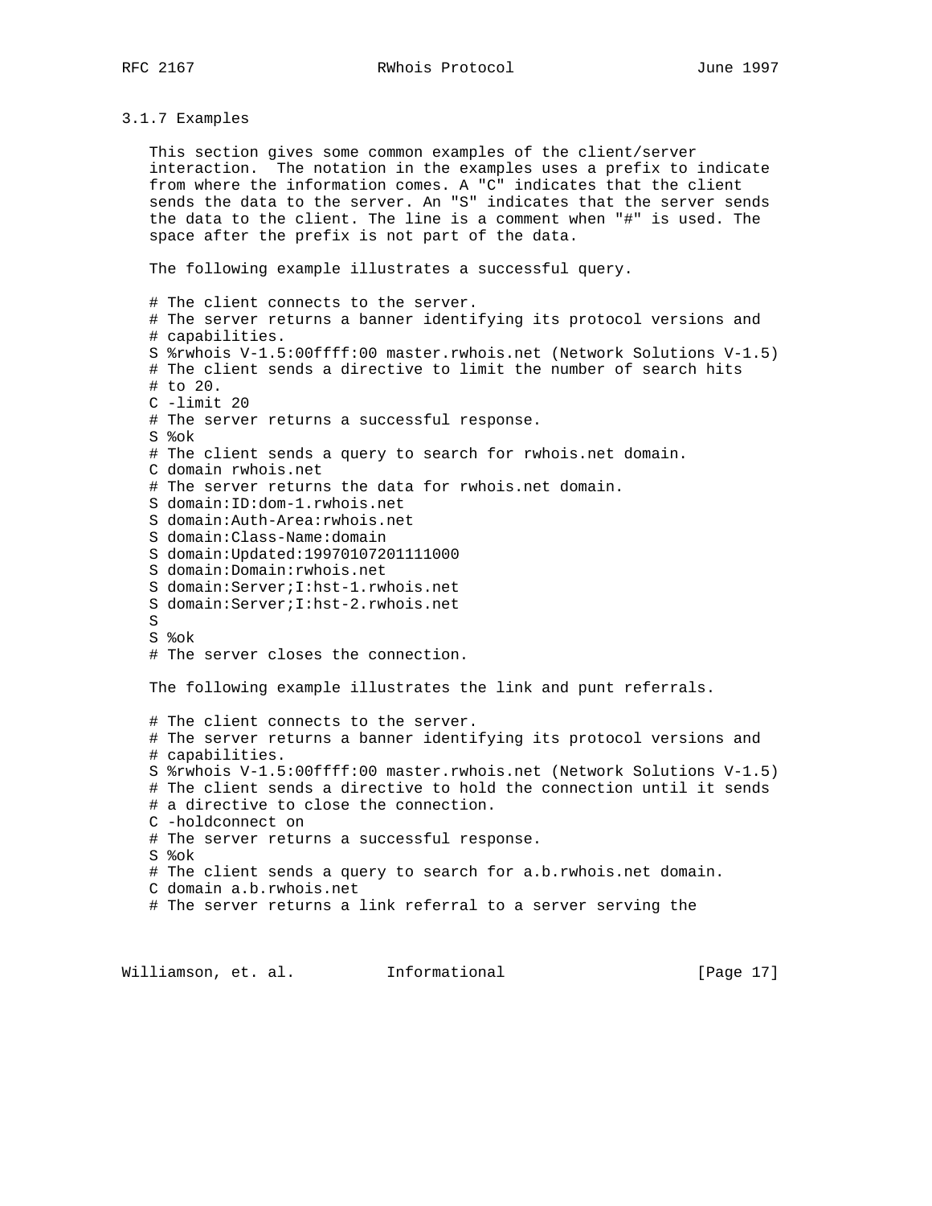### 3.1.7 Examples

This section gives some common examples of the client/server interaction. The notation in the examples uses a prefix to indicate from where the information comes. A "C" indicates that the client sends the data to the server. An "S" indicates that the server sends the data to the client. The line is a comment when "#" is used. The space after the prefix is not part of the data.

The following example illustrates a successful query.

```
# The client connects to the server.
# The server returns a banner identifying its protocol versions and
# capabilities.
S %rwhois V-1.5:00ffff:00 master.rwhois.net (Network Solutions V-1.5)
# The client sends a directive to limit the number of search hits
# to 20.
C -limit 20
# The server returns a successful response.
S %ok
# The client sends a query to search for rwhois.net domain.
C domain rwhois.net
# The server returns the data for rwhois.net domain.
S domain:ID:dom-1.rwhois.net
S domain:Auth-Area:rwhois.net
S domain:Class-Name:domain
S domain:Updated:19970107201111000
S domain:Domain:rwhois.net
S domain:Server;I:hst-1.rwhois.net
S domain:Server;I:hst-2.rwhois.net
S
S %ok
# The server closes the connection.
```

The following example illustrates the link and punt referrals.

```
# The client connects to the server.
# The server returns a banner identifying its protocol versions and
# capabilities.
S %rwhois V-1.5:00ffff:00 master.rwhois.net (Network Solutions V-1.5)
# The client sends a directive to hold the connection until it sends
# a directive to close the connection.
C -holdconnect on
# The server returns a successful response.
S %ok
# The client sends a query to search for a.b.rwhois.net domain.
C domain a.b.rwhois.net
# The server returns a link referral to a server serving the
```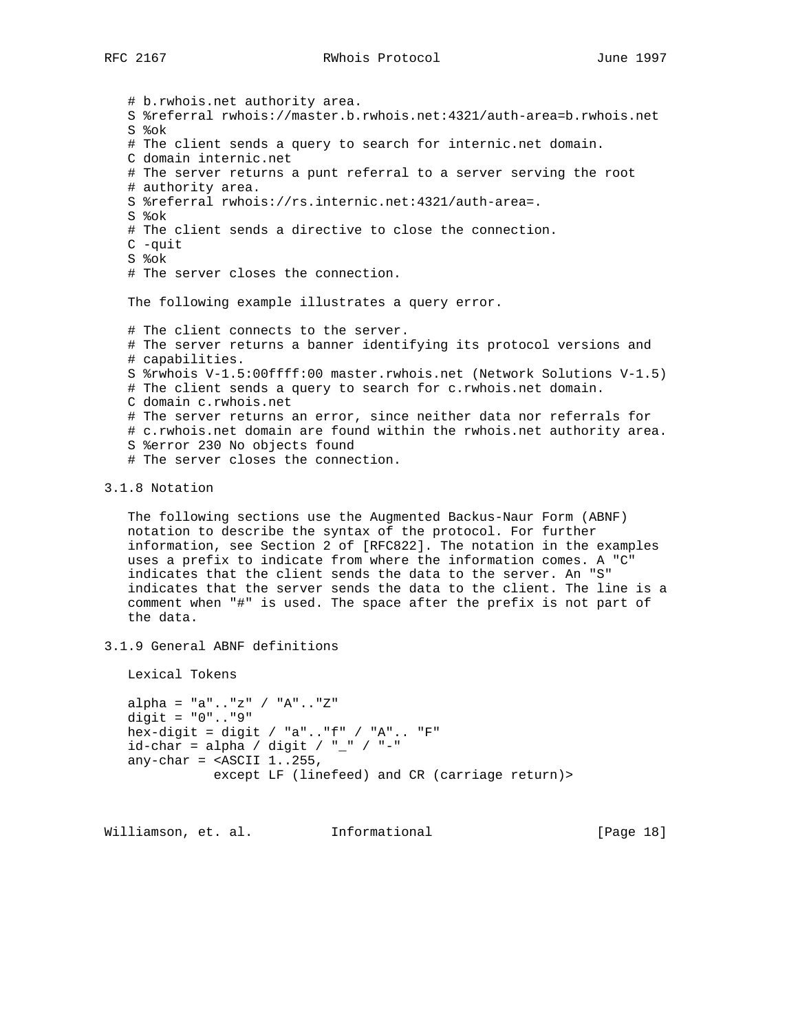```
# b.rwhois.net authority area.
S %referral rwhois://master.b.rwhois.net:4321/auth-area=b.rwhois.net
S %ok
# The client sends a query to search for internic.net domain.
C domain internic.net
# The server returns a punt referral to a server serving the root
# authority area.
S %referral rwhois://rs.internic.net:4321/auth-area=.
S %ok
# The client sends a directive to close the connection.
C -quit
S %ok
# The server closes the connection.
```

The following example illustrates a query error.

```
# The client connects to the server.
# The server returns a banner identifying its protocol versions and
# capabilities.
S %rwhois V-1.5:00ffff:00 master.rwhois.net (Network Solutions V-1.5)
# The client sends a query to search for c.rwhois.net domain.
C domain c.rwhois.net
# The server returns an error, since neither data nor referrals for
# c.rwhois.net domain are found within the rwhois.net authority area.
S %error 230 No objects found
# The server closes the connection.
```

### 3.1.8 Notation

The following sections use the Augmented Backus-Naur Form (ABNF) notation to describe the syntax of the protocol. For further information, see Section 2 of [RFC822]. The notation in the examples uses a prefix to indicate from where the information comes. A "C" indicates that the client sends the data to the server. An "S" indicates that the server sends the data to the client. The line is a comment when "#" is used. The space after the prefix is not part of the data.

### 3.1.9 General ABNF definitions

Lexical Tokens

```
alpha = "a".."z" / "A".."Z"
digit = "0".."9"
hex-digit = digit / "a".."f" / "A".. "F"
id-char = alpha / digit / "_" / "-"
any-char = <ASCII 1..255,
           except LF (linefeed) and CR (carriage return)>
```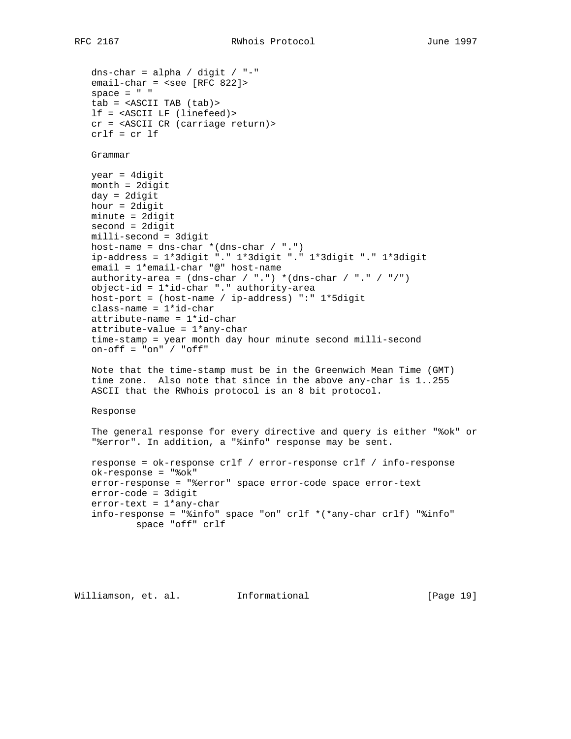```
dns-char = alpha / digit / "-"
email-char = <see [RFC 822]>
space = " "
tab = <ASCII TAB (tab)>
lf = <ASCII LF (linefeed)>
cr = <ASCII CR (carriage return)>
crlf = cr lf
```

Grammar

```
year = 4digit
month = 2digit
day = 2digit
hour = 2digit
minute = 2digit
second = 2digit
milli-second = 3digit
host-name = dns-char *(dns-char / ".")
ip-address = 1*3digit "." 1*3digit "." 1*3digit "." 1*3digit
email = 1*email-char "@" host-name
authority-area = (dns-char / ".") *(dns-char / "." / "/")
object-id = 1*id-char "." authority-area
host-port = (host-name / ip-address) ":" 1*5digit
class-name = 1*id-char
attribute-name = 1*id-char
attribute-value = 1*any-char
time-stamp = year month day hour minute second milli-second
on-off = "on" / "off"
```

Note that the time-stamp must be in the Greenwich Mean Time (GMT) time zone. Also note that since in the above any-char is 1..255 ASCII that the RWhois protocol is an 8 bit protocol.

Response

The general response for every directive and query is either "%ok" or "%error". In addition, a "%info" response may be sent.

```
response = ok-response crlf / error-response crlf / info-response
ok-response = "%ok"
error-response = "%error" space error-code space error-text
error-code = 3digit
error-text = 1*any-char
info-response = "%info" space "on" crlf *(*any-char crlf) "%info"
        space "off" crlf
```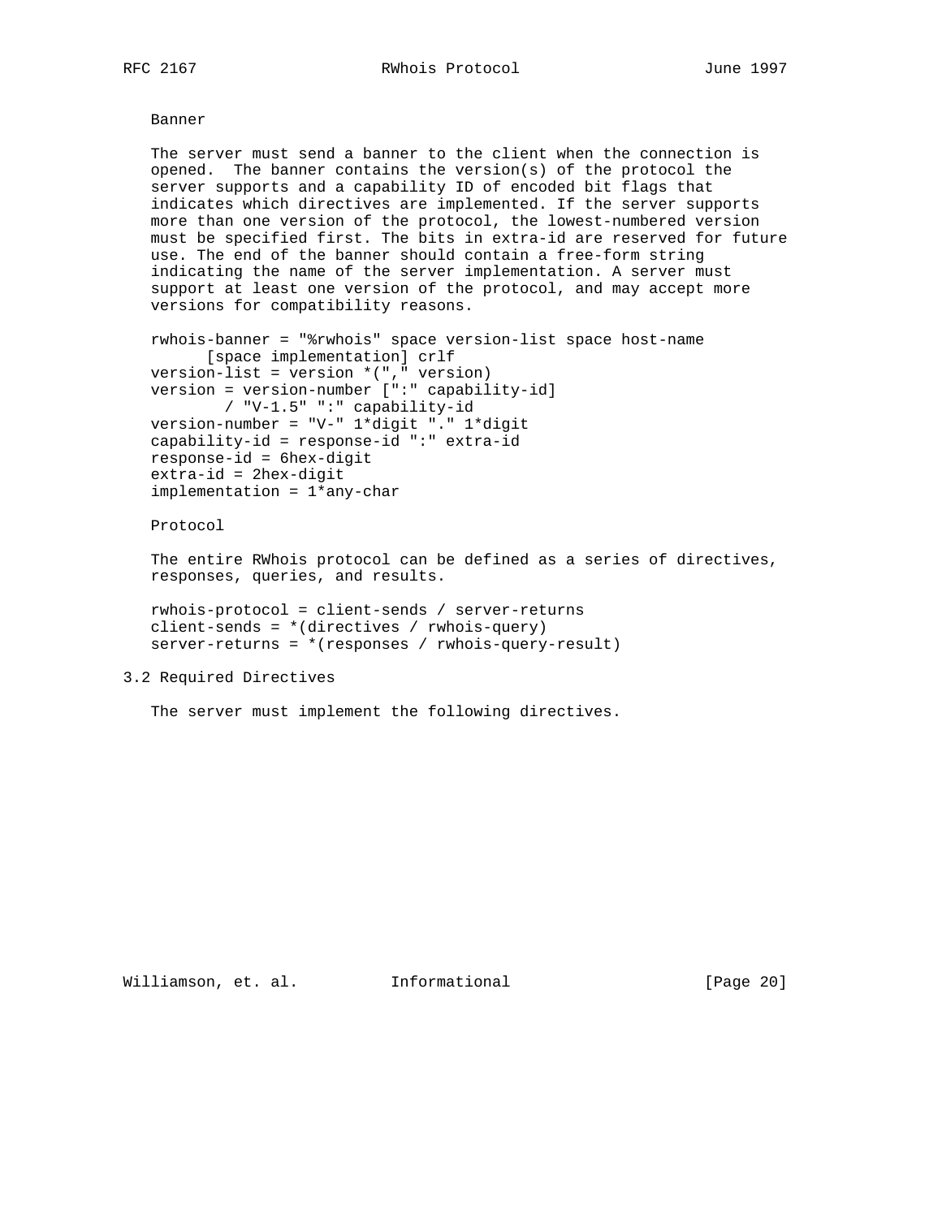Banner

The server must send a banner to the client when the connection is opened. The banner contains the version(s) of the protocol the server supports and a capability ID of encoded bit flags that indicates which directives are implemented. If the server supports more than one version of the protocol, the lowest-numbered version must be specified first. The bits in extra-id are reserved for future use. The end of the banner should contain a free-form string indicating the name of the server implementation. A server must support at least one version of the protocol, and may accept more versions for compatibility reasons.

```
rwhois-banner = "%rwhois" space version-list space host-name
      [space implementation] crlf
version-list = version *("," version)
version = version-number [":" capability-id]
        / "V-1.5" ":" capability-id
version-number = "V-" 1*digit "." 1*digit
capability-id = response-id ":" extra-id
response-id = 6hex-digit
extra-id = 2hex-digit
implementation = 1*any-char
```

Protocol

The entire RWhois protocol can be defined as a series of directives, responses, queries, and results.

```
rwhois-protocol = client-sends / server-returns
client-sends = *(directives / rwhois-query)
server-returns = *(responses / rwhois-query-result)
```

## 3.2 Required Directives

The server must implement the following directives.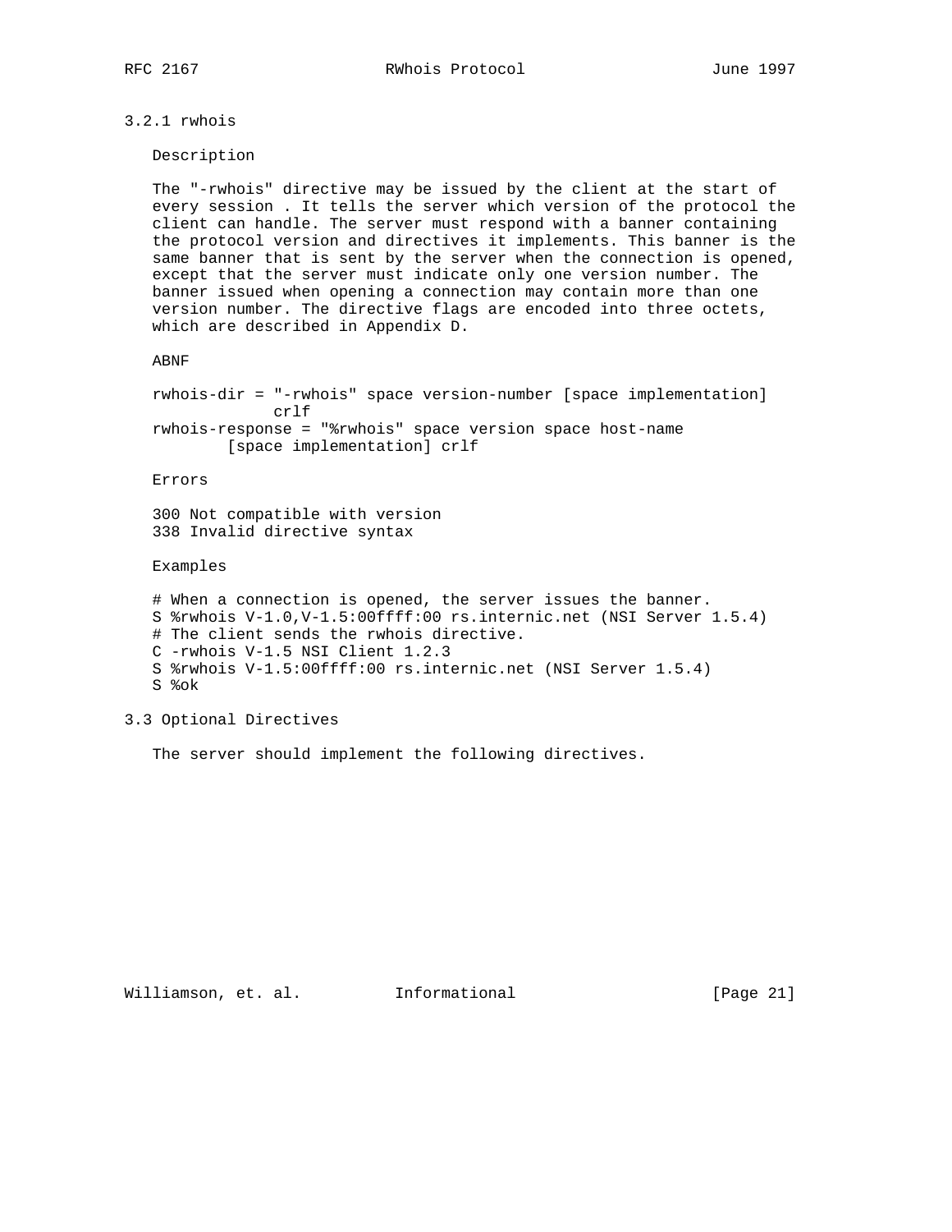### 3.2.1 rwhois

Description

The "-rwhois" directive may be issued by the client at the start of every session . It tells the server which version of the protocol the client can handle. The server must respond with a banner containing the protocol version and directives it implements. This banner is the same banner that is sent by the server when the connection is opened, except that the server must indicate only one version number. The banner issued when opening a connection may contain more than one version number. The directive flags are encoded into three octets, which are described in Appendix D.

ABNF

```
rwhois-dir = "-rwhois" space version-number [space implementation]
             crlf
rwhois-response = "%rwhois" space version space host-name
        [space implementation] crlf
```

Errors

```
300 Not compatible with version
338 Invalid directive syntax
```

Examples

```
# When a connection is opened, the server issues the banner.
S %rwhois V-1.0,V-1.5:00ffff:00 rs.internic.net (NSI Server 1.5.4)
# The client sends the rwhois directive.
C -rwhois V-1.5 NSI Client 1.2.3
S %rwhois V-1.5:00ffff:00 rs.internic.net (NSI Server 1.5.4)
S %ok
```

## 3.3 Optional Directives

The server should implement the following directives.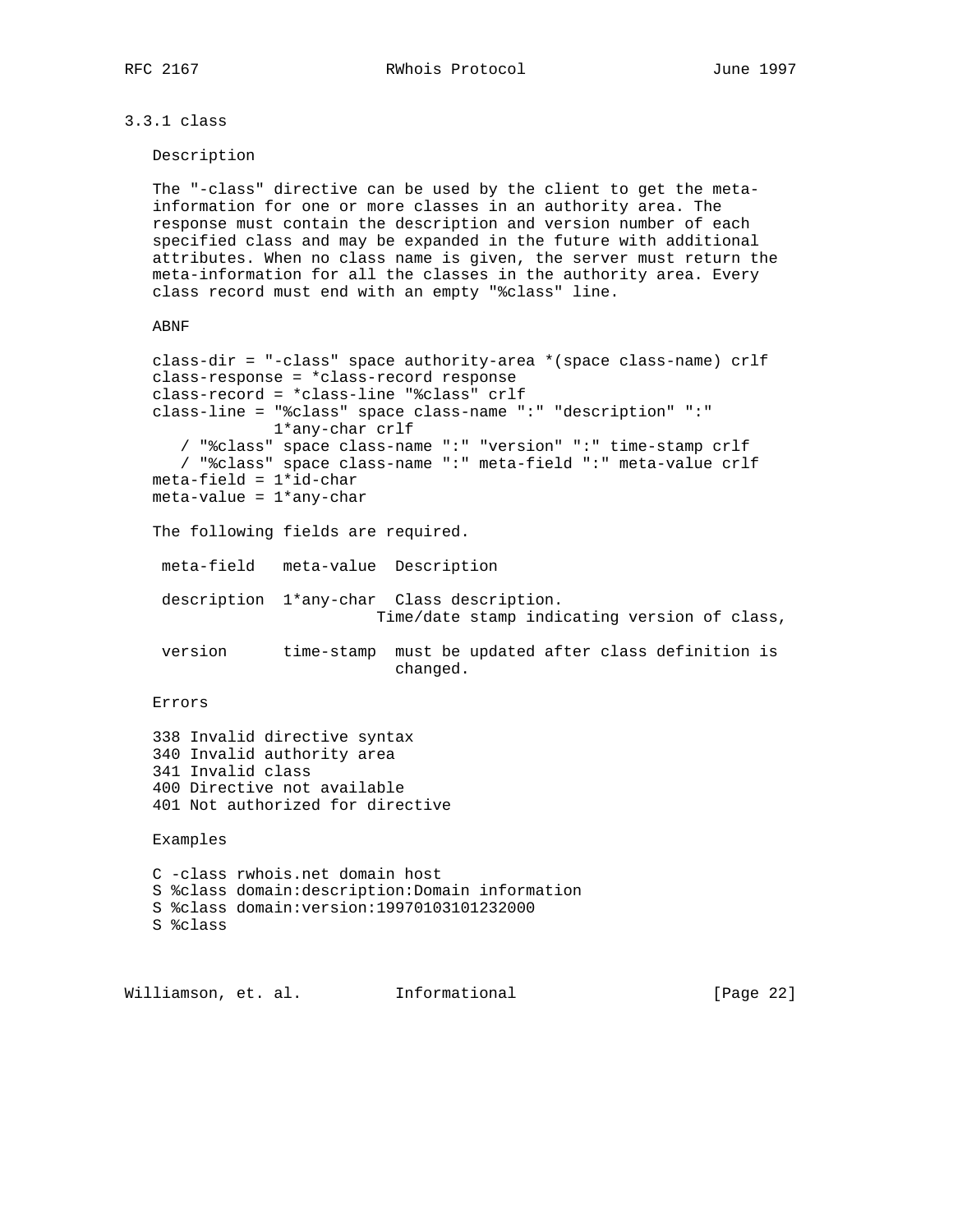### 3.3.1 class

Description

The "-class" directive can be used by the client to get the meta-information for one or more classes in an authority area. The response must contain the description and version number of each specified class and may be expanded in the future with additional attributes. When no class name is given, the server must return the meta-information for all the classes in the authority area. Every class record must end with an empty "%class" line.

ABNF

```
class-dir = "-class" space authority-area *(space class-name) crlf
class-response = *class-record response
class-record = *class-line "%class" crlf
class-line = "%class" space class-name ":" "description" ":"
             1*any-char crlf
   / "%class" space class-name ":" "version" ":" time-stamp crlf
   / "%class" space class-name ":" meta-field ":" meta-value crlf
meta-field = 1*id-char
meta-value = 1*any-char
```

The following fields are required.

| meta-field | meta-value | Description |
|---|---|---|
| description | 1*any-char | Class description. |
| version | time-stamp | Time/date stamp indicating version of class, must be updated after class definition is changed. |

Errors

338 Invalid directive syntax
340 Invalid authority area
341 Invalid class
400 Directive not available
401 Not authorized for directive

Examples

```
C -class rwhois.net domain host
S %class domain:description:Domain information
S %class domain:version:19970103101232000
S %class
```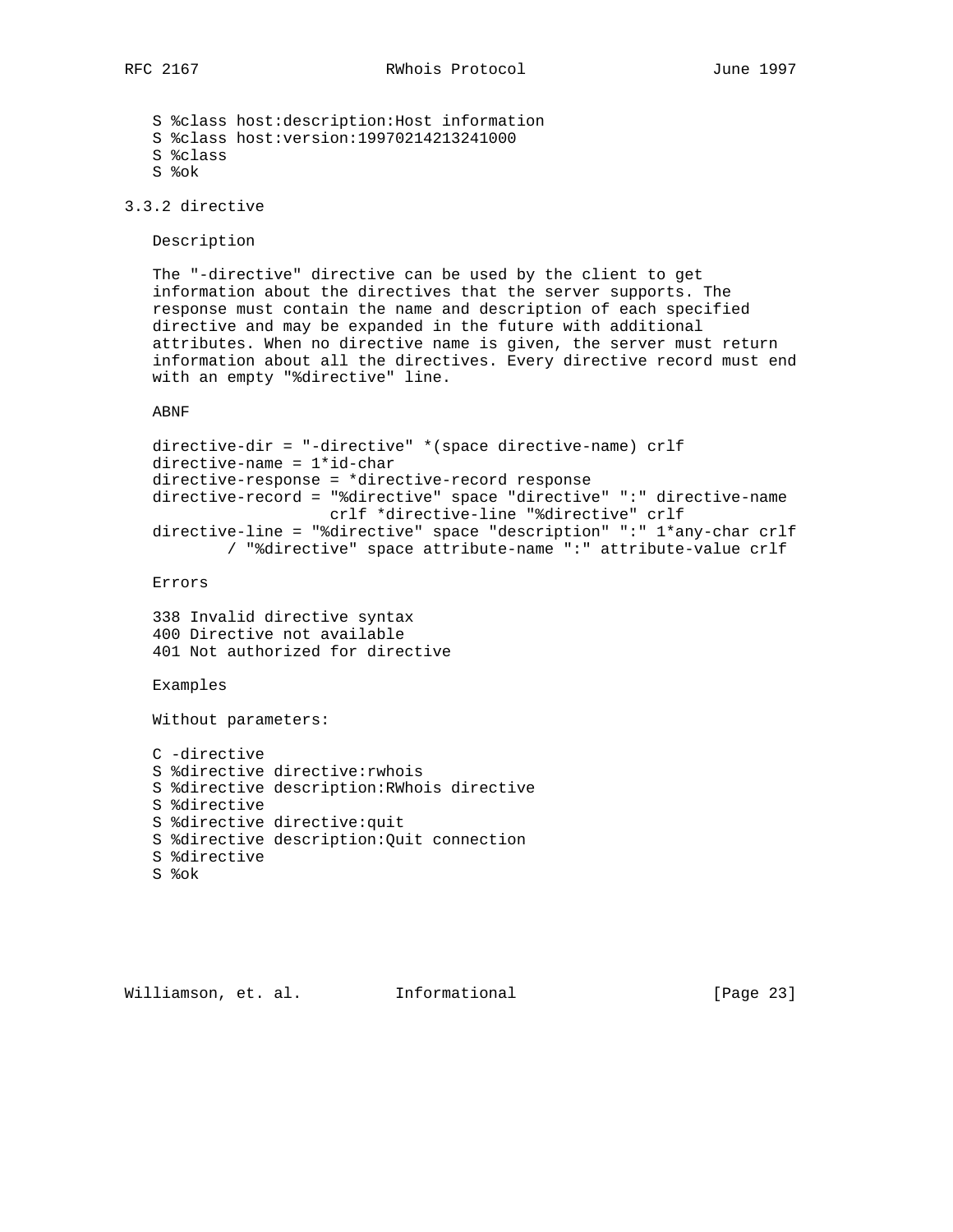```
S %class host:description:Host information
S %class host:version:19970214213241000
S %class
S %ok
```

### 3.3.2 directive

Description

The "-directive" directive can be used by the client to get information about the directives that the server supports. The response must contain the name and description of each specified directive and may be expanded in the future with additional attributes. When no directive name is given, the server must return information about all the directives. Every directive record must end with an empty "%directive" line.

ABNF

```
directive-dir = "-directive" *(space directive-name) crlf
directive-name = 1*id-char
directive-response = *directive-record response
directive-record = "%directive" space "directive" ":" directive-name
                   crlf *directive-line "%directive" crlf
directive-line = "%directive" space "description" ":" 1*any-char crlf
        / "%directive" space attribute-name ":" attribute-value crlf
```

Errors

338 Invalid directive syntax
400 Directive not available
401 Not authorized for directive

Examples

Without parameters:

```
C -directive
S %directive directive:rwhois
S %directive description:RWhois directive
S %directive
S %directive directive:quit
S %directive description:Quit connection
S %directive
S %ok
```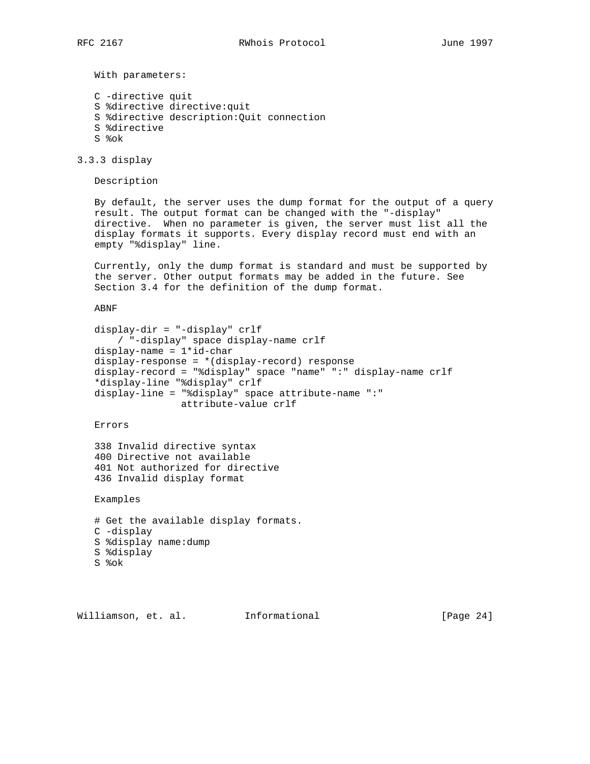With parameters:

```
C -directive quit
S %directive directive:quit
S %directive description:Quit connection
S %directive
S %ok
```

### 3.3.3 display

Description

By default, the server uses the dump format for the output of a query result. The output format can be changed with the "-display" directive. When no parameter is given, the server must list all the display formats it supports. Every display record must end with an empty "%display" line.

Currently, only the dump format is standard and must be supported by the server. Other output formats may be added in the future. See Section 3.4 for the definition of the dump format.

ABNF

```
display-dir = "-display" crlf
    / "-display" space display-name crlf
display-name = 1*id-char
display-response = *(display-record) response
display-record = "%display" space "name" ":" display-name crlf
*display-line "%display" crlf
display-line = "%display" space attribute-name ":"
               attribute-value crlf
```

Errors

```
338 Invalid directive syntax
400 Directive not available
401 Not authorized for directive
436 Invalid display format
```

Examples

```
# Get the available display formats.
C -display
S %display name:dump
S %display
S %ok
```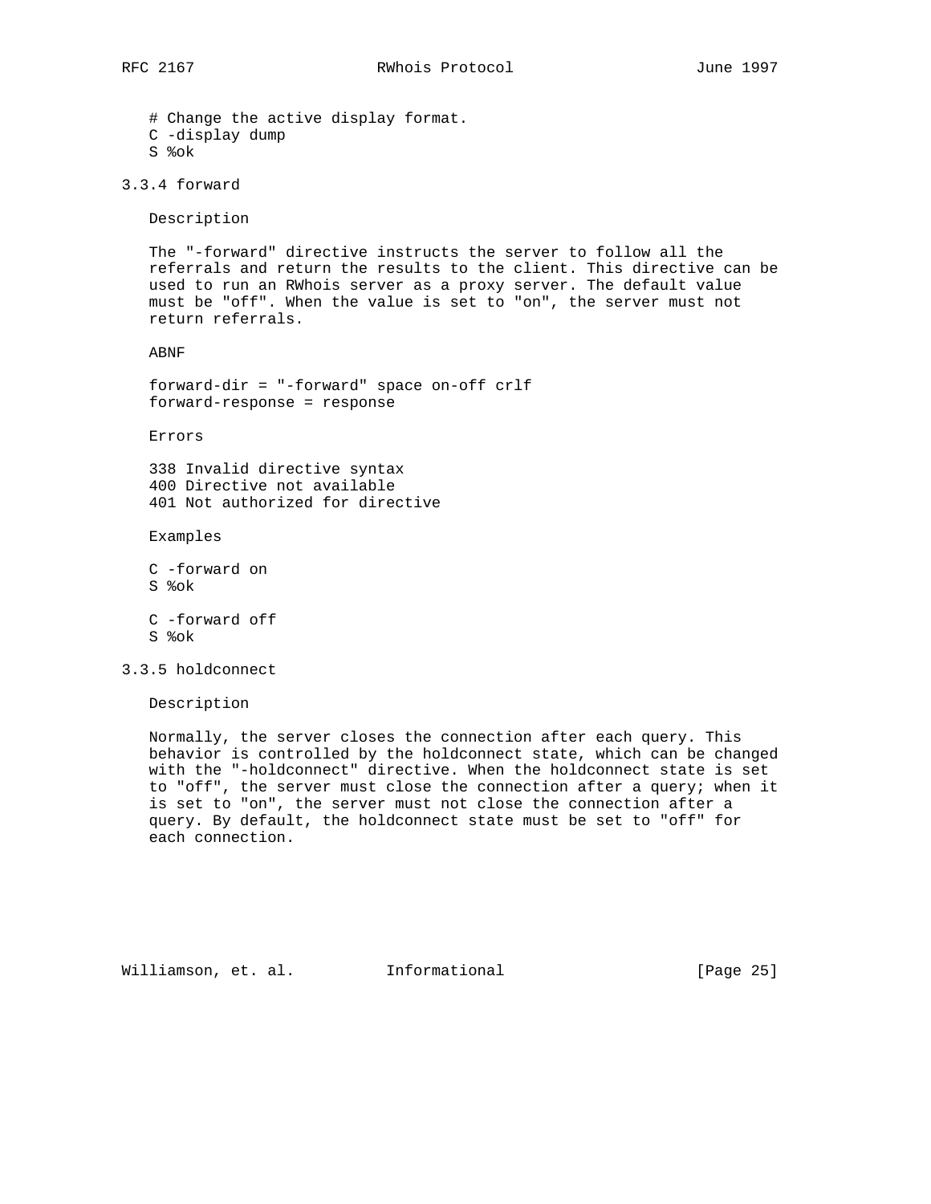```
# Change the active display format.
C -display dump
S %ok
```

### 3.3.4 forward

Description

The "-forward" directive instructs the server to follow all the referrals and return the results to the client. This directive can be used to run an RWhois server as a proxy server. The default value must be "off". When the value is set to "on", the server must not return referrals.

ABNF

```
forward-dir = "-forward" space on-off crlf
forward-response = response
```

Errors

```
338 Invalid directive syntax
400 Directive not available
401 Not authorized for directive
```

Examples

```
C -forward on
S %ok

C -forward off
S %ok
```

### 3.3.5 holdconnect

Description

Normally, the server closes the connection after each query. This behavior is controlled by the holdconnect state, which can be changed with the "-holdconnect" directive. When the holdconnect state is set to "off", the server must close the connection after a query; when it is set to "on", the server must not close the connection after a query. By default, the holdconnect state must be set to "off" for each connection.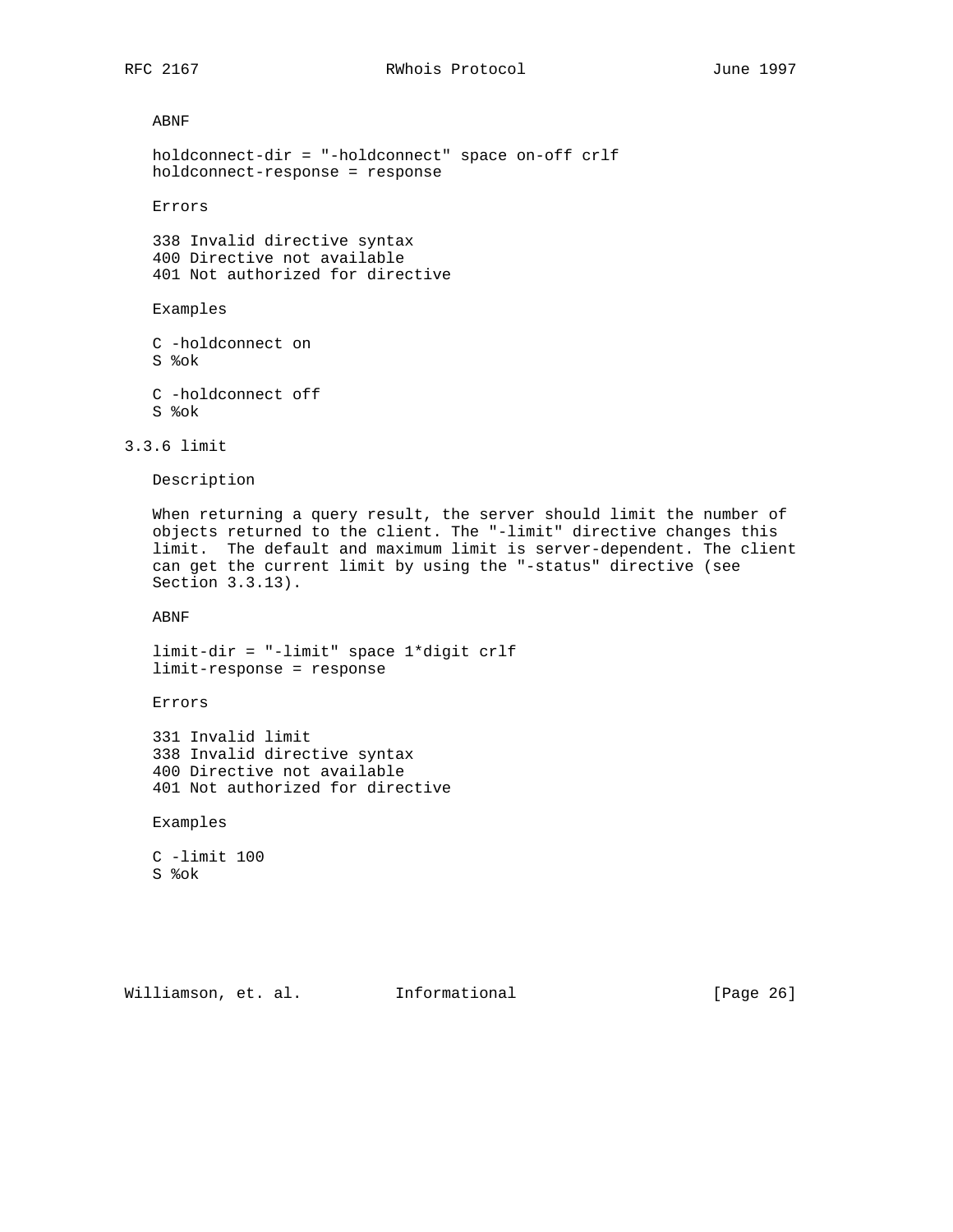ABNF

```
holdconnect-dir = "-holdconnect" space on-off crlf
holdconnect-response = response
```

Errors

```
338 Invalid directive syntax
400 Directive not available
401 Not authorized for directive
```

Examples

```
C -holdconnect on
S %ok

C -holdconnect off
S %ok
```

### 3.3.6 limit

Description

When returning a query result, the server should limit the number of objects returned to the client. The "-limit" directive changes this limit. The default and maximum limit is server-dependent. The client can get the current limit by using the "-status" directive (see Section 3.3.13).

ABNF

```
limit-dir = "-limit" space 1*digit crlf
limit-response = response
```

Errors

```
331 Invalid limit
338 Invalid directive syntax
400 Directive not available
401 Not authorized for directive
```

Examples

```
C -limit 100
S %ok
```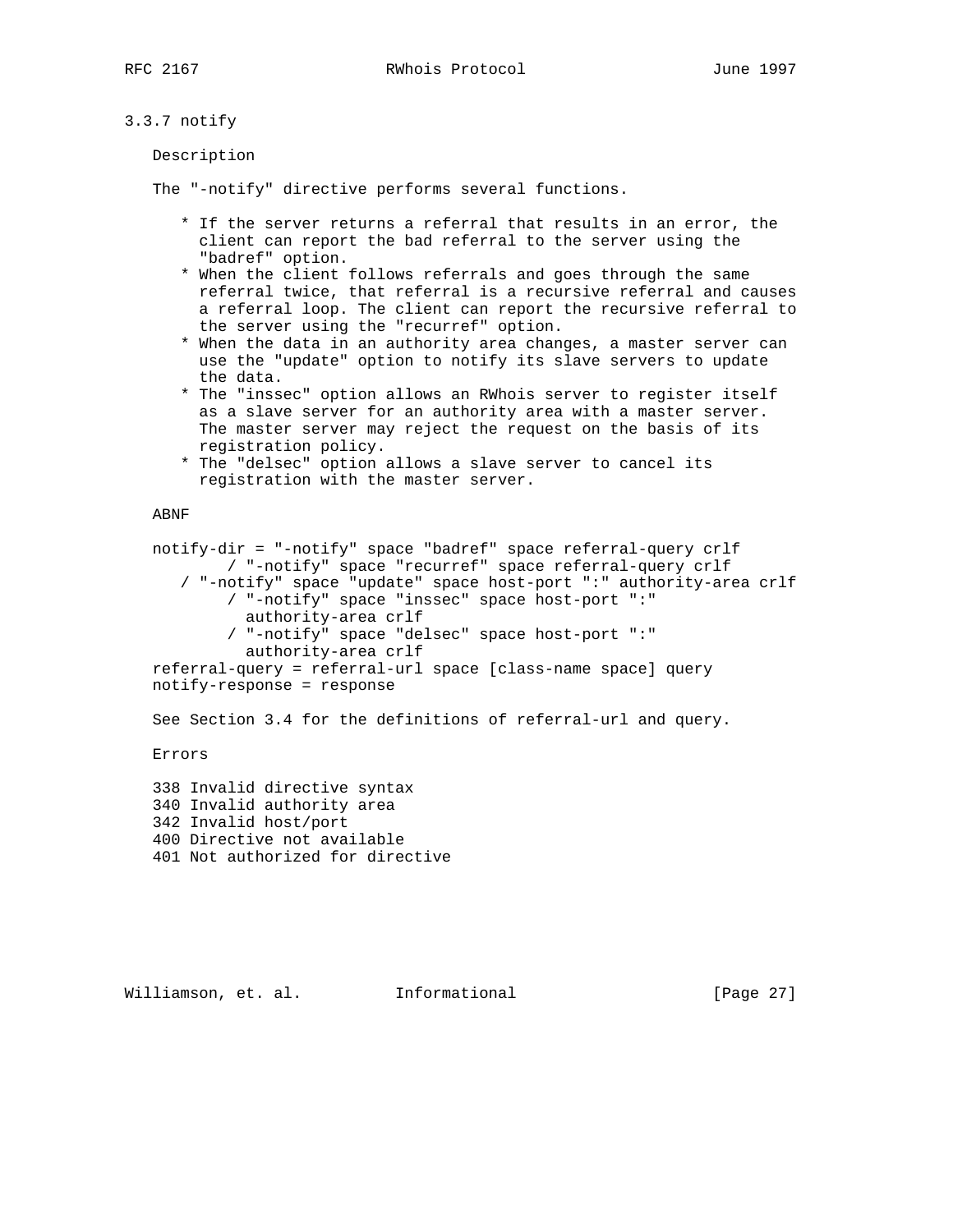### 3.3.7 notify

Description

The "-notify" directive performs several functions.

* If the server returns a referral that results in an error, the client can report the bad referral to the server using the "badref" option.
* When the client follows referrals and goes through the same referral twice, that referral is a recursive referral and causes a referral loop. The client can report the recursive referral to the server using the "recurref" option.
* When the data in an authority area changes, a master server can use the "update" option to notify its slave servers to update the data.
* The "inssec" option allows an RWhois server to register itself as a slave server for an authority area with a master server. The master server may reject the request on the basis of its registration policy.
* The "delsec" option allows a slave server to cancel its registration with the master server.

ABNF

```
notify-dir = "-notify" space "badref" space referral-query crlf
        / "-notify" space "recurref" space referral-query crlf
   / "-notify" space "update" space host-port ":" authority-area crlf
        / "-notify" space "inssec" space host-port ":"
          authority-area crlf
        / "-notify" space "delsec" space host-port ":"
          authority-area crlf
referral-query = referral-url space [class-name space] query
notify-response = response
```

See Section 3.4 for the definitions of referral-url and query.

Errors

338 Invalid directive syntax
340 Invalid authority area
342 Invalid host/port
400 Directive not available
401 Not authorized for directive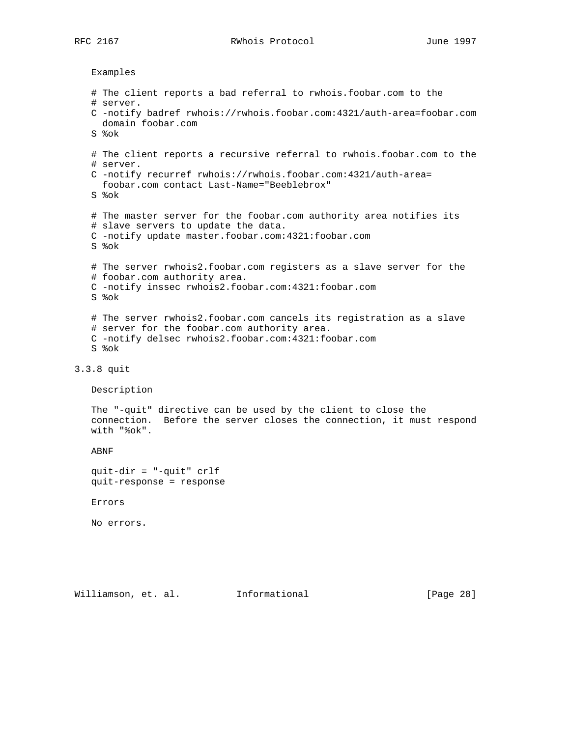Examples

```
# The client reports a bad referral to rwhois.foobar.com to the
# server.
C -notify badref rwhois://rwhois.foobar.com:4321/auth-area=foobar.com
  domain foobar.com
S %ok

# The client reports a recursive referral to rwhois.foobar.com to the
# server.
C -notify recurref rwhois://rwhois.foobar.com:4321/auth-area=
  foobar.com contact Last-Name="Beeblebrox"
S %ok

# The master server for the foobar.com authority area notifies its
# slave servers to update the data.
C -notify update master.foobar.com:4321:foobar.com
S %ok

# The server rwhois2.foobar.com registers as a slave server for the
# foobar.com authority area.
C -notify inssec rwhois2.foobar.com:4321:foobar.com
S %ok

# The server rwhois2.foobar.com cancels its registration as a slave
# server for the foobar.com authority area.
C -notify delsec rwhois2.foobar.com:4321:foobar.com
S %ok
```

### 3.3.8 quit

Description

The "-quit" directive can be used by the client to close the connection. Before the server closes the connection, it must respond with "%ok".

ABNF

```
quit-dir = "-quit" crlf
quit-response = response
```

Errors

No errors.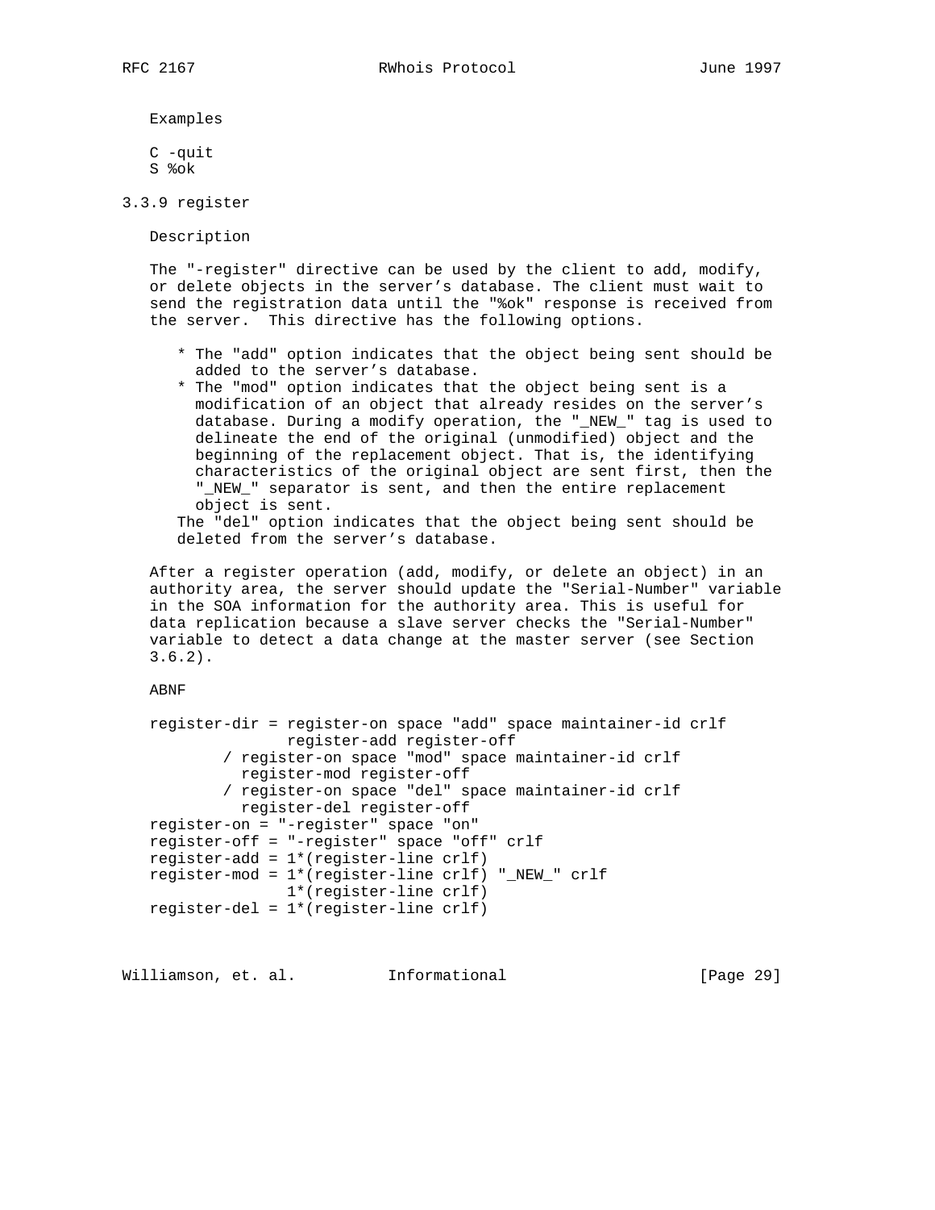Examples

```
C -quit
S %ok
```

### 3.3.9 register

Description

The "-register" directive can be used by the client to add, modify, or delete objects in the server's database. The client must wait to send the registration data until the "%ok" response is received from the server. This directive has the following options.

* The "add" option indicates that the object being sent should be added to the server's database.
* The "mod" option indicates that the object being sent is a modification of an object that already resides on the server's database. During a modify operation, the "_NEW_" tag is used to delineate the end of the original (unmodified) object and the beginning of the replacement object. That is, the identifying characteristics of the original object are sent first, then the "_NEW_" separator is sent, and then the entire replacement object is sent.

The "del" option indicates that the object being sent should be deleted from the server's database.

After a register operation (add, modify, or delete an object) in an authority area, the server should update the "Serial-Number" variable in the SOA information for the authority area. This is useful for data replication because a slave server checks the "Serial-Number" variable to detect a data change at the master server (see Section 3.6.2).

ABNF

```
register-dir = register-on space "add" space maintainer-id crlf
               register-add register-off
        / register-on space "mod" space maintainer-id crlf
          register-mod register-off
        / register-on space "del" space maintainer-id crlf
          register-del register-off
register-on = "-register" space "on"
register-off = "-register" space "off" crlf
register-add = 1*(register-line crlf)
register-mod = 1*(register-line crlf) "_NEW_" crlf
               1*(register-line crlf)
register-del = 1*(register-line crlf)
```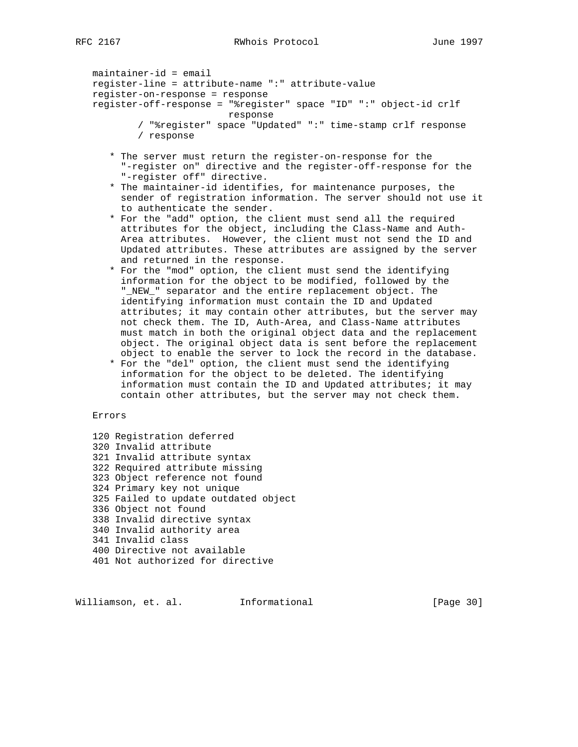```
maintainer-id = email
register-line = attribute-name ":" attribute-value
register-on-response = response
register-off-response = "%register" space "ID" ":" object-id crlf
                        response
        / "%register" space "Updated" ":" time-stamp crlf response
        / response
```

- The server must return the register-on-response for the "-register on" directive and the register-off-response for the "-register off" directive.
- The maintainer-id identifies, for maintenance purposes, the sender of registration information. The server should not use it to authenticate the sender.
- For the "add" option, the client must send all the required attributes for the object, including the Class-Name and Auth-Area attributes. However, the client must not send the ID and Updated attributes. These attributes are assigned by the server and returned in the response.
- For the "mod" option, the client must send the identifying information for the object to be modified, followed by the "_NEW_" separator and the entire replacement object. The identifying information must contain the ID and Updated attributes; it may contain other attributes, but the server may not check them. The ID, Auth-Area, and Class-Name attributes must match in both the original object data and the replacement object. The original object data is sent before the replacement object to enable the server to lock the record in the database.
- For the "del" option, the client must send the identifying information for the object to be deleted. The identifying information must contain the ID and Updated attributes; it may contain other attributes, but the server may not check them.

Errors

```
120 Registration deferred
320 Invalid attribute
321 Invalid attribute syntax
322 Required attribute missing
323 Object reference not found
324 Primary key not unique
325 Failed to update outdated object
336 Object not found
338 Invalid directive syntax
340 Invalid authority area
341 Invalid class
400 Directive not available
401 Not authorized for directive
```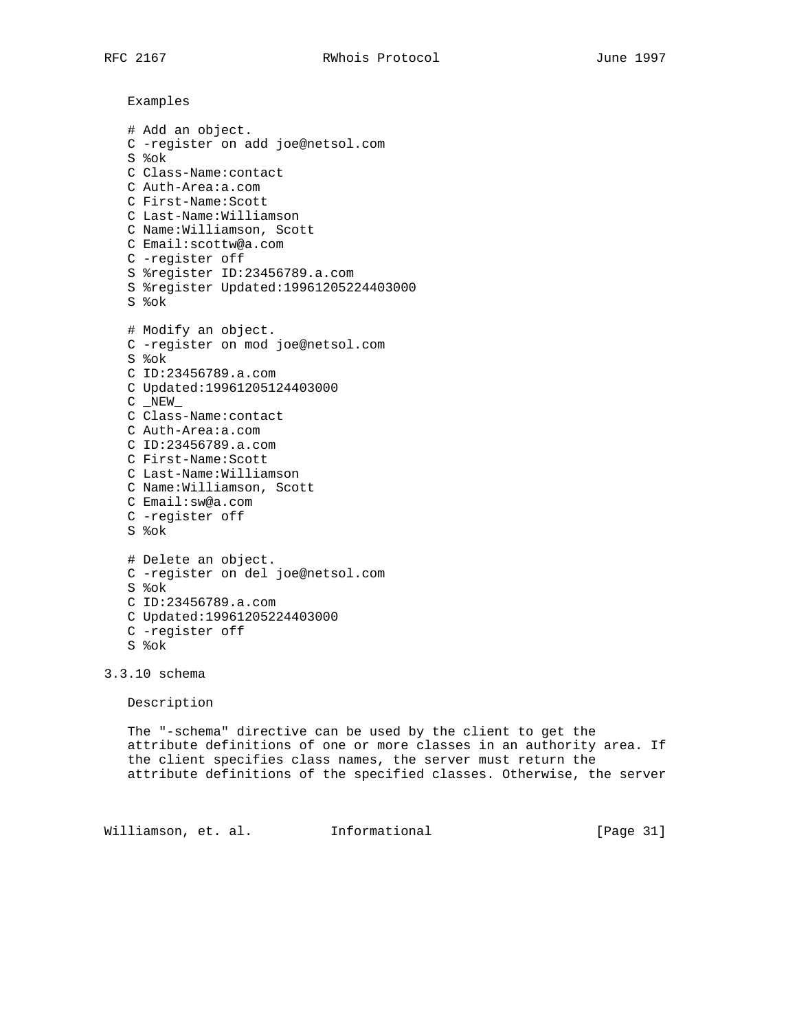Examples

```
# Add an object.
C -register on add joe@netsol.com
S %ok
C Class-Name:contact
C Auth-Area:a.com
C First-Name:Scott
C Last-Name:Williamson
C Name:Williamson, Scott
C Email:scottw@a.com
C -register off
S %register ID:23456789.a.com
S %register Updated:19961205224403000
S %ok

# Modify an object.
C -register on mod joe@netsol.com
S %ok
C ID:23456789.a.com
C Updated:19961205124403000
C _NEW_
C Class-Name:contact
C Auth-Area:a.com
C ID:23456789.a.com
C First-Name:Scott
C Last-Name:Williamson
C Name:Williamson, Scott
C Email:sw@a.com
C -register off
S %ok

# Delete an object.
C -register on del joe@netsol.com
S %ok
C ID:23456789.a.com
C Updated:19961205224403000
C -register off
S %ok
```

### 3.3.10 schema

Description

The "-schema" directive can be used by the client to get the attribute definitions of one or more classes in an authority area. If the client specifies class names, the server must return the attribute definitions of the specified classes. Otherwise, the server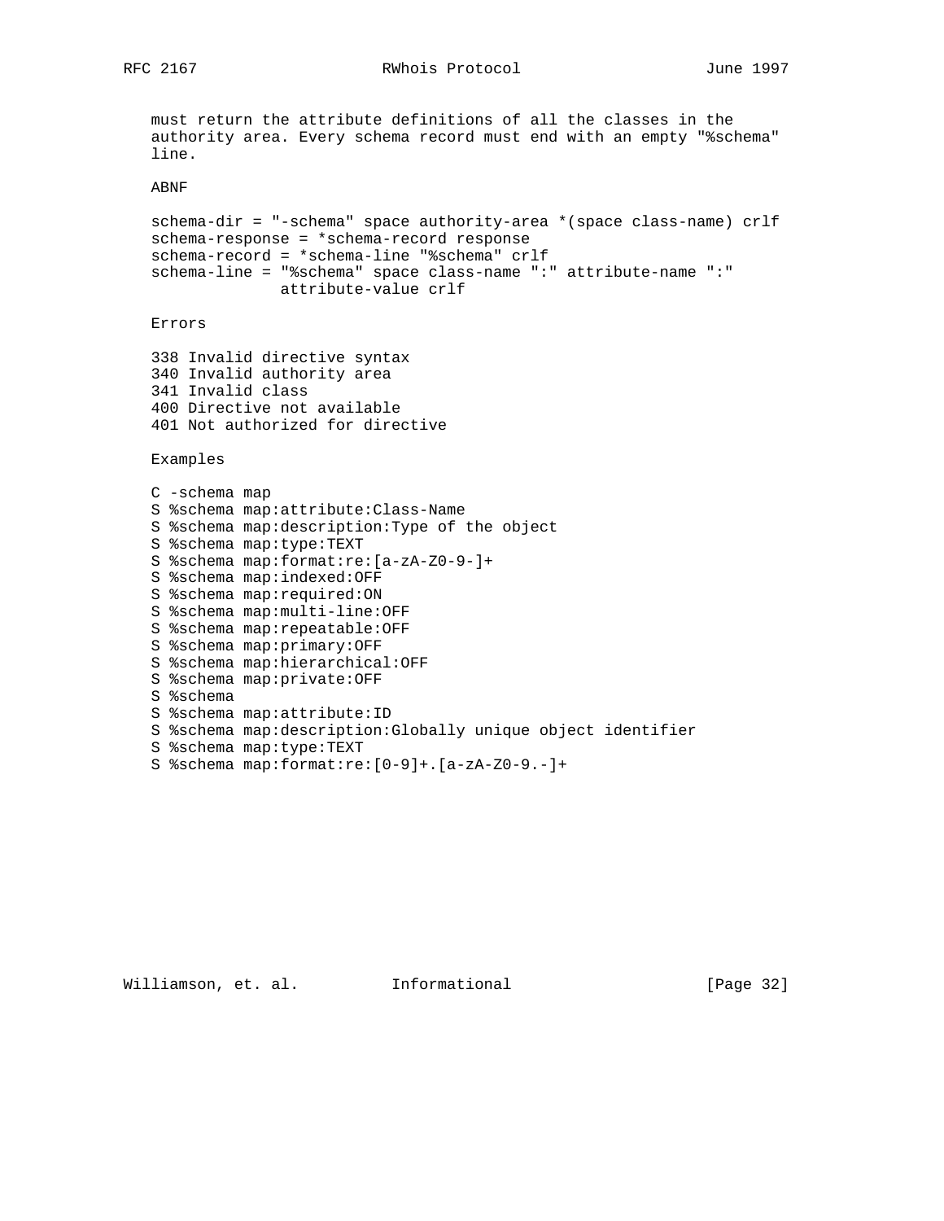must return the attribute definitions of all the classes in the authority area. Every schema record must end with an empty "%schema" line.

ABNF

```
schema-dir = "-schema" space authority-area *(space class-name) crlf
schema-response = *schema-record response
schema-record = *schema-line "%schema" crlf
schema-line = "%schema" space class-name ":" attribute-name ":"
              attribute-value crlf
```

Errors

```
338 Invalid directive syntax
340 Invalid authority area
341 Invalid class
400 Directive not available
401 Not authorized for directive
```

Examples

```
C -schema map
S %schema map:attribute:Class-Name
S %schema map:description:Type of the object
S %schema map:type:TEXT
S %schema map:format:re:[a-zA-Z0-9-]+
S %schema map:indexed:OFF
S %schema map:required:ON
S %schema map:multi-line:OFF
S %schema map:repeatable:OFF
S %schema map:primary:OFF
S %schema map:hierarchical:OFF
S %schema map:private:OFF
S %schema
S %schema map:attribute:ID
S %schema map:description:Globally unique object identifier
S %schema map:type:TEXT
S %schema map:format:re:[0-9]+.[a-zA-Z0-9.-]+
```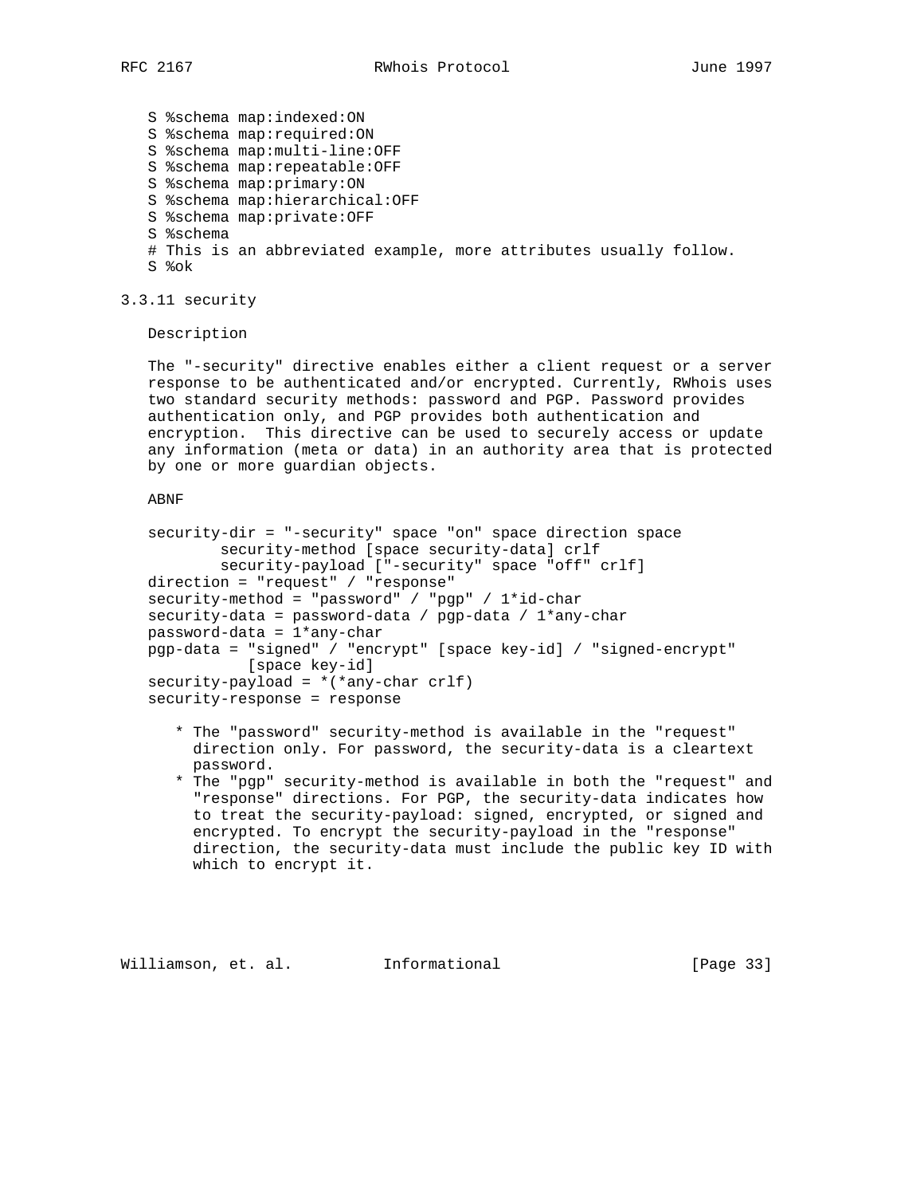```
S %schema map:indexed:ON
S %schema map:required:ON
S %schema map:multi-line:OFF
S %schema map:repeatable:OFF
S %schema map:primary:ON
S %schema map:hierarchical:OFF
S %schema map:private:OFF
S %schema
# This is an abbreviated example, more attributes usually follow.
S %ok
```

### 3.3.11 security

Description

The "-security" directive enables either a client request or a server response to be authenticated and/or encrypted. Currently, RWhois uses two standard security methods: password and PGP. Password provides authentication only, and PGP provides both authentication and encryption. This directive can be used to securely access or update any information (meta or data) in an authority area that is protected by one or more guardian objects.

ABNF

```
security-dir = "-security" space "on" space direction space
        security-method [space security-data] crlf
        security-payload ["-security" space "off" crlf]
direction = "request" / "response"
security-method = "password" / "pgp" / 1*id-char
security-data = password-data / pgp-data / 1*any-char
password-data = 1*any-char
pgp-data = "signed" / "encrypt" [space key-id] / "signed-encrypt"
           [space key-id]
security-payload = *(*any-char crlf)
security-response = response
```

- The "password" security-method is available in the "request" direction only. For password, the security-data is a cleartext password.
- The "pgp" security-method is available in both the "request" and "response" directions. For PGP, the security-data indicates how to treat the security-payload: signed, encrypted, or signed and encrypted. To encrypt the security-payload in the "response" direction, the security-data must include the public key ID with which to encrypt it.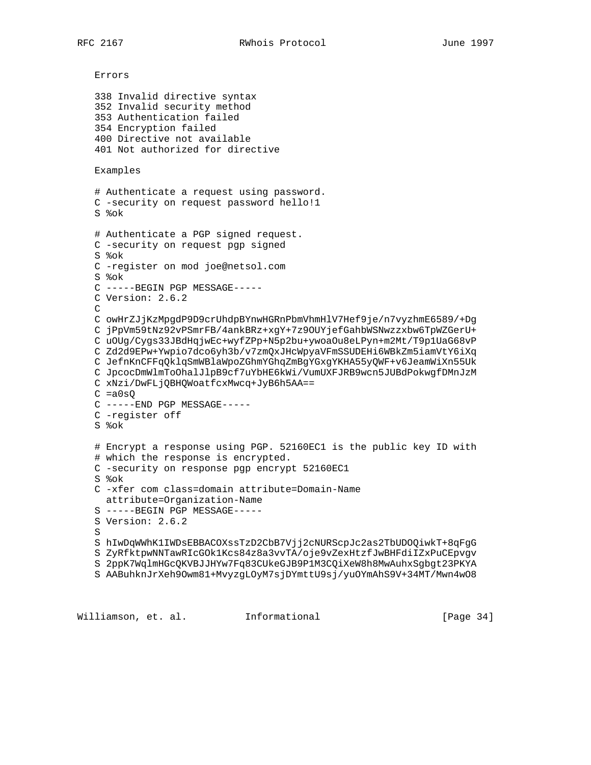Errors

```
338 Invalid directive syntax
352 Invalid security method
353 Authentication failed
354 Encryption failed
400 Directive not available
401 Not authorized for directive
```

Examples

```
# Authenticate a request using password.
C -security on request password hello!1
S %ok

# Authenticate a PGP signed request.
C -security on request pgp signed
S %ok
C -register on mod joe@netsol.com
S %ok
C -----BEGIN PGP MESSAGE-----
C Version: 2.6.2
C
C owHrZJjKzMpgdP9D9crUhdpBYnwHGRnPbmVhmHlV7Hef9je/n7vyzhmE6589/+Dg
C jPpVm59tNz92vPSmrFB/4ankBRz+xgY+7z9OUYjefGahbWSNwzzxbw6TpWZGerU+
C uOUg/Cygs33JBdHqjwEc+wyfZPp+N5p2bu+ywoaOu8eLPyn+m2Mt/T9p1UaG68vP
C Zd2d9EPw+Ywpio7dco6yh3b/v7zmQxJHcWpyaVFmSSUDEHi6WBkZm5iamVtY6iXq
C JefnKnCFFqQklqSmWBlaWpoZGhmYGhqZmBgYGxgYKHA55yQWF+v6JeamWiXn55Uk
C JpcocDmWlmToOhalJlpB9cf7uYbHE6kWi/VumUXFJRB9wcn5JUBdPokwgfDMnJzM
C xNzi/DwFLjQBHQWoatfcxMwcq+JyB6h5AA==
C =a0sQ
C -----END PGP MESSAGE-----
C -register off
S %ok

# Encrypt a response using PGP. 52160EC1 is the public key ID with
# which the response is encrypted.
C -security on response pgp encrypt 52160EC1
S %ok
C -xfer com class=domain attribute=Domain-Name
  attribute=Organization-Name
S -----BEGIN PGP MESSAGE-----
S Version: 2.6.2
S
S hIwDqWWhK1IWDsEBBACOXssTzD2CbB7Vjj2cNURScpJc2as2TbUDOQiwkT+8qFgG
S ZyRfktpwNNTawRIcGOk1Kcs84z8a3vvTA/oje9vZexHtzfJwBHFdiIZxPuCEpvgv
S 2ppK7WqlmHGcQKVBJJHYw7Fq83CUkeGJB9P1M3CQiXeW8h8MwAuhxSgbgt23PKYA
S AABuhknJrXeh9Owm81+MvyzgLOyM7sjDYmttU9sj/yuOYmAhS9V+34MT/Mwn4wO8
```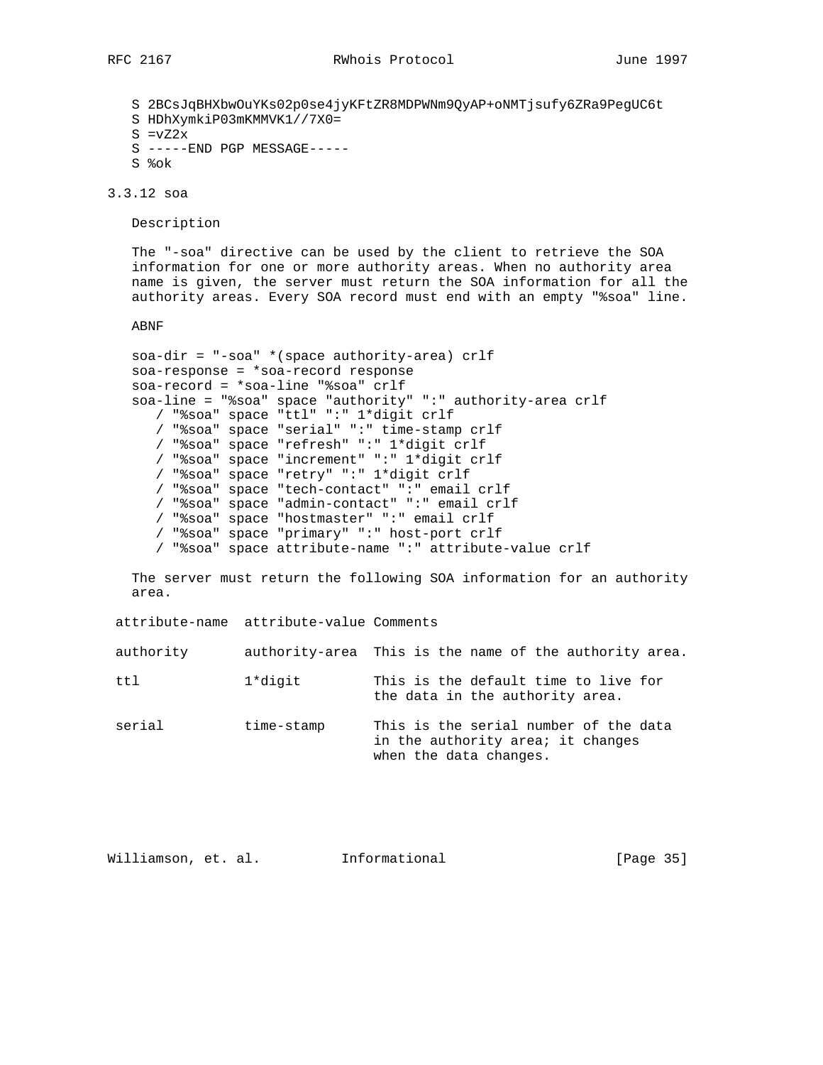```
S 2BCsJqBHXbwOuYKs02p0se4jyKFtZR8MDPWNm9QyAP+oNMTjsufy6ZRa9PegUC6t
S HDhXymkiP03mKMMVK1//7X0=
S =vZ2x
S -----END PGP MESSAGE-----
S %ok
```

### 3.3.12 soa

Description

The "-soa" directive can be used by the client to retrieve the SOA information for one or more authority areas. When no authority area name is given, the server must return the SOA information for all the authority areas. Every SOA record must end with an empty "%soa" line.

ABNF

```
soa-dir = "-soa" *(space authority-area) crlf
soa-response = *soa-record response
soa-record = *soa-line "%soa" crlf
soa-line = "%soa" space "authority" ":" authority-area crlf
   / "%soa" space "ttl" ":" 1*digit crlf
   / "%soa" space "serial" ":" time-stamp crlf
   / "%soa" space "refresh" ":" 1*digit crlf
   / "%soa" space "increment" ":" 1*digit crlf
   / "%soa" space "retry" ":" 1*digit crlf
   / "%soa" space "tech-contact" ":" email crlf
   / "%soa" space "admin-contact" ":" email crlf
   / "%soa" space "hostmaster" ":" email crlf
   / "%soa" space "primary" ":" host-port crlf
   / "%soa" space attribute-name ":" attribute-value crlf
```

The server must return the following SOA information for an authority area.

| attribute-name | attribute-value | Comments |
|---|---|---|
| authority | authority-area | This is the name of the authority area. |
| ttl | 1*digit | This is the default time to live for the data in the authority area. |
| serial | time-stamp | This is the serial number of the data in the authority area; it changes when the data changes. |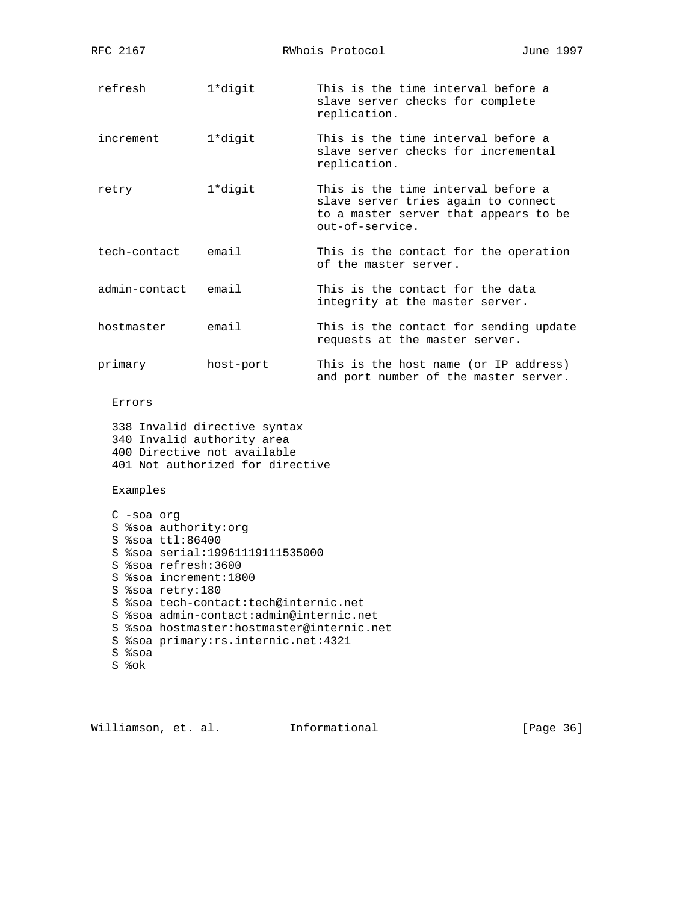| | | |
|---|---|---|
| refresh | 1*digit | This is the time interval before a slave server checks for complete replication. |
| increment | 1*digit | This is the time interval before a slave server checks for incremental replication. |
| retry | 1*digit | This is the time interval before a slave server tries again to connect to a master server that appears to be out-of-service. |
| tech-contact | email | This is the contact for the operation of the master server. |
| admin-contact | email | This is the contact for the data integrity at the master server. |
| hostmaster | email | This is the contact for sending update requests at the master server. |
| primary | host-port | This is the host name (or IP address) and port number of the master server. |

Errors

338 Invalid directive syntax
340 Invalid authority area
400 Directive not available
401 Not authorized for directive

Examples

```
C -soa org
S %soa authority:org
S %soa ttl:86400
S %soa serial:19961119111535000
S %soa refresh:3600
S %soa increment:1800
S %soa retry:180
S %soa tech-contact:tech@internic.net
S %soa admin-contact:admin@internic.net
S %soa hostmaster:hostmaster@internic.net
S %soa primary:rs.internic.net:4321
S %soa
S %ok
```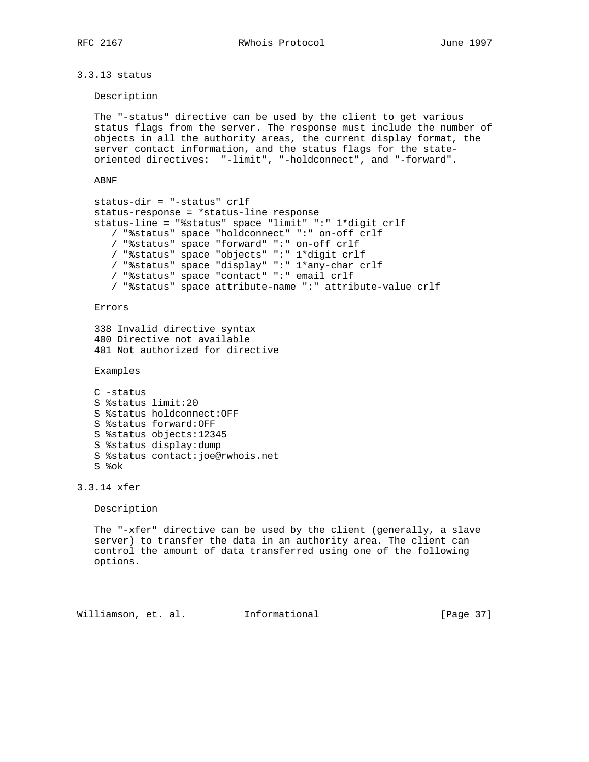### 3.3.13 status

Description

The "-status" directive can be used by the client to get various status flags from the server. The response must include the number of objects in all the authority areas, the current display format, the server contact information, and the status flags for the state-oriented directives: "-limit", "-holdconnect", and "-forward".

ABNF

```
status-dir = "-status" crlf
status-response = *status-line response
status-line = "%status" space "limit" ":" 1*digit crlf
   / "%status" space "holdconnect" ":" on-off crlf
   / "%status" space "forward" ":" on-off crlf
   / "%status" space "objects" ":" 1*digit crlf
   / "%status" space "display" ":" 1*any-char crlf
   / "%status" space "contact" ":" email crlf
   / "%status" space attribute-name ":" attribute-value crlf
```

Errors

```
338 Invalid directive syntax
400 Directive not available
401 Not authorized for directive
```

Examples

```
C -status
S %status limit:20
S %status holdconnect:OFF
S %status forward:OFF
S %status objects:12345
S %status display:dump
S %status contact:joe@rwhois.net
S %ok
```

### 3.3.14 xfer

Description

The "-xfer" directive can be used by the client (generally, a slave server) to transfer the data in an authority area. The client can control the amount of data transferred using one of the following options.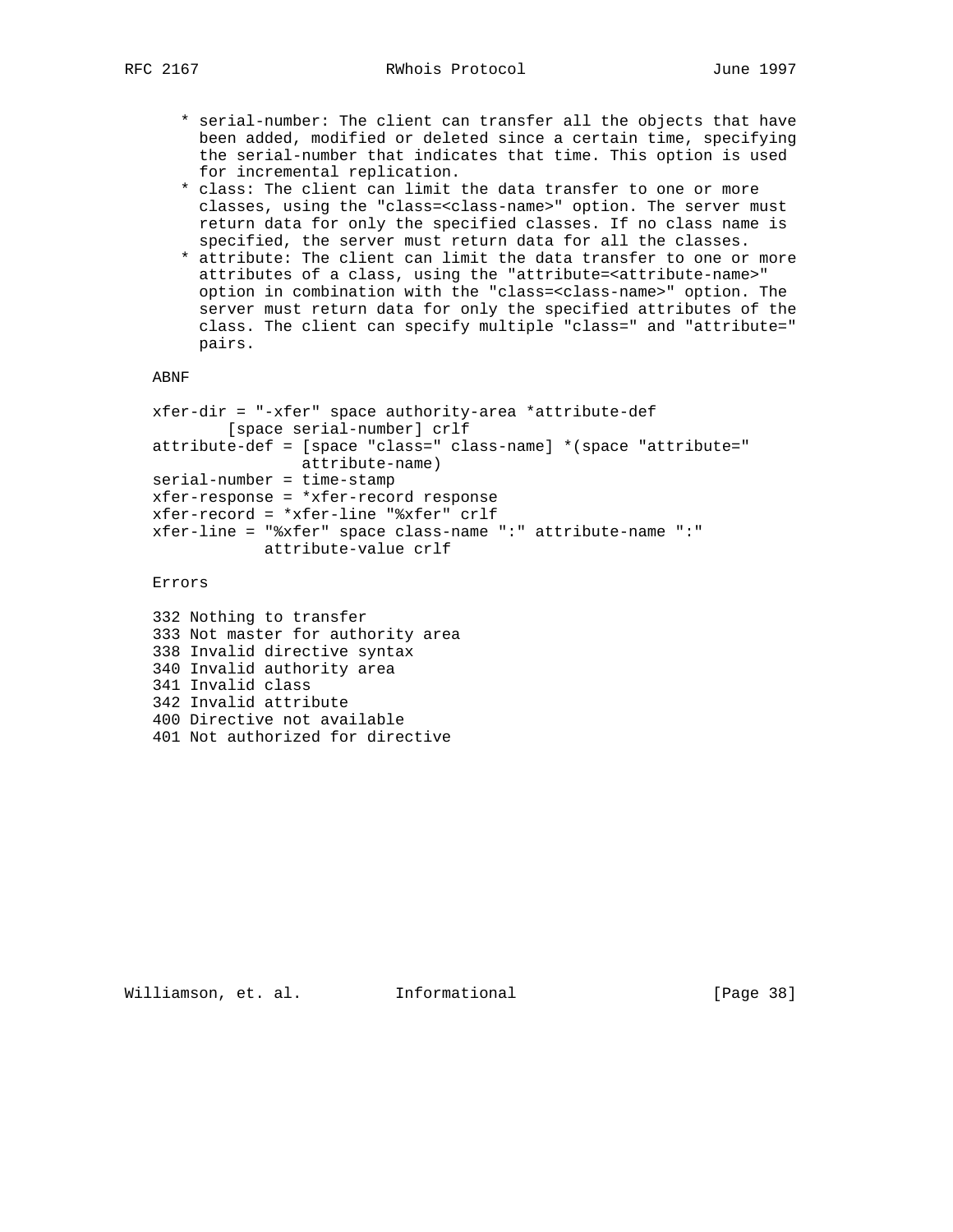* serial-number: The client can transfer all the objects that have been added, modified or deleted since a certain time, specifying the serial-number that indicates that time. This option is used for incremental replication.
* class: The client can limit the data transfer to one or more classes, using the "class=<class-name>" option. The server must return data for only the specified classes. If no class name is specified, the server must return data for all the classes.
* attribute: The client can limit the data transfer to one or more attributes of a class, using the "attribute=<attribute-name>" option in combination with the "class=<class-name>" option. The server must return data for only the specified attributes of the class. The client can specify multiple "class=" and "attribute=" pairs.

ABNF

```
xfer-dir = "-xfer" space authority-area *attribute-def
        [space serial-number] crlf
attribute-def = [space "class=" class-name] *(space "attribute="
                attribute-name)
serial-number = time-stamp
xfer-response = *xfer-record response
xfer-record = *xfer-line "%xfer" crlf
xfer-line = "%xfer" space class-name ":" attribute-name ":"
            attribute-value crlf
```

Errors

```
332 Nothing to transfer
333 Not master for authority area
338 Invalid directive syntax
340 Invalid authority area
341 Invalid class
342 Invalid attribute
400 Directive not available
401 Not authorized for directive
```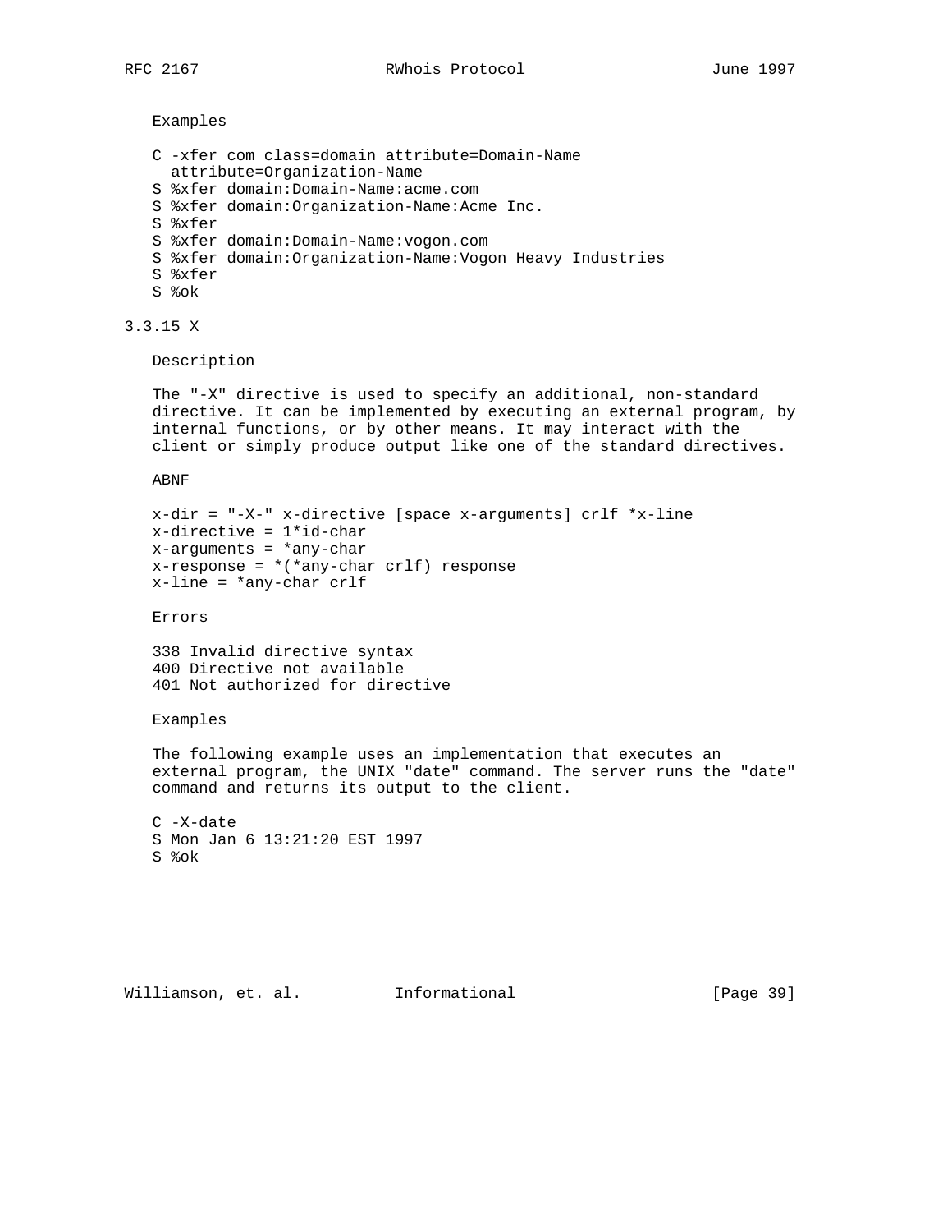Examples

```
C -xfer com class=domain attribute=Domain-Name
  attribute=Organization-Name
S %xfer domain:Domain-Name:acme.com
S %xfer domain:Organization-Name:Acme Inc.
S %xfer
S %xfer domain:Domain-Name:vogon.com
S %xfer domain:Organization-Name:Vogon Heavy Industries
S %xfer
S %ok
```

### 3.3.15 X

Description

The "-X" directive is used to specify an additional, non-standard directive. It can be implemented by executing an external program, by internal functions, or by other means. It may interact with the client or simply produce output like one of the standard directives.

ABNF

```
x-dir = "-X-" x-directive [space x-arguments] crlf *x-line
x-directive = 1*id-char
x-arguments = *any-char
x-response = *(*any-char crlf) response
x-line = *any-char crlf
```

Errors

```
338 Invalid directive syntax
400 Directive not available
401 Not authorized for directive
```

Examples

The following example uses an implementation that executes an external program, the UNIX "date" command. The server runs the "date" command and returns its output to the client.

```
C -X-date
S Mon Jan 6 13:21:20 EST 1997
S %ok
```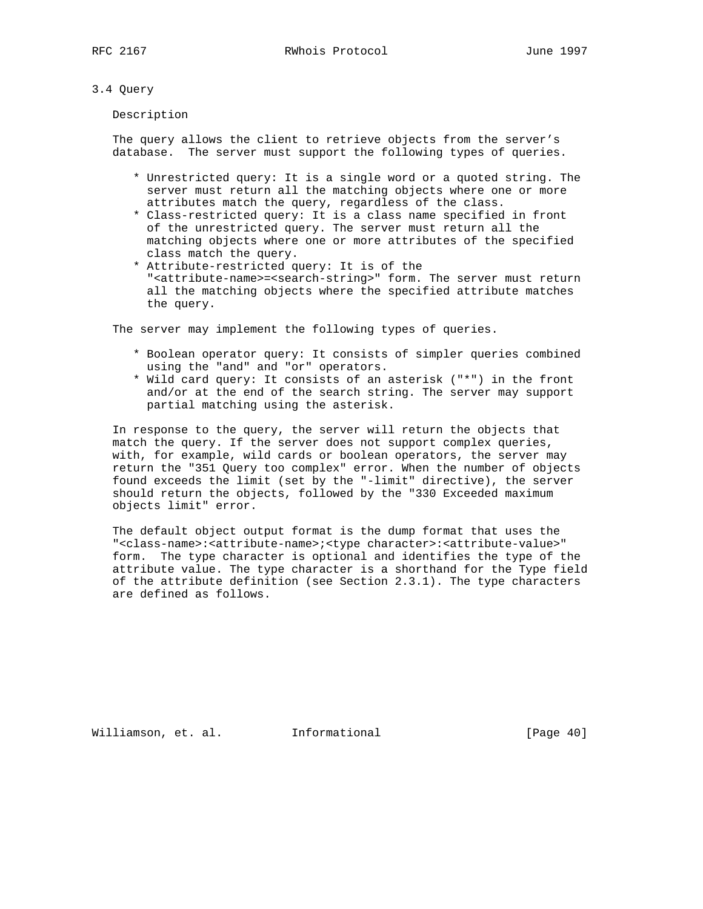### 3.4 Query

Description

The query allows the client to retrieve objects from the server's database. The server must support the following types of queries.

* Unrestricted query: It is a single word or a quoted string. The server must return all the matching objects where one or more attributes match the query, regardless of the class.
* Class-restricted query: It is a class name specified in front of the unrestricted query. The server must return all the matching objects where one or more attributes of the specified class match the query.
* Attribute-restricted query: It is of the "<attribute-name>=<search-string>" form. The server must return all the matching objects where the specified attribute matches the query.

The server may implement the following types of queries.

* Boolean operator query: It consists of simpler queries combined using the "and" and "or" operators.
* Wild card query: It consists of an asterisk ("*") in the front and/or at the end of the search string. The server may support partial matching using the asterisk.

In response to the query, the server will return the objects that match the query. If the server does not support complex queries, with, for example, wild cards or boolean operators, the server may return the "351 Query too complex" error. When the number of objects found exceeds the limit (set by the "-limit" directive), the server should return the objects, followed by the "330 Exceeded maximum objects limit" error.

The default object output format is the dump format that uses the "<class-name>:<attribute-name>;<type character>:<attribute-value>" form. The type character is optional and identifies the type of the attribute value. The type character is a shorthand for the Type field of the attribute definition (see Section 2.3.1). The type characters are defined as follows.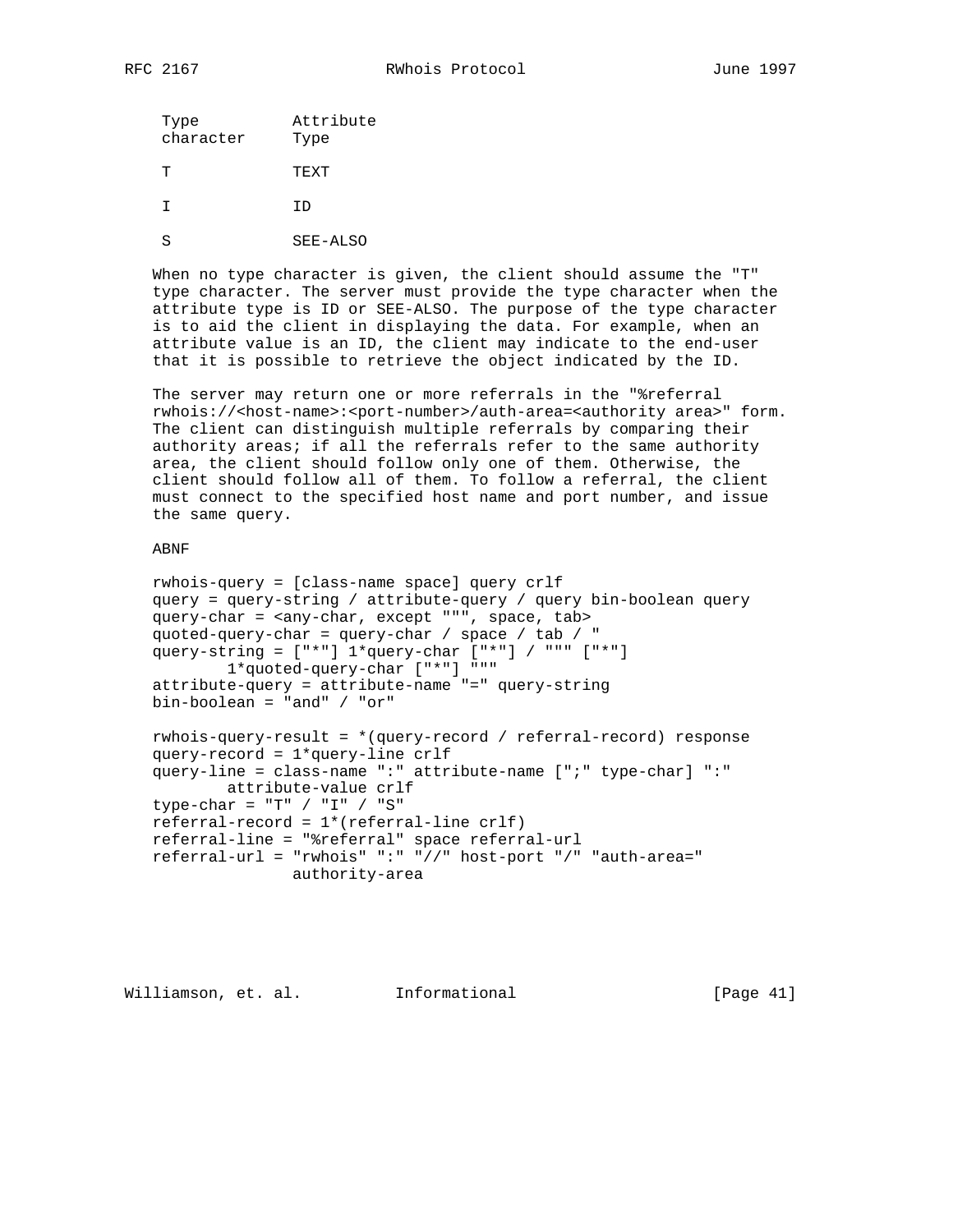| Type character | Attribute Type |
|---|---|
| T | TEXT |
| I | ID |
| S | SEE-ALSO |

When no type character is given, the client should assume the "T" type character. The server must provide the type character when the attribute type is ID or SEE-ALSO. The purpose of the type character is to aid the client in displaying the data. For example, when an attribute value is an ID, the client may indicate to the end-user that it is possible to retrieve the object indicated by the ID.

The server may return one or more referrals in the "%referral rwhois://<host-name>:<port-number>/auth-area=<authority area>" form. The client can distinguish multiple referrals by comparing their authority areas; if all the referrals refer to the same authority area, the client should follow only one of them. Otherwise, the client should follow all of them. To follow a referral, the client must connect to the specified host name and port number, and issue the same query.

ABNF

```
rwhois-query = [class-name space] query crlf
query = query-string / attribute-query / query bin-boolean query
query-char = <any-char, except """, space, tab>
quoted-query-char = query-char / space / tab / "
query-string = ["*"] 1*query-char ["*"] / """ ["*"]
        1*quoted-query-char ["*"] """
attribute-query = attribute-name "=" query-string
bin-boolean = "and" / "or"

rwhois-query-result = *(query-record / referral-record) response
query-record = 1*query-line crlf
query-line = class-name ":" attribute-name [";" type-char] ":"
        attribute-value crlf
type-char = "T" / "I" / "S"
referral-record = 1*(referral-line crlf)
referral-line = "%referral" space referral-url
referral-url = "rwhois" ":" "//" host-port "/" "auth-area="
               authority-area
```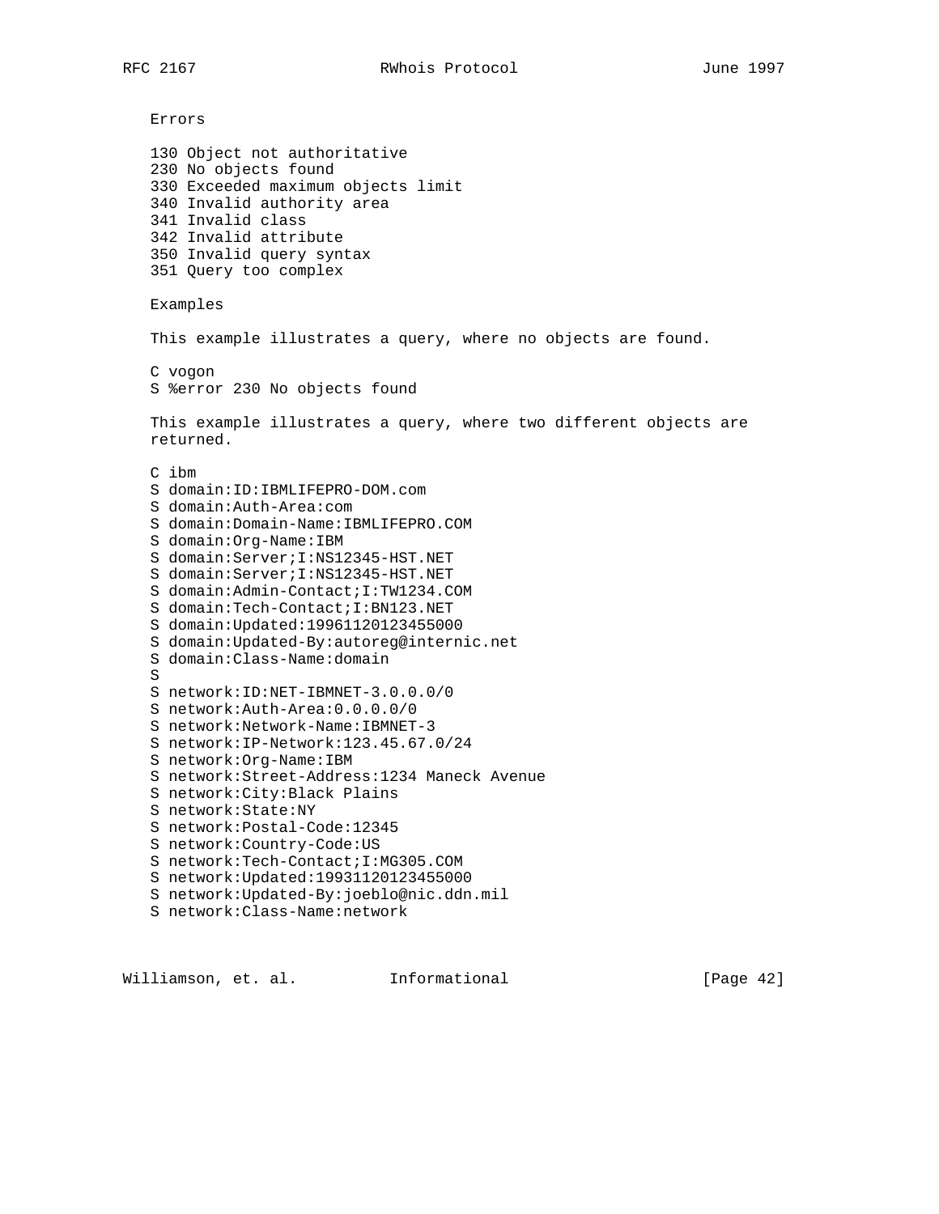Errors

130 Object not authoritative
230 No objects found
330 Exceeded maximum objects limit
340 Invalid authority area
341 Invalid class
342 Invalid attribute
350 Invalid query syntax
351 Query too complex

Examples

This example illustrates a query, where no objects are found.

```
C vogon
S %error 230 No objects found
```

This example illustrates a query, where two different objects are returned.

```
C ibm
S domain:ID:IBMLIFEPRO-DOM.com
S domain:Auth-Area:com
S domain:Domain-Name:IBMLIFEPRO.COM
S domain:Org-Name:IBM
S domain:Server;I:NS12345-HST.NET
S domain:Server;I:NS12345-HST.NET
S domain:Admin-Contact;I:TW1234.COM
S domain:Tech-Contact;I:BN123.NET
S domain:Updated:19961120123455000
S domain:Updated-By:autoreg@internic.net
S domain:Class-Name:domain
S
S network:ID:NET-IBMNET-3.0.0.0/0
S network:Auth-Area:0.0.0.0/0
S network:Network-Name:IBMNET-3
S network:IP-Network:123.45.67.0/24
S network:Org-Name:IBM
S network:Street-Address:1234 Maneck Avenue
S network:City:Black Plains
S network:State:NY
S network:Postal-Code:12345
S network:Country-Code:US
S network:Tech-Contact;I:MG305.COM
S network:Updated:19931120123455000
S network:Updated-By:joeblo@nic.ddn.mil
S network:Class-Name:network
```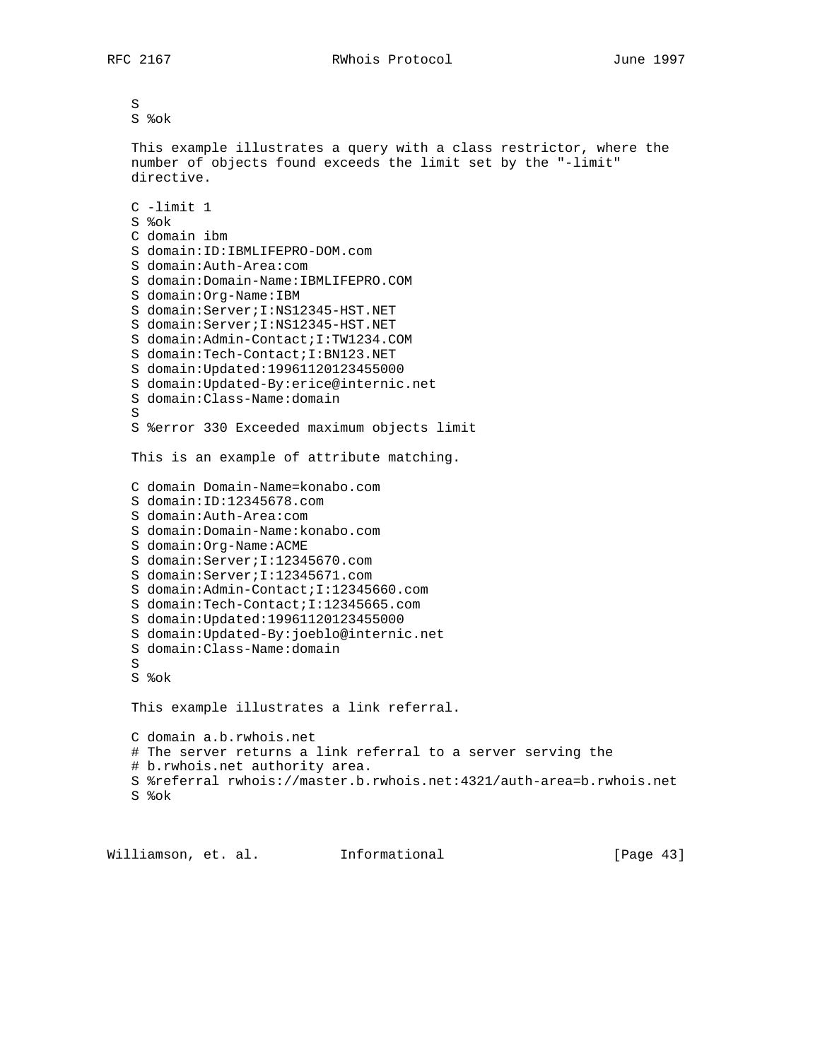```
S
S %ok
```

This example illustrates a query with a class restrictor, where the number of objects found exceeds the limit set by the "-limit" directive.

```
C -limit 1
S %ok
C domain ibm
S domain:ID:IBMLIFEPRO-DOM.com
S domain:Auth-Area:com
S domain:Domain-Name:IBMLIFEPRO.COM
S domain:Org-Name:IBM
S domain:Server;I:NS12345-HST.NET
S domain:Server;I:NS12345-HST.NET
S domain:Admin-Contact;I:TW1234.COM
S domain:Tech-Contact;I:BN123.NET
S domain:Updated:19961120123455000
S domain:Updated-By:erice@internic.net
S domain:Class-Name:domain
S
S %error 330 Exceeded maximum objects limit
```

This is an example of attribute matching.

```
C domain Domain-Name=konabo.com
S domain:ID:12345678.com
S domain:Auth-Area:com
S domain:Domain-Name:konabo.com
S domain:Org-Name:ACME
S domain:Server;I:12345670.com
S domain:Server;I:12345671.com
S domain:Admin-Contact;I:12345660.com
S domain:Tech-Contact;I:12345665.com
S domain:Updated:19961120123455000
S domain:Updated-By:joeblo@internic.net
S domain:Class-Name:domain
S
S %ok
```

This example illustrates a link referral.

```
C domain a.b.rwhois.net
# The server returns a link referral to a server serving the
# b.rwhois.net authority area.
S %referral rwhois://master.b.rwhois.net:4321/auth-area=b.rwhois.net
S %ok
```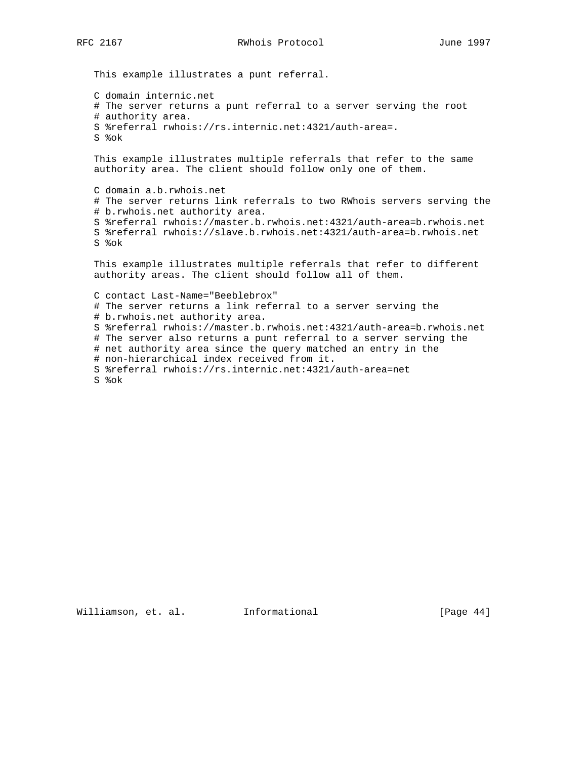This example illustrates a punt referral.

```
C domain internic.net
# The server returns a punt referral to a server serving the root
# authority area.
S %referral rwhois://rs.internic.net:4321/auth-area=.
S %ok
```

This example illustrates multiple referrals that refer to the same authority area. The client should follow only one of them.

```
C domain a.b.rwhois.net
# The server returns link referrals to two RWhois servers serving the
# b.rwhois.net authority area.
S %referral rwhois://master.b.rwhois.net:4321/auth-area=b.rwhois.net
S %referral rwhois://slave.b.rwhois.net:4321/auth-area=b.rwhois.net
S %ok
```

This example illustrates multiple referrals that refer to different authority areas. The client should follow all of them.

```
C contact Last-Name="Beeblebrox"
# The server returns a link referral to a server serving the
# b.rwhois.net authority area.
S %referral rwhois://master.b.rwhois.net:4321/auth-area=b.rwhois.net
# The server also returns a punt referral to a server serving the
# net authority area since the query matched an entry in the
# non-hierarchical index received from it.
S %referral rwhois://rs.internic.net:4321/auth-area=net
S %ok
```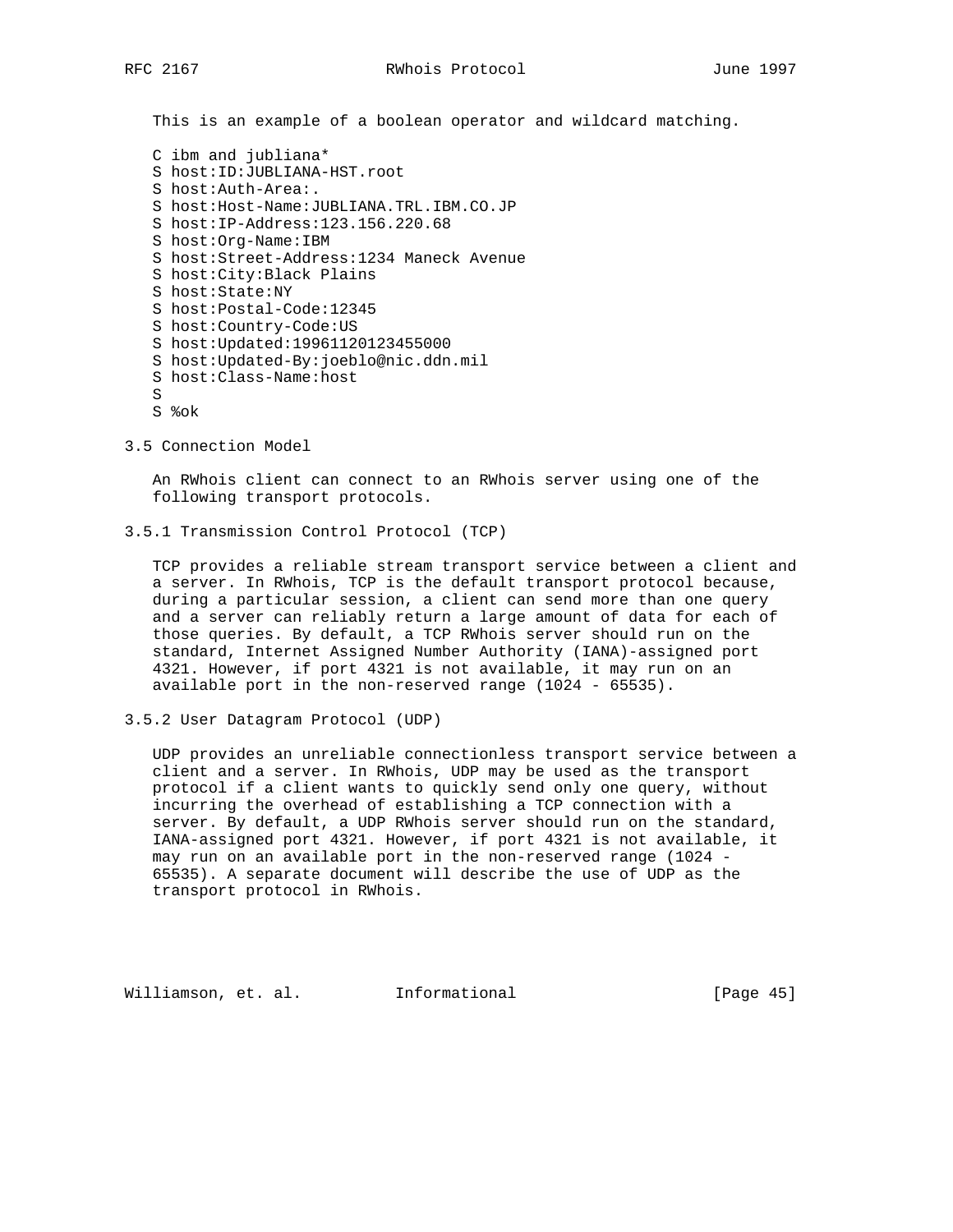This is an example of a boolean operator and wildcard matching.

```
C ibm and jubliana*
S host:ID:JUBLIANA-HST.root
S host:Auth-Area:.
S host:Host-Name:JUBLIANA.TRL.IBM.CO.JP
S host:IP-Address:123.156.220.68
S host:Org-Name:IBM
S host:Street-Address:1234 Maneck Avenue
S host:City:Black Plains
S host:State:NY
S host:Postal-Code:12345
S host:Country-Code:US
S host:Updated:19961120123455000
S host:Updated-By:joeblo@nic.ddn.mil
S host:Class-Name:host
S
S %ok
```

### 3.5 Connection Model

An RWhois client can connect to an RWhois server using one of the following transport protocols.

#### 3.5.1 Transmission Control Protocol (TCP)

TCP provides a reliable stream transport service between a client and a server. In RWhois, TCP is the default transport protocol because, during a particular session, a client can send more than one query and a server can reliably return a large amount of data for each of those queries. By default, a TCP RWhois server should run on the standard, Internet Assigned Number Authority (IANA)-assigned port 4321. However, if port 4321 is not available, it may run on an available port in the non-reserved range (1024 - 65535).

#### 3.5.2 User Datagram Protocol (UDP)

UDP provides an unreliable connectionless transport service between a client and a server. In RWhois, UDP may be used as the transport protocol if a client wants to quickly send only one query, without incurring the overhead of establishing a TCP connection with a server. By default, a UDP RWhois server should run on the standard, IANA-assigned port 4321. However, if port 4321 is not available, it may run on an available port in the non-reserved range (1024 - 65535). A separate document will describe the use of UDP as the transport protocol in RWhois.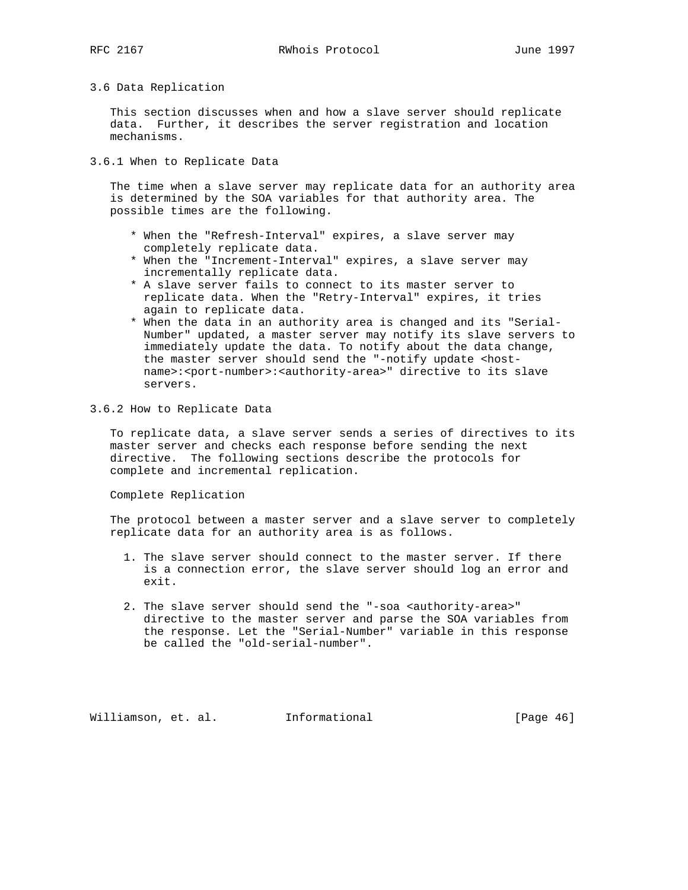### 3.6 Data Replication

This section discusses when and how a slave server should replicate data. Further, it describes the server registration and location mechanisms.

#### 3.6.1 When to Replicate Data

The time when a slave server may replicate data for an authority area is determined by the SOA variables for that authority area. The possible times are the following.

* When the "Refresh-Interval" expires, a slave server may completely replicate data.
* When the "Increment-Interval" expires, a slave server may incrementally replicate data.
* A slave server fails to connect to its master server to replicate data. When the "Retry-Interval" expires, it tries again to replicate data.
* When the data in an authority area is changed and its "Serial-Number" updated, a master server may notify its slave servers to immediately update the data. To notify about the data change, the master server should send the "-notify update <host-name>:<port-number>:<authority-area>" directive to its slave servers.

#### 3.6.2 How to Replicate Data

To replicate data, a slave server sends a series of directives to its master server and checks each response before sending the next directive. The following sections describe the protocols for complete and incremental replication.

Complete Replication

The protocol between a master server and a slave server to completely replicate data for an authority area is as follows.

1. The slave server should connect to the master server. If there is a connection error, the slave server should log an error and exit.

2. The slave server should send the "-soa <authority-area>" directive to the master server and parse the SOA variables from the response. Let the "Serial-Number" variable in this response be called the "old-serial-number".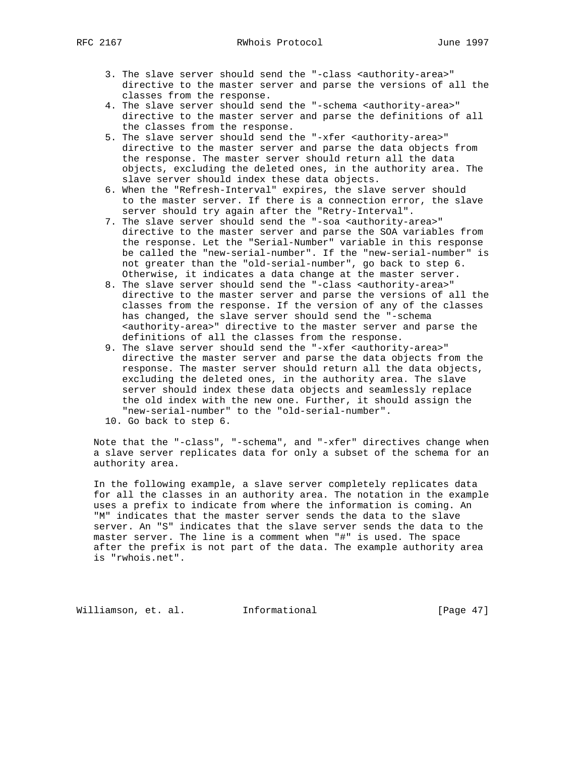3. The slave server should send the "-class <authority-area>" directive to the master server and parse the versions of all the classes from the response.
4. The slave server should send the "-schema <authority-area>" directive to the master server and parse the definitions of all the classes from the response.
5. The slave server should send the "-xfer <authority-area>" directive to the master server and parse the data objects from the response. The master server should return all the data objects, excluding the deleted ones, in the authority area. The slave server should index these data objects.
6. When the "Refresh-Interval" expires, the slave server should to the master server. If there is a connection error, the slave server should try again after the "Retry-Interval".
7. The slave server should send the "-soa <authority-area>" directive to the master server and parse the SOA variables from the response. Let the "Serial-Number" variable in this response be called the "new-serial-number". If the "new-serial-number" is not greater than the "old-serial-number", go back to step 6. Otherwise, it indicates a data change at the master server.
8. The slave server should send the "-class <authority-area>" directive to the master server and parse the versions of all the classes from the response. If the version of any of the classes has changed, the slave server should send the "-schema <authority-area>" directive to the master server and parse the definitions of all the classes from the response.
9. The slave server should send the "-xfer <authority-area>" directive the master server and parse the data objects from the response. The master server should return all the data objects, excluding the deleted ones, in the authority area. The slave server should index these data objects and seamlessly replace the old index with the new one. Further, it should assign the "new-serial-number" to the "old-serial-number".
10. Go back to step 6.

Note that the "-class", "-schema", and "-xfer" directives change when a slave server replicates data for only a subset of the schema for an authority area.

In the following example, a slave server completely replicates data for all the classes in an authority area. The notation in the example uses a prefix to indicate from where the information is coming. An "M" indicates that the master server sends the data to the slave server. An "S" indicates that the slave server sends the data to the master server. The line is a comment when "#" is used. The space after the prefix is not part of the data. The example authority area is "rwhois.net".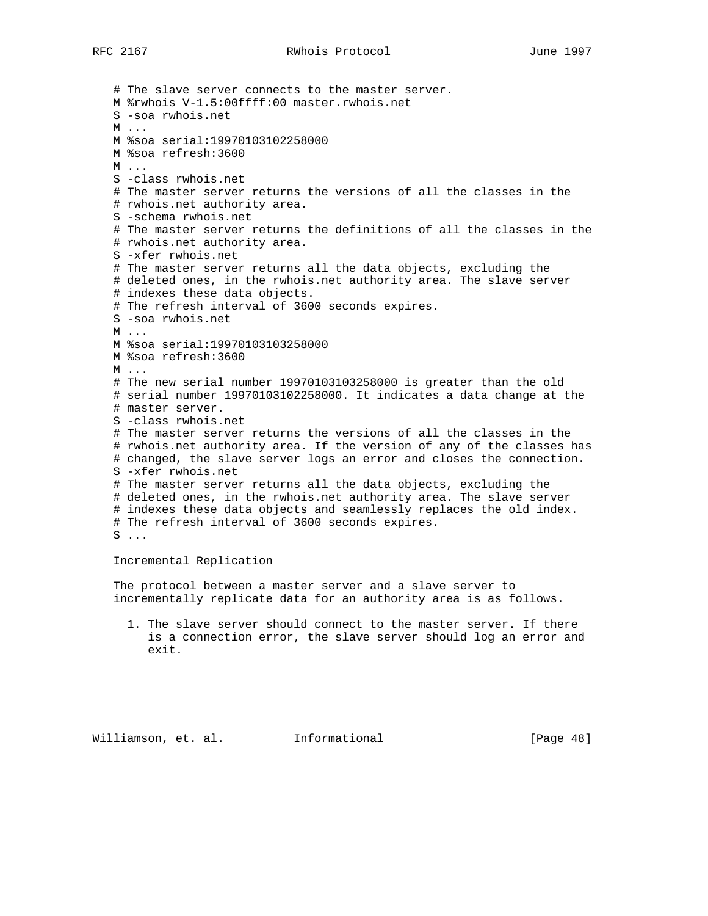```
# The slave server connects to the master server.
M %rwhois V-1.5:00ffff:00 master.rwhois.net
S -soa rwhois.net
M ...
M %soa serial:19970103102258000
M %soa refresh:3600
M ...
S -class rwhois.net
# The master server returns the versions of all the classes in the
# rwhois.net authority area.
S -schema rwhois.net
# The master server returns the definitions of all the classes in the
# rwhois.net authority area.
S -xfer rwhois.net
# The master server returns all the data objects, excluding the
# deleted ones, in the rwhois.net authority area. The slave server
# indexes these data objects.
# The refresh interval of 3600 seconds expires.
S -soa rwhois.net
M ...
M %soa serial:19970103103258000
M %soa refresh:3600
M ...
# The new serial number 19970103103258000 is greater than the old
# serial number 19970103102258000. It indicates a data change at the
# master server.
S -class rwhois.net
# The master server returns the versions of all the classes in the
# rwhois.net authority area. If the version of any of the classes has
# changed, the slave server logs an error and closes the connection.
S -xfer rwhois.net
# The master server returns all the data objects, excluding the
# deleted ones, in the rwhois.net authority area. The slave server
# indexes these data objects and seamlessly replaces the old index.
# The refresh interval of 3600 seconds expires.
S ...
```

Incremental Replication

The protocol between a master server and a slave server to incrementally replicate data for an authority area is as follows.

1. The slave server should connect to the master server. If there is a connection error, the slave server should log an error and exit.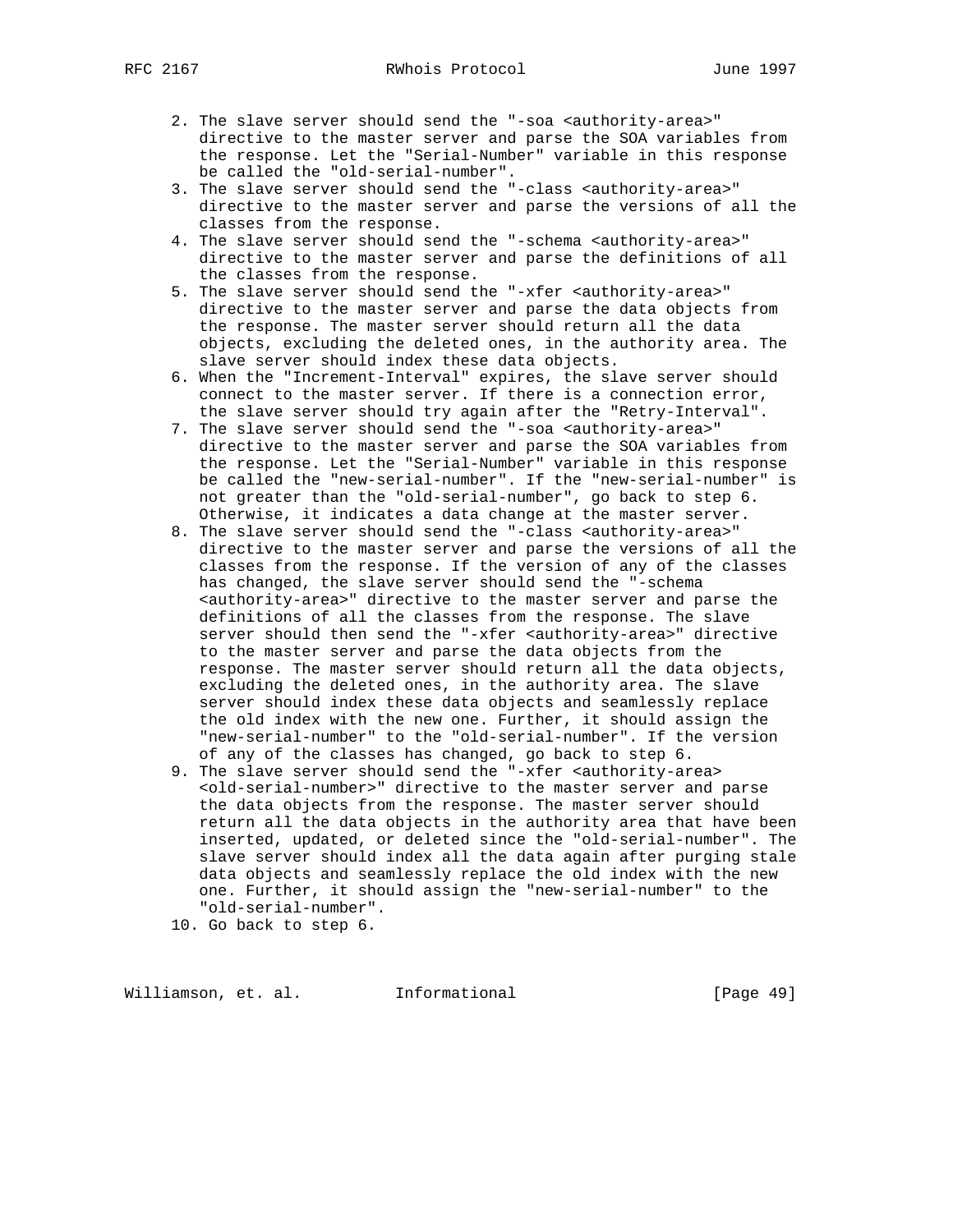2. The slave server should send the "-soa <authority-area>" directive to the master server and parse the SOA variables from the response. Let the "Serial-Number" variable in this response be called the "old-serial-number".
3. The slave server should send the "-class <authority-area>" directive to the master server and parse the versions of all the classes from the response.
4. The slave server should send the "-schema <authority-area>" directive to the master server and parse the definitions of all the classes from the response.
5. The slave server should send the "-xfer <authority-area>" directive to the master server and parse the data objects from the response. The master server should return all the data objects, excluding the deleted ones, in the authority area. The slave server should index these data objects.
6. When the "Increment-Interval" expires, the slave server should connect to the master server. If there is a connection error, the slave server should try again after the "Retry-Interval".
7. The slave server should send the "-soa <authority-area>" directive to the master server and parse the SOA variables from the response. Let the "Serial-Number" variable in this response be called the "new-serial-number". If the "new-serial-number" is not greater than the "old-serial-number", go back to step 6. Otherwise, it indicates a data change at the master server.
8. The slave server should send the "-class <authority-area>" directive to the master server and parse the versions of all the classes from the response. If the version of any of the classes has changed, the slave server should send the "-schema <authority-area>" directive to the master server and parse the definitions of all the classes from the response. The slave server should then send the "-xfer <authority-area>" directive to the master server and parse the data objects from the response. The master server should return all the data objects, excluding the deleted ones, in the authority area. The slave server should index these data objects and seamlessly replace the old index with the new one. Further, it should assign the "new-serial-number" to the "old-serial-number". If the version of any of the classes has changed, go back to step 6.
9. The slave server should send the "-xfer <authority-area> <old-serial-number>" directive to the master server and parse the data objects from the response. The master server should return all the data objects in the authority area that have been inserted, updated, or deleted since the "old-serial-number". The slave server should index all the data again after purging stale data objects and seamlessly replace the old index with the new one. Further, it should assign the "new-serial-number" to the "old-serial-number".
10. Go back to step 6.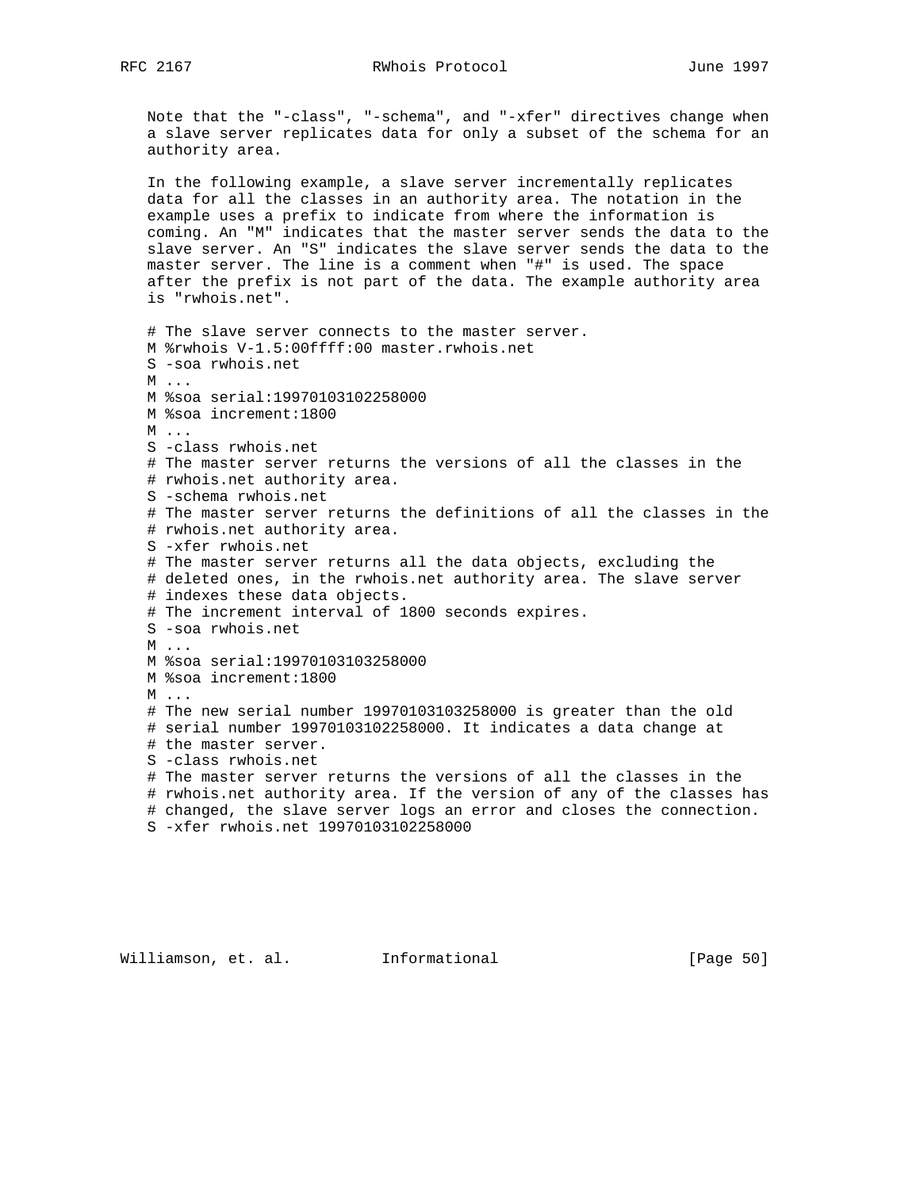Note that the "-class", "-schema", and "-xfer" directives change when a slave server replicates data for only a subset of the schema for an authority area.

In the following example, a slave server incrementally replicates data for all the classes in an authority area. The notation in the example uses a prefix to indicate from where the information is coming. An "M" indicates that the master server sends the data to the slave server. An "S" indicates the slave server sends the data to the master server. The line is a comment when "#" is used. The space after the prefix is not part of the data. The example authority area is "rwhois.net".

```
# The slave server connects to the master server.
M %rwhois V-1.5:00ffff:00 master.rwhois.net
S -soa rwhois.net
M ...
M %soa serial:19970103102258000
M %soa increment:1800
M ...
S -class rwhois.net
# The master server returns the versions of all the classes in the
# rwhois.net authority area.
S -schema rwhois.net
# The master server returns the definitions of all the classes in the
# rwhois.net authority area.
S -xfer rwhois.net
# The master server returns all the data objects, excluding the
# deleted ones, in the rwhois.net authority area. The slave server
# indexes these data objects.
# The increment interval of 1800 seconds expires.
S -soa rwhois.net
M ...
M %soa serial:19970103103258000
M %soa increment:1800
M ...
# The new serial number 19970103103258000 is greater than the old
# serial number 19970103102258000. It indicates a data change at
# the master server.
S -class rwhois.net
# The master server returns the versions of all the classes in the
# rwhois.net authority area. If the version of any of the classes has
# changed, the slave server logs an error and closes the connection.
S -xfer rwhois.net 19970103102258000
```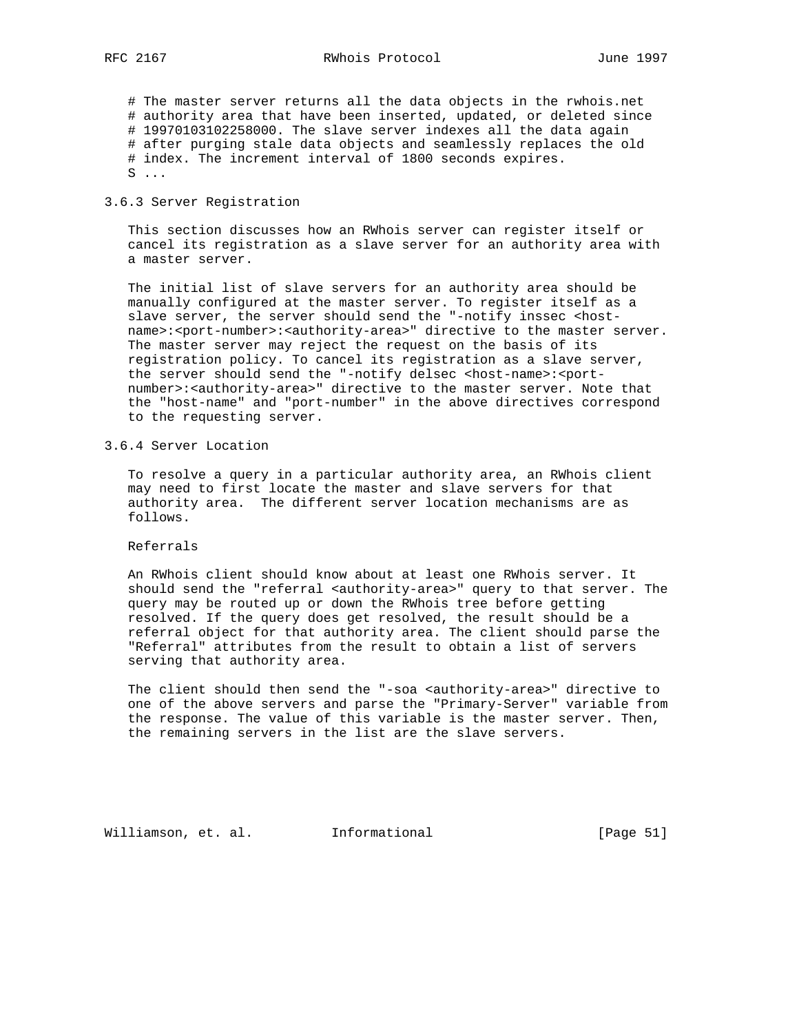```
# The master server returns all the data objects in the rwhois.net
# authority area that have been inserted, updated, or deleted since
# 19970103102258000. The slave server indexes all the data again
# after purging stale data objects and seamlessly replaces the old
# index. The increment interval of 1800 seconds expires.
S ...
```

### 3.6.3 Server Registration

This section discusses how an RWhois server can register itself or cancel its registration as a slave server for an authority area with a master server.

The initial list of slave servers for an authority area should be manually configured at the master server. To register itself as a slave server, the server should send the "-notify inssec <host-name>:<port-number>:<authority-area>" directive to the master server. The master server may reject the request on the basis of its registration policy. To cancel its registration as a slave server, the server should send the "-notify delsec <host-name>:<port-number>:<authority-area>" directive to the master server. Note that the "host-name" and "port-number" in the above directives correspond to the requesting server.

### 3.6.4 Server Location

To resolve a query in a particular authority area, an RWhois client may need to first locate the master and slave servers for that authority area. The different server location mechanisms are as follows.

Referrals

An RWhois client should know about at least one RWhois server. It should send the "referral <authority-area>" query to that server. The query may be routed up or down the RWhois tree before getting resolved. If the query does get resolved, the result should be a referral object for that authority area. The client should parse the "Referral" attributes from the result to obtain a list of servers serving that authority area.

The client should then send the "-soa <authority-area>" directive to one of the above servers and parse the "Primary-Server" variable from the response. The value of this variable is the master server. Then, the remaining servers in the list are the slave servers.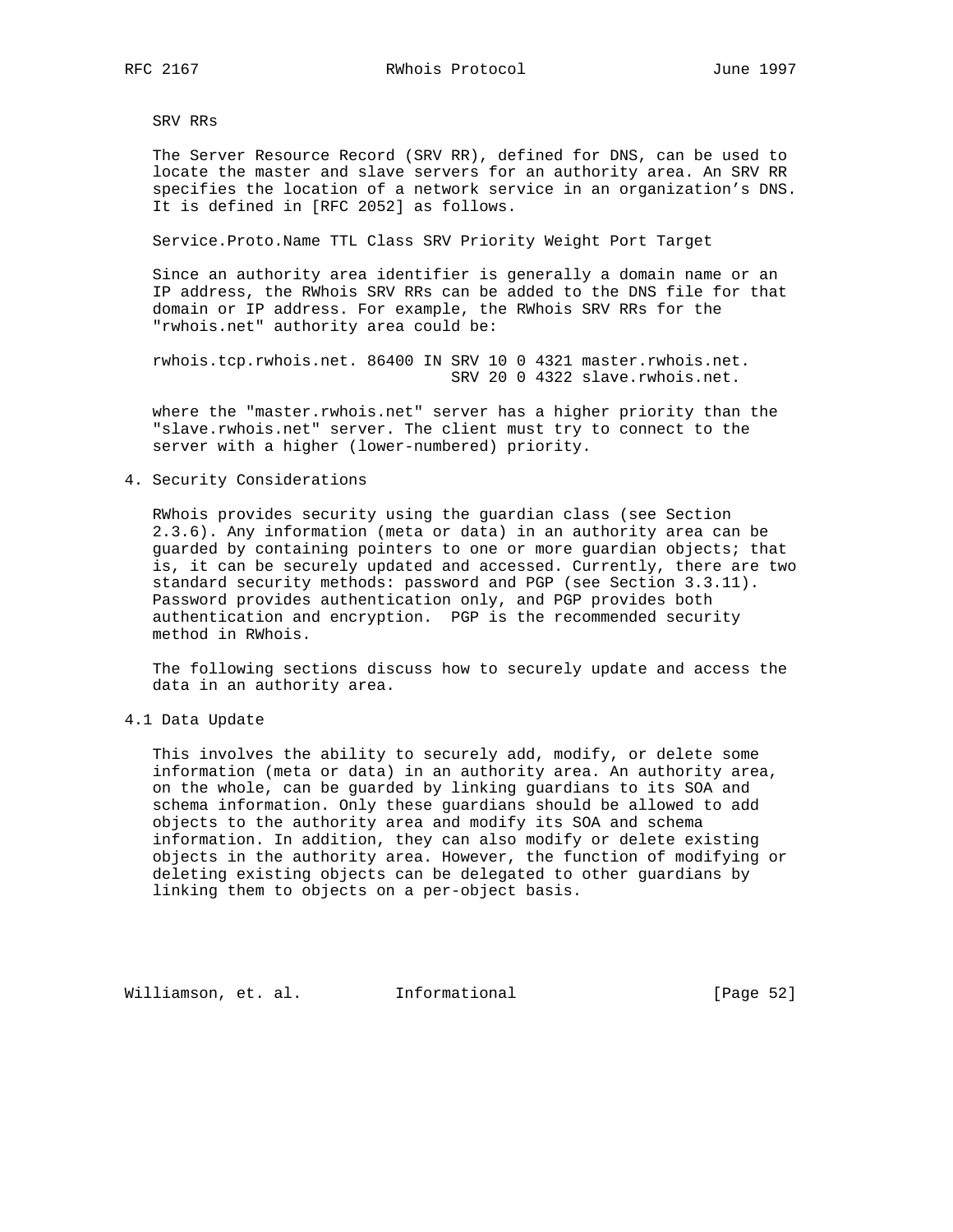SRV RRs

The Server Resource Record (SRV RR), defined for DNS, can be used to locate the master and slave servers for an authority area. An SRV RR specifies the location of a network service in an organization's DNS. It is defined in [RFC 2052] as follows.

```
Service.Proto.Name TTL Class SRV Priority Weight Port Target
```

Since an authority area identifier is generally a domain name or an IP address, the RWhois SRV RRs can be added to the DNS file for that domain or IP address. For example, the RWhois SRV RRs for the "rwhois.net" authority area could be:

```
rwhois.tcp.rwhois.net. 86400 IN SRV 10 0 4321 master.rwhois.net.
                                SRV 20 0 4322 slave.rwhois.net.
```

where the "master.rwhois.net" server has a higher priority than the "slave.rwhois.net" server. The client must try to connect to the server with a higher (lower-numbered) priority.

## 4. Security Considerations

RWhois provides security using the guardian class (see Section 2.3.6). Any information (meta or data) in an authority area can be guarded by containing pointers to one or more guardian objects; that is, it can be securely updated and accessed. Currently, there are two standard security methods: password and PGP (see Section 3.3.11). Password provides authentication only, and PGP provides both authentication and encryption. PGP is the recommended security method in RWhois.

The following sections discuss how to securely update and access the data in an authority area.

### 4.1 Data Update

This involves the ability to securely add, modify, or delete some information (meta or data) in an authority area. An authority area, on the whole, can be guarded by linking guardians to its SOA and schema information. Only these guardians should be allowed to add objects to the authority area and modify its SOA and schema information. In addition, they can also modify or delete existing objects in the authority area. However, the function of modifying or deleting existing objects can be delegated to other guardians by linking them to objects on a per-object basis.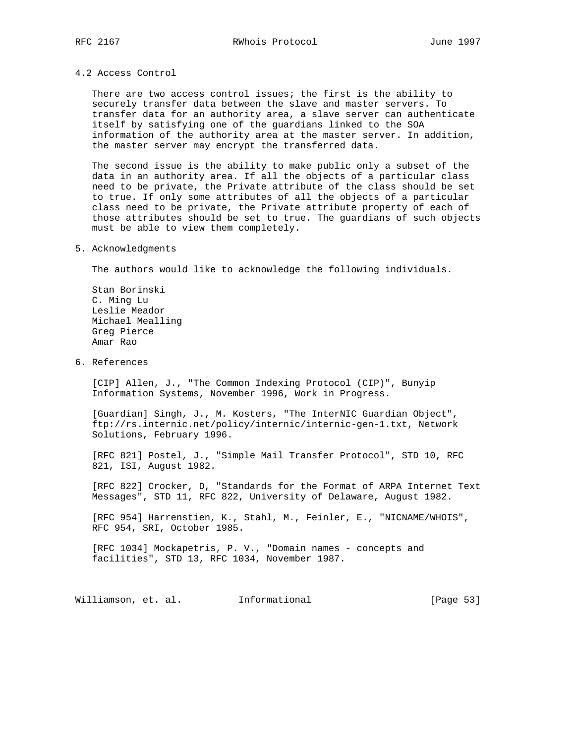## 4.2 Access Control

There are two access control issues; the first is the ability to securely transfer data between the slave and master servers. To transfer data for an authority area, a slave server can authenticate itself by satisfying one of the guardians linked to the SOA information of the authority area at the master server. In addition, the master server may encrypt the transferred data.

The second issue is the ability to make public only a subset of the data in an authority area. If all the objects of a particular class need to be private, the Private attribute of the class should be set to true. If only some attributes of all the objects of a particular class need to be private, the Private attribute property of each of those attributes should be set to true. The guardians of such objects must be able to view them completely.

# 5. Acknowledgments

The authors would like to acknowledge the following individuals.

Stan Borinski
C. Ming Lu
Leslie Meador
Michael Mealling
Greg Pierce
Amar Rao

# 6. References

[CIP] Allen, J., "The Common Indexing Protocol (CIP)", Bunyip Information Systems, November 1996, Work in Progress.

[Guardian] Singh, J., M. Kosters, "The InterNIC Guardian Object", ftp://rs.internic.net/policy/internic/internic-gen-1.txt, Network Solutions, February 1996.

[RFC 821] Postel, J., "Simple Mail Transfer Protocol", STD 10, RFC 821, ISI, August 1982.

[RFC 822] Crocker, D, "Standards for the Format of ARPA Internet Text Messages", STD 11, RFC 822, University of Delaware, August 1982.

[RFC 954] Harrenstien, K., Stahl, M., Feinler, E., "NICNAME/WHOIS", RFC 954, SRI, October 1985.

[RFC 1034] Mockapetris, P. V., "Domain names - concepts and facilities", STD 13, RFC 1034, November 1987.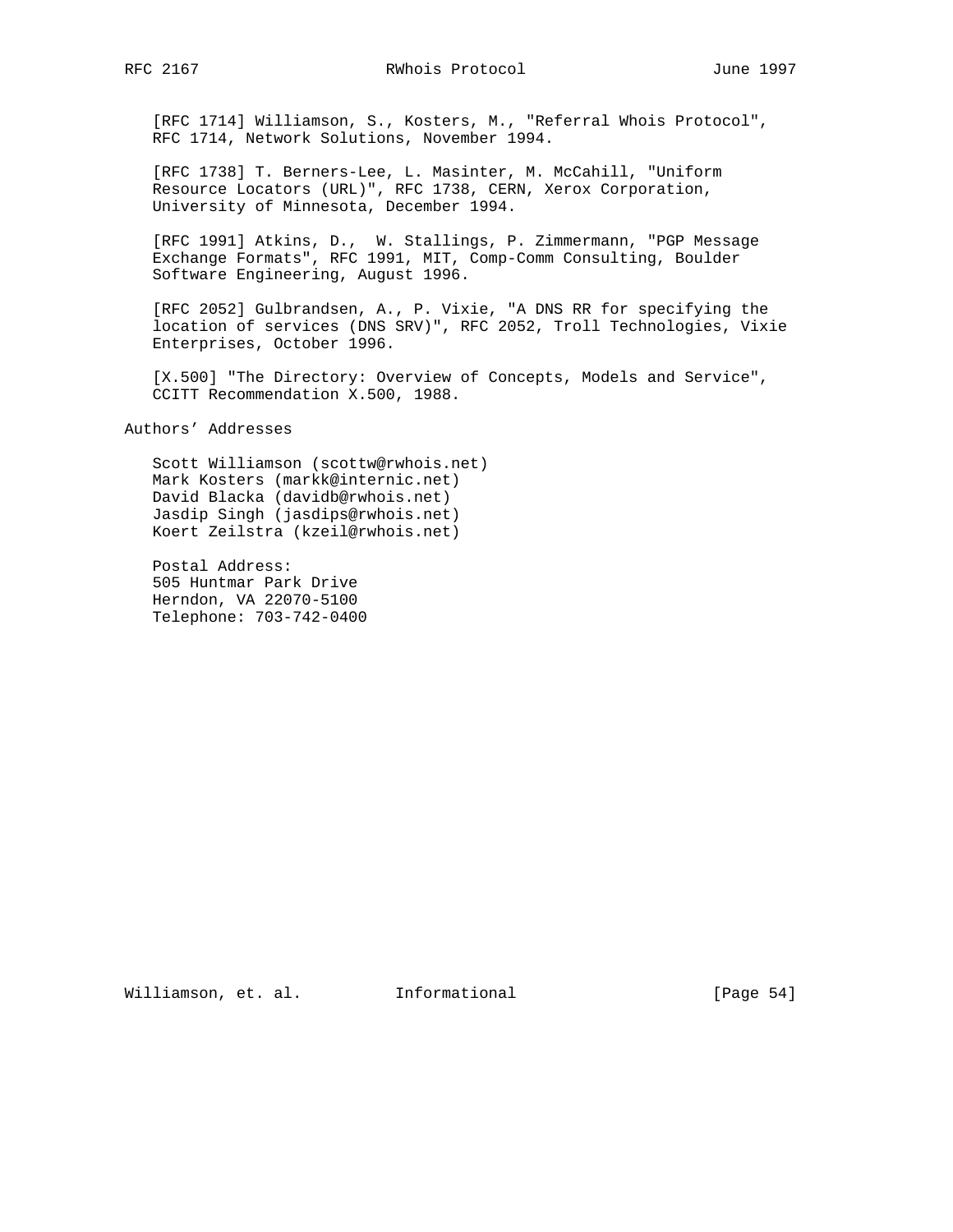[RFC 1714] Williamson, S., Kosters, M., "Referral Whois Protocol", RFC 1714, Network Solutions, November 1994.

[RFC 1738] T. Berners-Lee, L. Masinter, M. McCahill, "Uniform Resource Locators (URL)", RFC 1738, CERN, Xerox Corporation, University of Minnesota, December 1994.

[RFC 1991] Atkins, D., W. Stallings, P. Zimmermann, "PGP Message Exchange Formats", RFC 1991, MIT, Comp-Comm Consulting, Boulder Software Engineering, August 1996.

[RFC 2052] Gulbrandsen, A., P. Vixie, "A DNS RR for specifying the location of services (DNS SRV)", RFC 2052, Troll Technologies, Vixie Enterprises, October 1996.

[X.500] "The Directory: Overview of Concepts, Models and Service", CCITT Recommendation X.500, 1988.

## Authors' Addresses

Scott Williamson (scottw@rwhois.net)
Mark Kosters (markk@internic.net)
David Blacka (davidb@rwhois.net)
Jasdip Singh (jasdips@rwhois.net)
Koert Zeilstra (kzeil@rwhois.net)

Postal Address:
505 Huntmar Park Drive
Herndon, VA 22070-5100
Telephone: 703-742-0400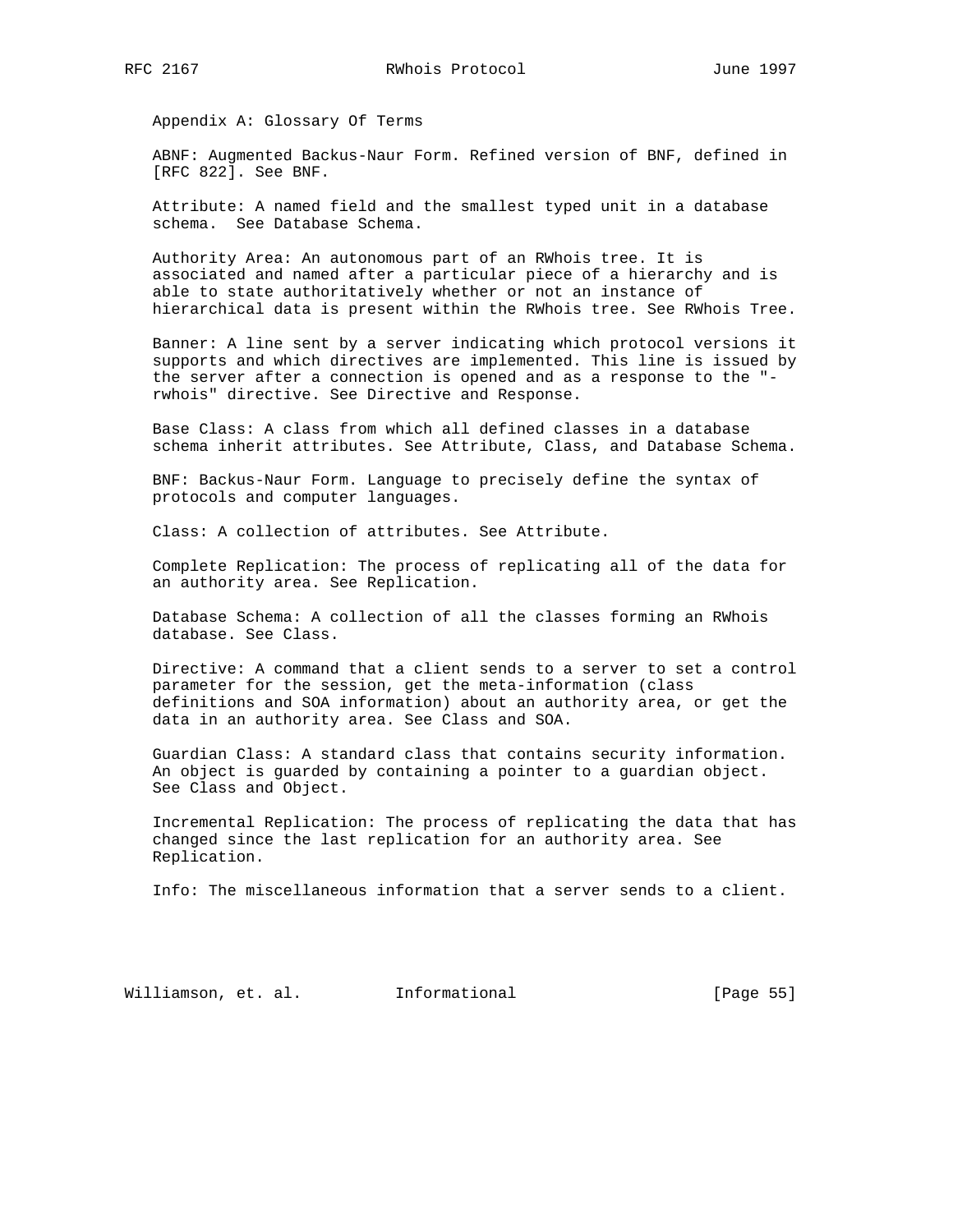## Appendix A: Glossary Of Terms

ABNF: Augmented Backus-Naur Form. Refined version of BNF, defined in [RFC 822]. See BNF.

Attribute: A named field and the smallest typed unit in a database schema. See Database Schema.

Authority Area: An autonomous part of an RWhois tree. It is associated and named after a particular piece of a hierarchy and is able to state authoritatively whether or not an instance of hierarchical data is present within the RWhois tree. See RWhois Tree.

Banner: A line sent by a server indicating which protocol versions it supports and which directives are implemented. This line is issued by the server after a connection is opened and as a response to the "-rwhois" directive. See Directive and Response.

Base Class: A class from which all defined classes in a database schema inherit attributes. See Attribute, Class, and Database Schema.

BNF: Backus-Naur Form. Language to precisely define the syntax of protocols and computer languages.

Class: A collection of attributes. See Attribute.

Complete Replication: The process of replicating all of the data for an authority area. See Replication.

Database Schema: A collection of all the classes forming an RWhois database. See Class.

Directive: A command that a client sends to a server to set a control parameter for the session, get the meta-information (class definitions and SOA information) about an authority area, or get the data in an authority area. See Class and SOA.

Guardian Class: A standard class that contains security information. An object is guarded by containing a pointer to a guardian object. See Class and Object.

Incremental Replication: The process of replicating the data that has changed since the last replication for an authority area. See Replication.

Info: The miscellaneous information that a server sends to a client.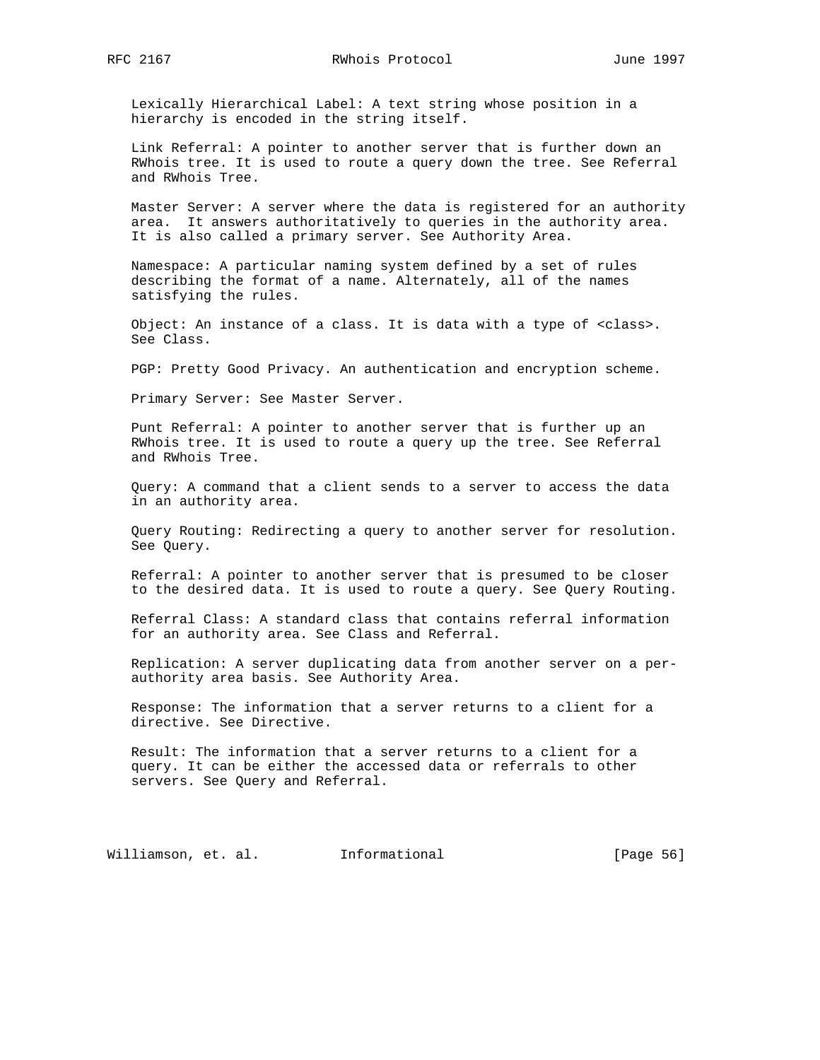Lexically Hierarchical Label: A text string whose position in a hierarchy is encoded in the string itself.

Link Referral: A pointer to another server that is further down an RWhois tree. It is used to route a query down the tree. See Referral and RWhois Tree.

Master Server: A server where the data is registered for an authority area. It answers authoritatively to queries in the authority area. It is also called a primary server. See Authority Area.

Namespace: A particular naming system defined by a set of rules describing the format of a name. Alternately, all of the names satisfying the rules.

Object: An instance of a class. It is data with a type of <class>. See Class.

PGP: Pretty Good Privacy. An authentication and encryption scheme.

Primary Server: See Master Server.

Punt Referral: A pointer to another server that is further up an RWhois tree. It is used to route a query up the tree. See Referral and RWhois Tree.

Query: A command that a client sends to a server to access the data in an authority area.

Query Routing: Redirecting a query to another server for resolution. See Query.

Referral: A pointer to another server that is presumed to be closer to the desired data. It is used to route a query. See Query Routing.

Referral Class: A standard class that contains referral information for an authority area. See Class and Referral.

Replication: A server duplicating data from another server on a per-authority area basis. See Authority Area.

Response: The information that a server returns to a client for a directive. See Directive.

Result: The information that a server returns to a client for a query. It can be either the accessed data or referrals to other servers. See Query and Referral.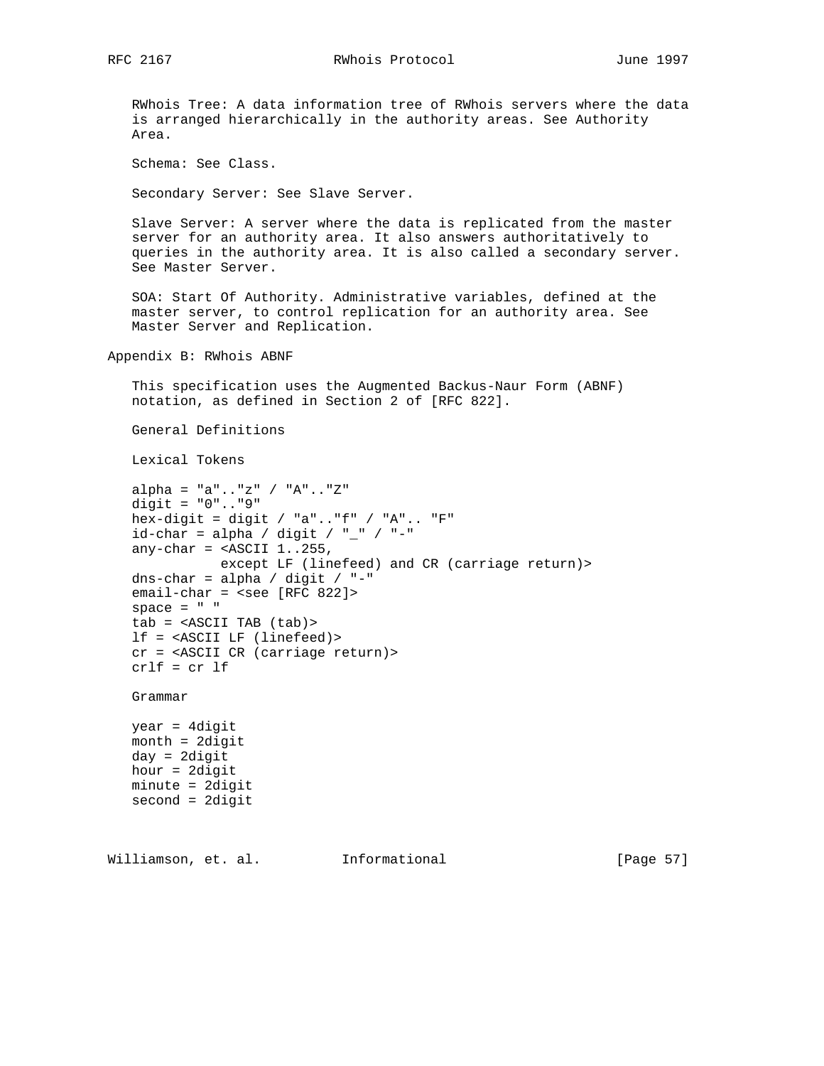RWhois Tree: A data information tree of RWhois servers where the data is arranged hierarchically in the authority areas. See Authority Area.

Schema: See Class.

Secondary Server: See Slave Server.

Slave Server: A server where the data is replicated from the master server for an authority area. It also answers authoritatively to queries in the authority area. It is also called a secondary server. See Master Server.

SOA: Start Of Authority. Administrative variables, defined at the master server, to control replication for an authority area. See Master Server and Replication.

# Appendix B: RWhois ABNF

This specification uses the Augmented Backus-Naur Form (ABNF) notation, as defined in Section 2 of [RFC 822].

General Definitions

Lexical Tokens

```
alpha = "a".."z" / "A".."Z"
digit = "0".."9"
hex-digit = digit / "a".."f" / "A".. "F"
id-char = alpha / digit / "_" / "-"
any-char = <ASCII 1..255,
           except LF (linefeed) and CR (carriage return)>
dns-char = alpha / digit / "-"
email-char = <see [RFC 822]>
space = " "
tab = <ASCII TAB (tab)>
lf = <ASCII LF (linefeed)>
cr = <ASCII CR (carriage return)>
crlf = cr lf
```

Grammar

```
year = 4digit
month = 2digit
day = 2digit
hour = 2digit
minute = 2digit
second = 2digit
```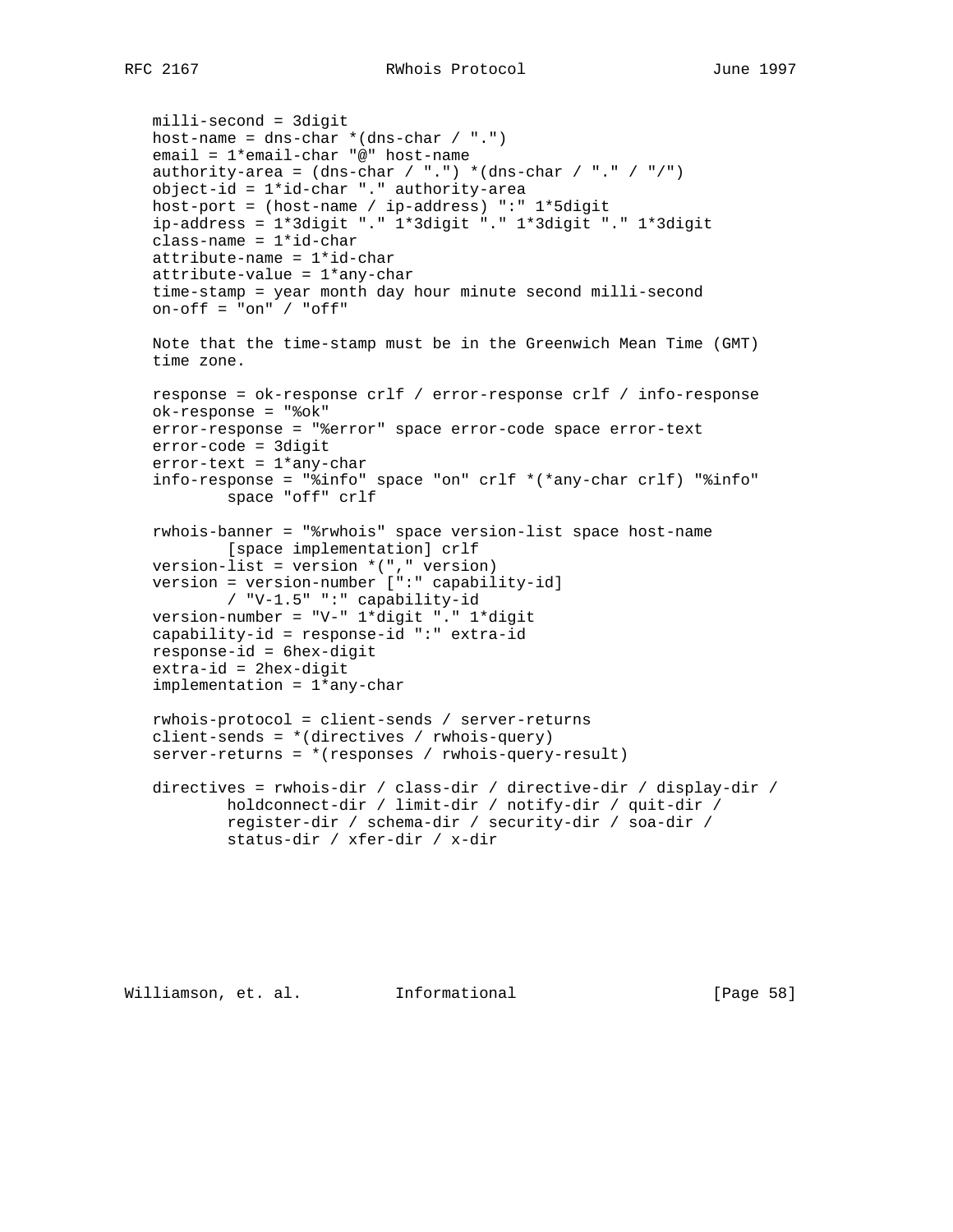```
milli-second = 3digit
host-name = dns-char *(dns-char / ".")
email = 1*email-char "@" host-name
authority-area = (dns-char / ".") *(dns-char / "." / "/")
object-id = 1*id-char "." authority-area
host-port = (host-name / ip-address) ":" 1*5digit
ip-address = 1*3digit "." 1*3digit "." 1*3digit "." 1*3digit
class-name = 1*id-char
attribute-name = 1*id-char
attribute-value = 1*any-char
time-stamp = year month day hour minute second milli-second
on-off = "on" / "off"
```

Note that the time-stamp must be in the Greenwich Mean Time (GMT) time zone.

```
response = ok-response crlf / error-response crlf / info-response
ok-response = "%ok"
error-response = "%error" space error-code space error-text
error-code = 3digit
error-text = 1*any-char
info-response = "%info" space "on" crlf *(*any-char crlf) "%info"
        space "off" crlf

rwhois-banner = "%rwhois" space version-list space host-name
        [space implementation] crlf
version-list = version *("," version)
version = version-number [":" capability-id]
        / "V-1.5" ":" capability-id
version-number = "V-" 1*digit "." 1*digit
capability-id = response-id ":" extra-id
response-id = 6hex-digit
extra-id = 2hex-digit
implementation = 1*any-char

rwhois-protocol = client-sends / server-returns
client-sends = *(directives / rwhois-query)
server-returns = *(responses / rwhois-query-result)

directives = rwhois-dir / class-dir / directive-dir / display-dir /
        holdconnect-dir / limit-dir / notify-dir / quit-dir /
        register-dir / schema-dir / security-dir / soa-dir /
        status-dir / xfer-dir / x-dir
```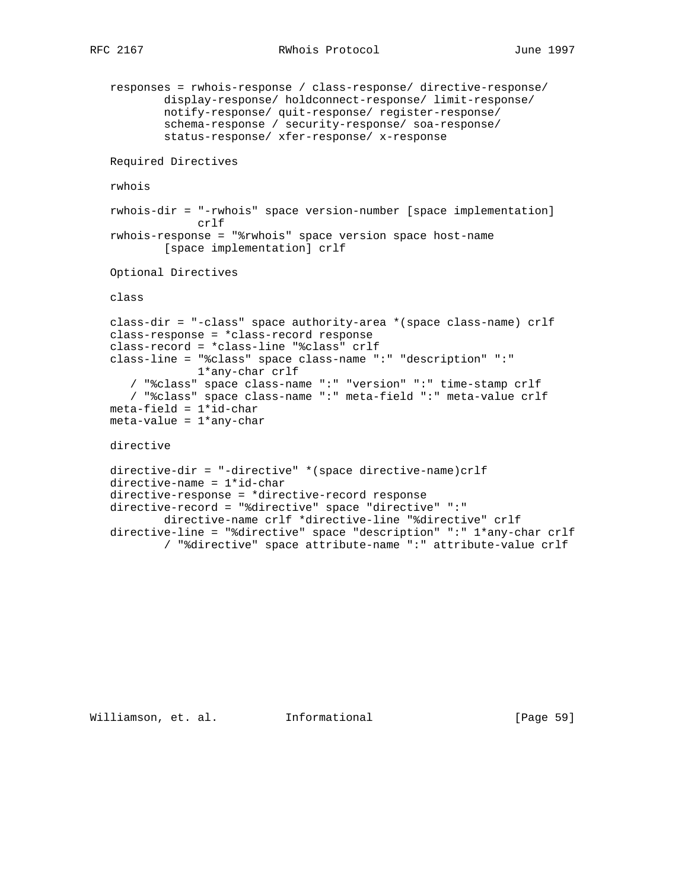```
responses = rwhois-response / class-response/ directive-response/
        display-response/ holdconnect-response/ limit-response/
        notify-response/ quit-response/ register-response/
        schema-response / security-response/ soa-response/
        status-response/ xfer-response/ x-response
```

Required Directives

rwhois

```
rwhois-dir = "-rwhois" space version-number [space implementation]
             crlf
rwhois-response = "%rwhois" space version space host-name
        [space implementation] crlf
```

Optional Directives

class

```
class-dir = "-class" space authority-area *(space class-name) crlf
class-response = *class-record response
class-record = *class-line "%class" crlf
class-line = "%class" space class-name ":" "description" ":"
             1*any-char crlf
   / "%class" space class-name ":" "version" ":" time-stamp crlf
   / "%class" space class-name ":" meta-field ":" meta-value crlf
meta-field = 1*id-char
meta-value = 1*any-char
```

directive

```
directive-dir = "-directive" *(space directive-name)crlf
directive-name = 1*id-char
directive-response = *directive-record response
directive-record = "%directive" space "directive" ":"
        directive-name crlf *directive-line "%directive" crlf
directive-line = "%directive" space "description" ":" 1*any-char crlf
        / "%directive" space attribute-name ":" attribute-value crlf
```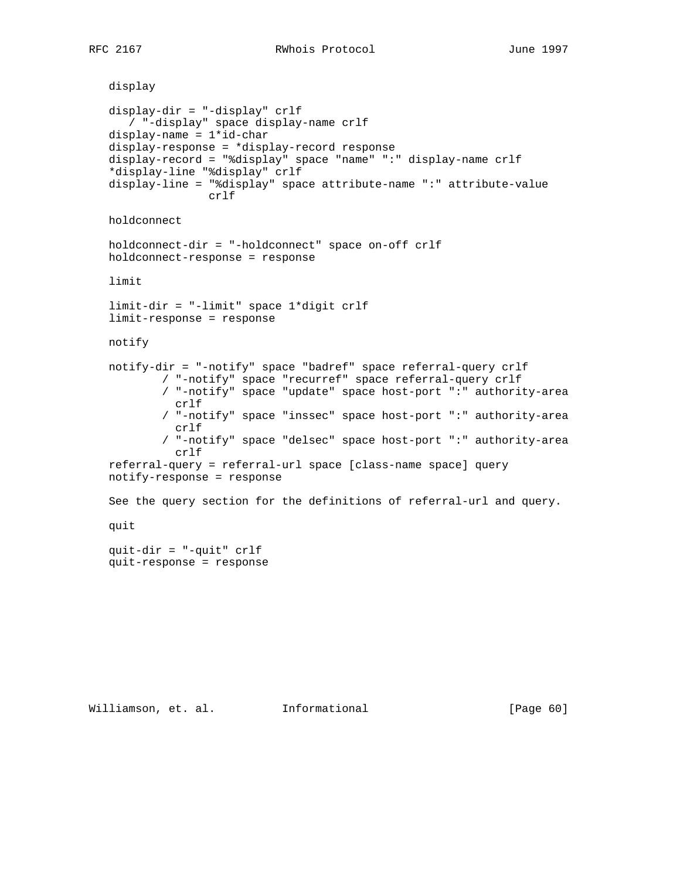display

```
display-dir = "-display" crlf
   / "-display" space display-name crlf
display-name = 1*id-char
display-response = *display-record response
display-record = "%display" space "name" ":" display-name crlf
*display-line "%display" crlf
display-line = "%display" space attribute-name ":" attribute-value
               crlf
```

holdconnect

```
holdconnect-dir = "-holdconnect" space on-off crlf
holdconnect-response = response
```

limit

```
limit-dir = "-limit" space 1*digit crlf
limit-response = response
```

notify

```
notify-dir = "-notify" space "badref" space referral-query crlf
        / "-notify" space "recurref" space referral-query crlf
        / "-notify" space "update" space host-port ":" authority-area
          crlf
        / "-notify" space "inssec" space host-port ":" authority-area
          crlf
        / "-notify" space "delsec" space host-port ":" authority-area
          crlf
referral-query = referral-url space [class-name space] query
notify-response = response
```

See the query section for the definitions of referral-url and query.

quit

```
quit-dir = "-quit" crlf
quit-response = response
```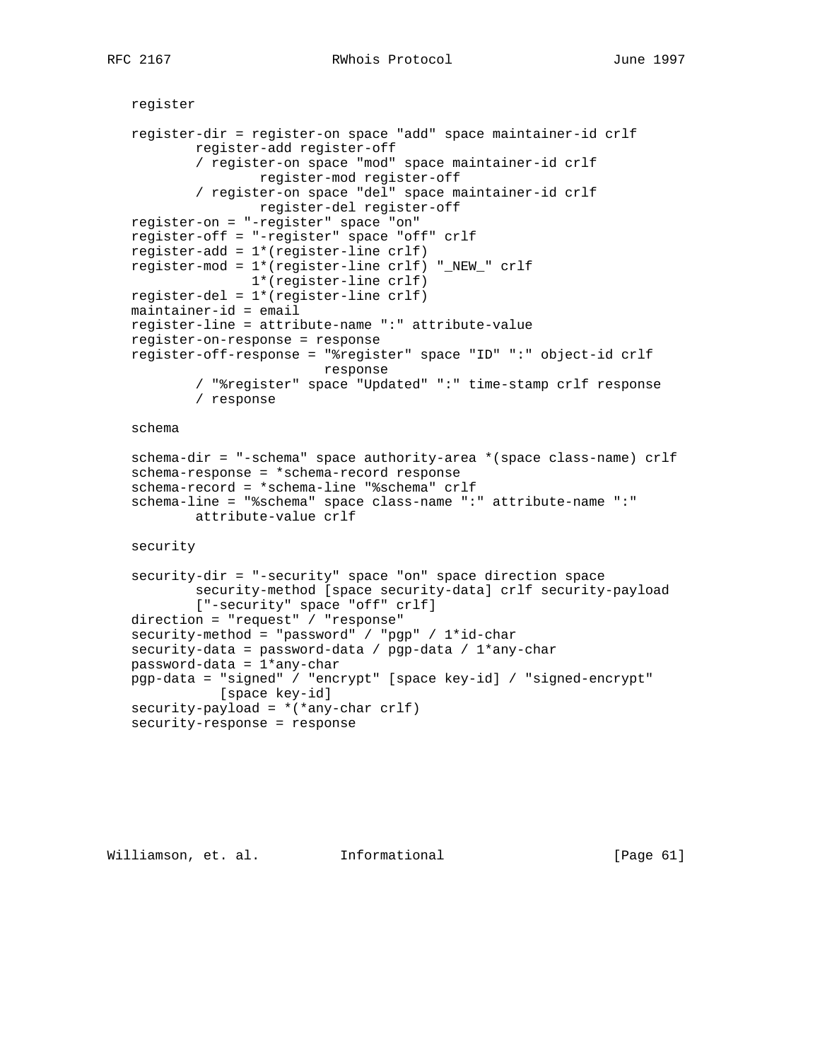```
register

register-dir = register-on space "add" space maintainer-id crlf
        register-add register-off
        / register-on space "mod" space maintainer-id crlf
                register-mod register-off
        / register-on space "del" space maintainer-id crlf
                register-del register-off
register-on = "-register" space "on"
register-off = "-register" space "off" crlf
register-add = 1*(register-line crlf)
register-mod = 1*(register-line crlf) "_NEW_" crlf
               1*(register-line crlf)
register-del = 1*(register-line crlf)
maintainer-id = email
register-line = attribute-name ":" attribute-value
register-on-response = response
register-off-response = "%register" space "ID" ":" object-id crlf
                        response
        / "%register" space "Updated" ":" time-stamp crlf response
        / response

schema

schema-dir = "-schema" space authority-area *(space class-name) crlf
schema-response = *schema-record response
schema-record = *schema-line "%schema" crlf
schema-line = "%schema" space class-name ":" attribute-name ":"
        attribute-value crlf

security

security-dir = "-security" space "on" space direction space
        security-method [space security-data] crlf security-payload
        ["-security" space "off" crlf]
direction = "request" / "response"
security-method = "password" / "pgp" / 1*id-char
security-data = password-data / pgp-data / 1*any-char
password-data = 1*any-char
pgp-data = "signed" / "encrypt" [space key-id] / "signed-encrypt"
           [space key-id]
security-payload = *(*any-char crlf)
security-response = response
```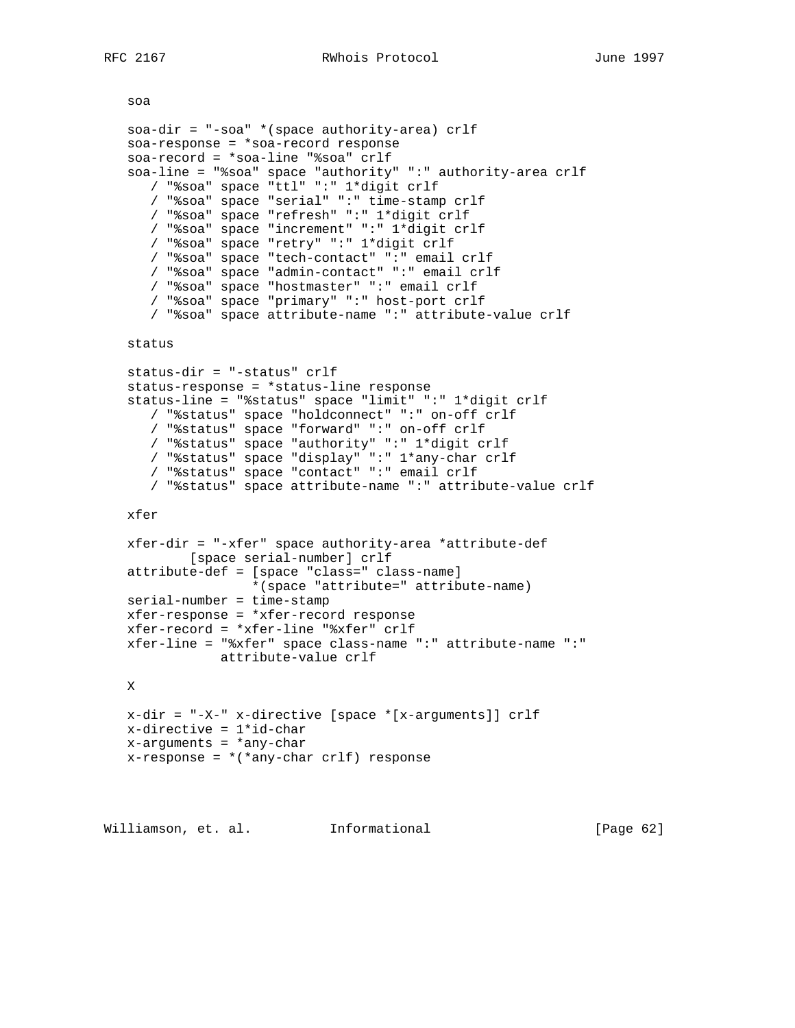soa

```
soa-dir = "-soa" *(space authority-area) crlf
soa-response = *soa-record response
soa-record = *soa-line "%soa" crlf
soa-line = "%soa" space "authority" ":" authority-area crlf
   / "%soa" space "ttl" ":" 1*digit crlf
   / "%soa" space "serial" ":" time-stamp crlf
   / "%soa" space "refresh" ":" 1*digit crlf
   / "%soa" space "increment" ":" 1*digit crlf
   / "%soa" space "retry" ":" 1*digit crlf
   / "%soa" space "tech-contact" ":" email crlf
   / "%soa" space "admin-contact" ":" email crlf
   / "%soa" space "hostmaster" ":" email crlf
   / "%soa" space "primary" ":" host-port crlf
   / "%soa" space attribute-name ":" attribute-value crlf
```

status

```
status-dir = "-status" crlf
status-response = *status-line response
status-line = "%status" space "limit" ":" 1*digit crlf
   / "%status" space "holdconnect" ":" on-off crlf
   / "%status" space "forward" ":" on-off crlf
   / "%status" space "authority" ":" 1*digit crlf
   / "%status" space "display" ":" 1*any-char crlf
   / "%status" space "contact" ":" email crlf
   / "%status" space attribute-name ":" attribute-value crlf
```

xfer

```
xfer-dir = "-xfer" space authority-area *attribute-def
        [space serial-number] crlf
attribute-def = [space "class=" class-name]
                *(space "attribute=" attribute-name)
serial-number = time-stamp
xfer-response = *xfer-record response
xfer-record = *xfer-line "%xfer" crlf
xfer-line = "%xfer" space class-name ":" attribute-name ":"
            attribute-value crlf
```

X

```
x-dir = "-X-" x-directive [space *[x-arguments]] crlf
x-directive = 1*id-char
x-arguments = *any-char
x-response = *(*any-char crlf) response
```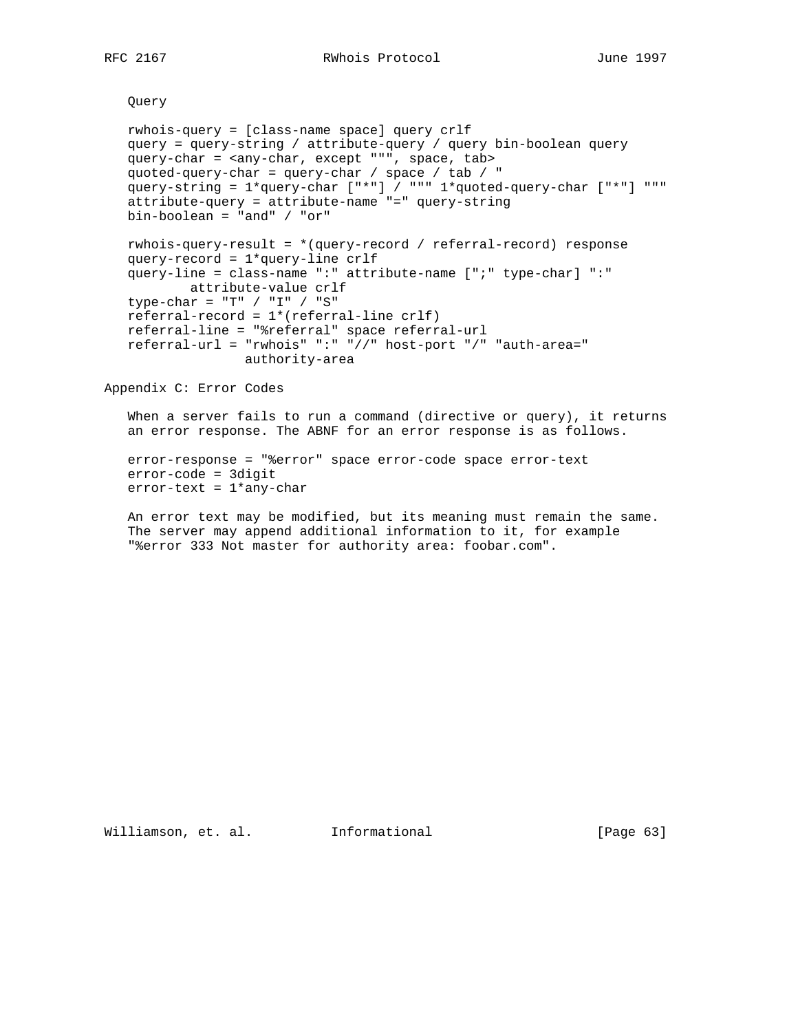Query

```
rwhois-query = [class-name space] query crlf
query = query-string / attribute-query / query bin-boolean query
query-char = <any-char, except """, space, tab>
quoted-query-char = query-char / space / tab / "
query-string = 1*query-char ["*"] / """ 1*quoted-query-char ["*"] """
attribute-query = attribute-name "=" query-string
bin-boolean = "and" / "or"

rwhois-query-result = *(query-record / referral-record) response
query-record = 1*query-line crlf
query-line = class-name ":" attribute-name [";" type-char] ":"
        attribute-value crlf
type-char = "T" / "I" / "S"
referral-record = 1*(referral-line crlf)
referral-line = "%referral" space referral-url
referral-url = "rwhois" ":" "//" host-port "/" "auth-area="
               authority-area
```

## Appendix C: Error Codes

When a server fails to run a command (directive or query), it returns an error response. The ABNF for an error response is as follows.

```
error-response = "%error" space error-code space error-text
error-code = 3digit
error-text = 1*any-char
```

An error text may be modified, but its meaning must remain the same. The server may append additional information to it, for example "%error 333 Not master for authority area: foobar.com".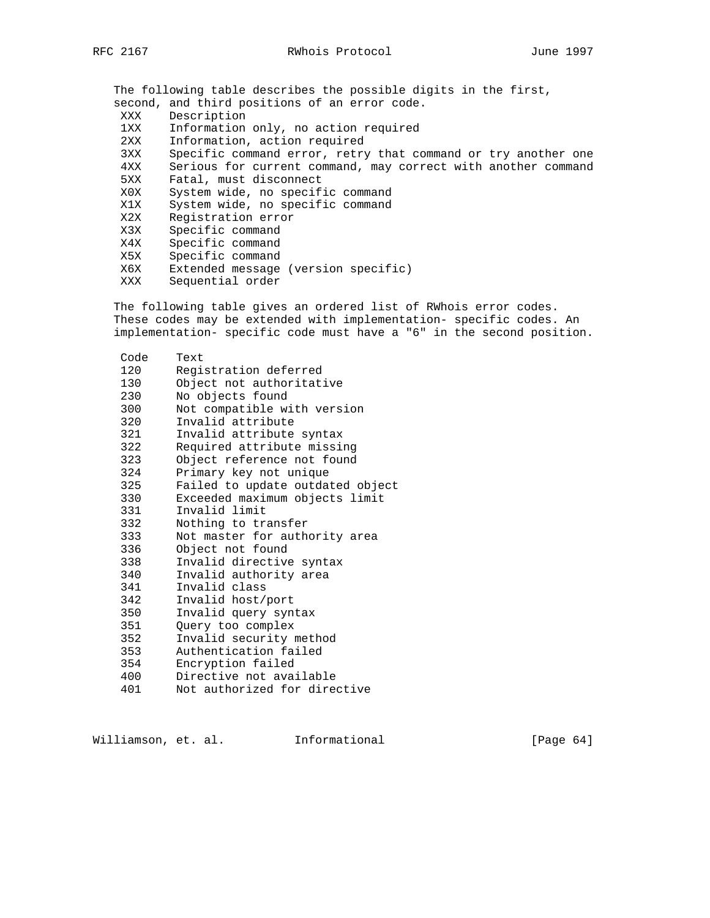The following table describes the possible digits in the first, second, and third positions of an error code.

| XXX | Description |
|---|---|
| 1XX | Information only, no action required |
| 2XX | Information, action required |
| 3XX | Specific command error, retry that command or try another one |
| 4XX | Serious for current command, may correct with another command |
| 5XX | Fatal, must disconnect |
| X0X | System wide, no specific command |
| X1X | System wide, no specific command |
| X2X | Registration error |
| X3X | Specific command |
| X4X | Specific command |
| X5X | Specific command |
| X6X | Extended message (version specific) |
| XXX | Sequential order |

The following table gives an ordered list of RWhois error codes. These codes may be extended with implementation- specific codes. An implementation- specific code must have a "6" in the second position.

| Code | Text |
|---|---|
| 120 | Registration deferred |
| 130 | Object not authoritative |
| 230 | No objects found |
| 300 | Not compatible with version |
| 320 | Invalid attribute |
| 321 | Invalid attribute syntax |
| 322 | Required attribute missing |
| 323 | Object reference not found |
| 324 | Primary key not unique |
| 325 | Failed to update outdated object |
| 330 | Exceeded maximum objects limit |
| 331 | Invalid limit |
| 332 | Nothing to transfer |
| 333 | Not master for authority area |
| 336 | Object not found |
| 338 | Invalid directive syntax |
| 340 | Invalid authority area |
| 341 | Invalid class |
| 342 | Invalid host/port |
| 350 | Invalid query syntax |
| 351 | Query too complex |
| 352 | Invalid security method |
| 353 | Authentication failed |
| 354 | Encryption failed |
| 400 | Directive not available |
| 401 | Not authorized for directive |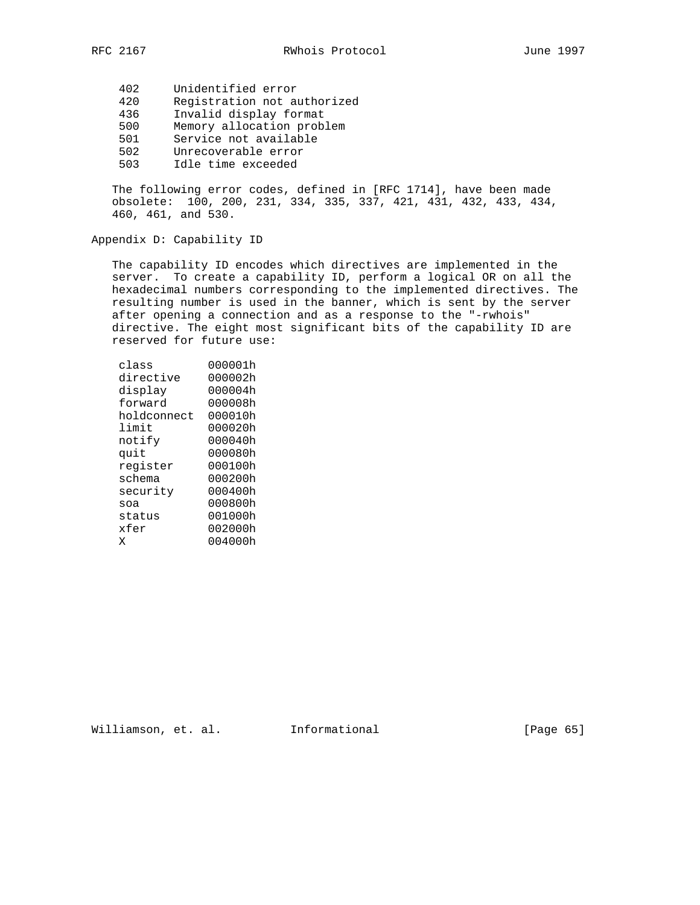| Code | Description |
|---|---|
| 402 | Unidentified error |
| 420 | Registration not authorized |
| 436 | Invalid display format |
| 500 | Memory allocation problem |
| 501 | Service not available |
| 502 | Unrecoverable error |
| 503 | Idle time exceeded |

The following error codes, defined in [RFC 1714], have been made obsolete: 100, 200, 231, 334, 335, 337, 421, 431, 432, 433, 434, 460, 461, and 530.

## Appendix D: Capability ID

The capability ID encodes which directives are implemented in the server. To create a capability ID, perform a logical OR on all the hexadecimal numbers corresponding to the implemented directives. The resulting number is used in the banner, which is sent by the server after opening a connection and as a response to the "-rwhois" directive. The eight most significant bits of the capability ID are reserved for future use:

| Directive | Value |
|---|---|
| class | 000001h |
| directive | 000002h |
| display | 000004h |
| forward | 000008h |
| holdconnect | 000010h |
| limit | 000020h |
| notify | 000040h |
| quit | 000080h |
| register | 000100h |
| schema | 000200h |
| security | 000400h |
| soa | 000800h |
| status | 001000h |
| xfer | 002000h |
| X | 004000h |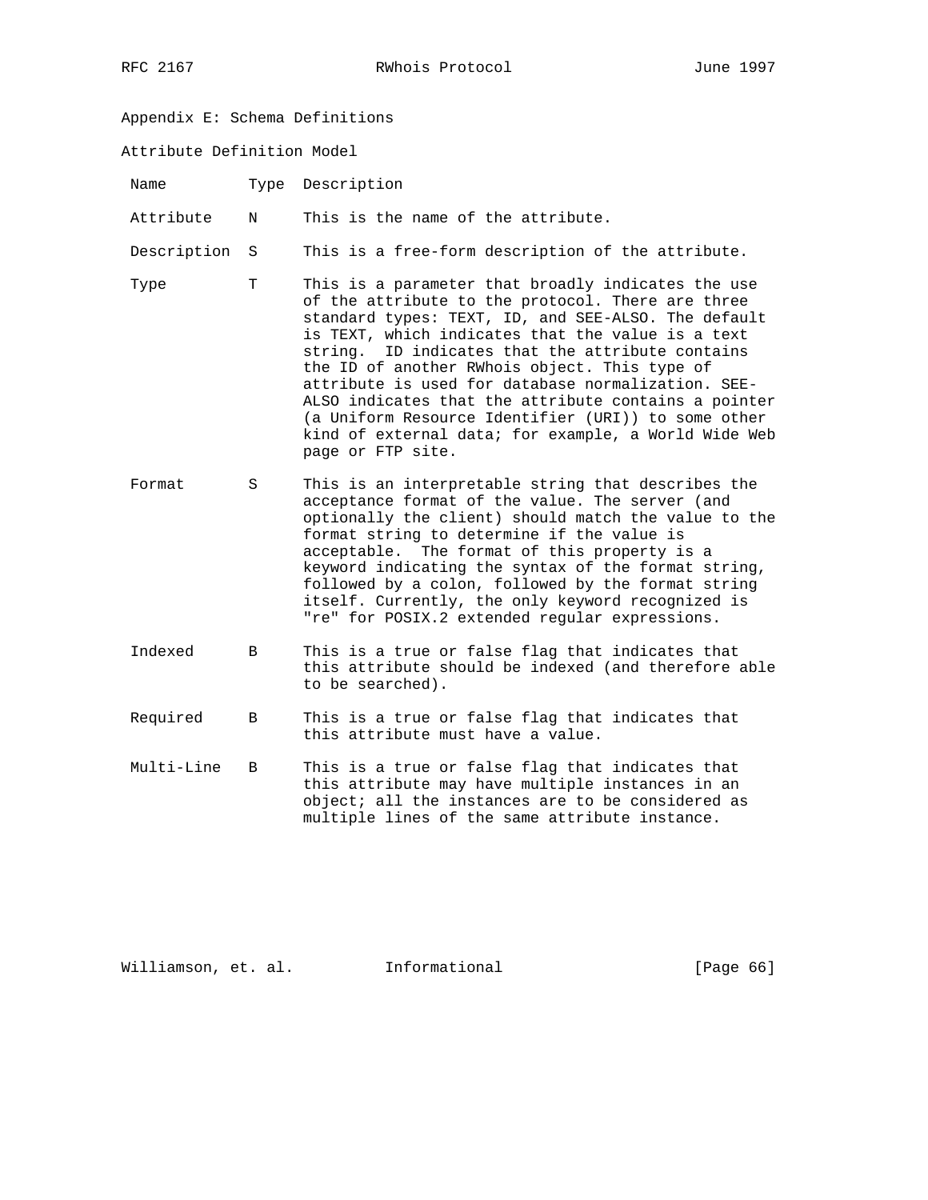## Appendix E: Schema Definitions

### Attribute Definition Model

| Name | Type | Description |
| --- | --- | --- |
| Attribute | N | This is the name of the attribute. |
| Description | S | This is a free-form description of the attribute. |
| Type | T | This is a parameter that broadly indicates the use of the attribute to the protocol. There are three standard types: TEXT, ID, and SEE-ALSO. The default is TEXT, which indicates that the value is a text string. ID indicates that the attribute contains the ID of another RWhois object. This type of attribute is used for database normalization. SEE-ALSO indicates that the attribute contains a pointer (a Uniform Resource Identifier (URI)) to some other kind of external data; for example, a World Wide Web page or FTP site. |
| Format | S | This is an interpretable string that describes the acceptance format of the value. The server (and optionally the client) should match the value to the format string to determine if the value is acceptable. The format of this property is a keyword indicating the syntax of the format string, followed by a colon, followed by the format string itself. Currently, the only keyword recognized is "re" for POSIX.2 extended regular expressions. |
| Indexed | B | This is a true or false flag that indicates that this attribute should be indexed (and therefore able to be searched). |
| Required | B | This is a true or false flag that indicates that this attribute must have a value. |
| Multi-Line | B | This is a true or false flag that indicates that this attribute may have multiple instances in an object; all the instances are to be considered as multiple lines of the same attribute instance. |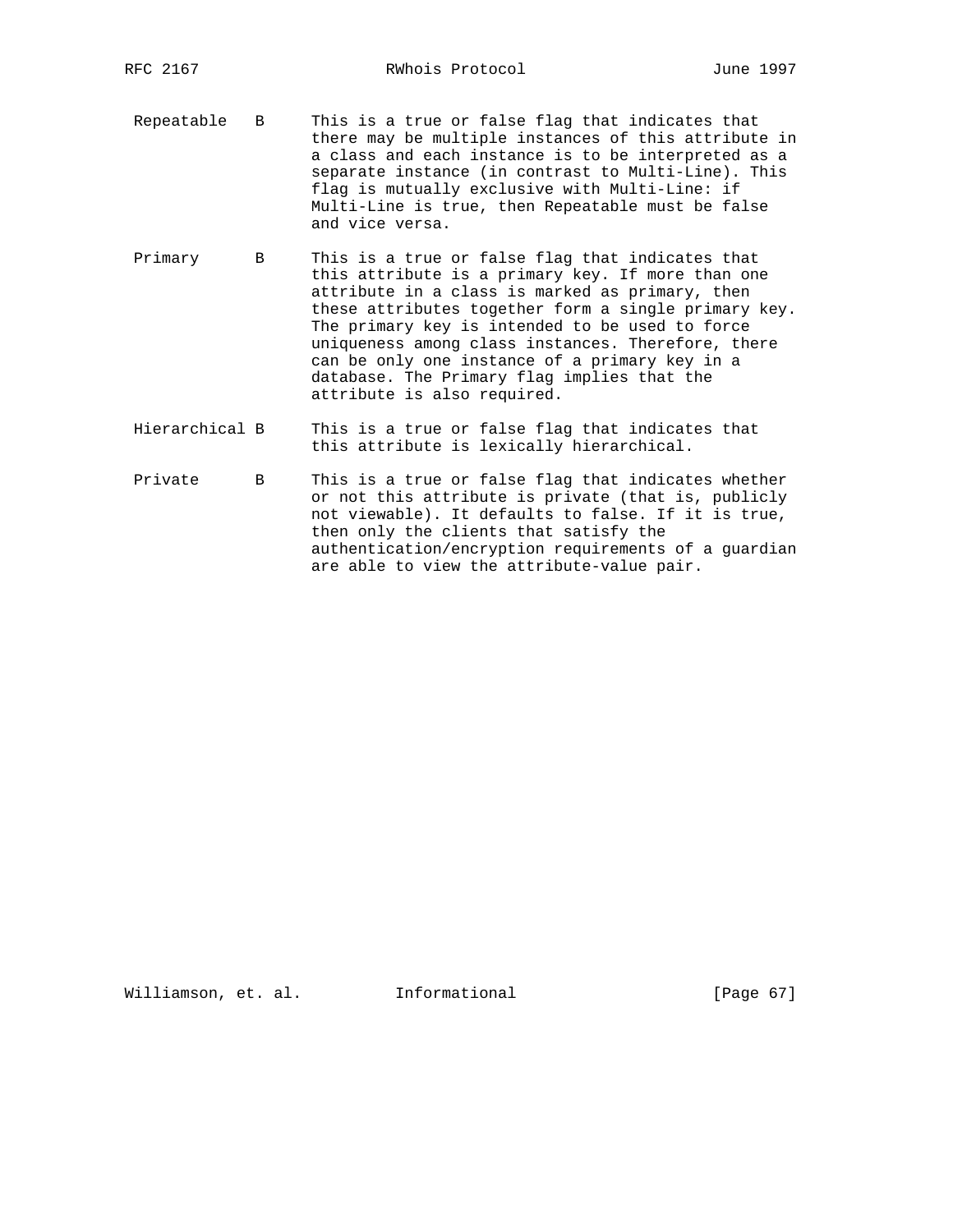| | | |
|---|---|---|
| Repeatable | B | This is a true or false flag that indicates that there may be multiple instances of this attribute in a class and each instance is to be interpreted as a separate instance (in contrast to Multi-Line). This flag is mutually exclusive with Multi-Line: if Multi-Line is true, then Repeatable must be false and vice versa. |
| Primary | B | This is a true or false flag that indicates that this attribute is a primary key. If more than one attribute in a class is marked as primary, then these attributes together form a single primary key. The primary key is intended to be used to force uniqueness among class instances. Therefore, there can be only one instance of a primary key in a database. The Primary flag implies that the attribute is also required. |
| Hierarchical | B | This is a true or false flag that indicates that this attribute is lexically hierarchical. |
| Private | B | This is a true or false flag that indicates whether or not this attribute is private (that is, publicly not viewable). It defaults to false. If it is true, then only the clients that satisfy the authentication/encryption requirements of a guardian are able to view the attribute-value pair. |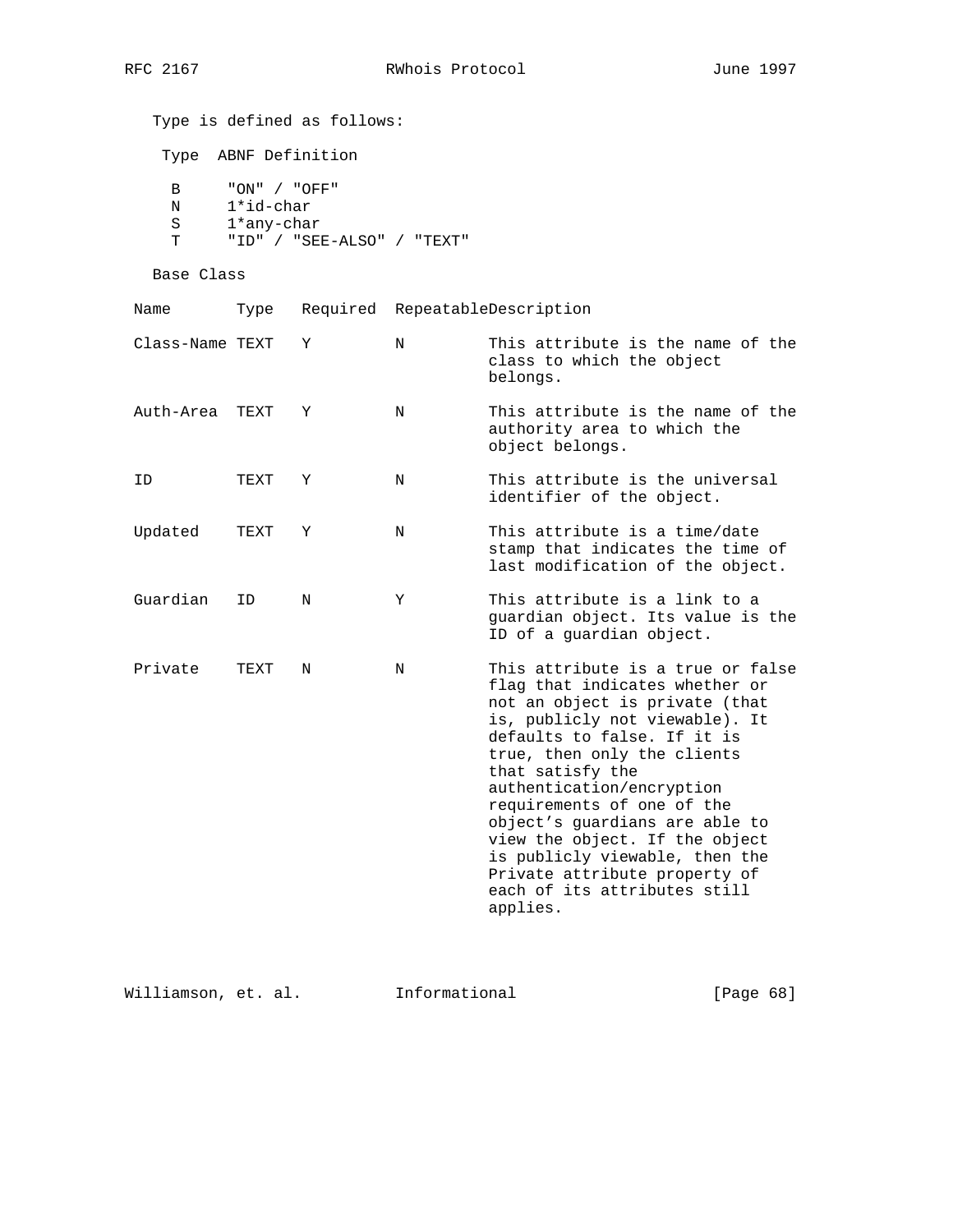Type is defined as follows:

| Type | ABNF Definition |
| --- | --- |
| B | "ON" / "OFF" |
| N | 1*id-char |
| S | 1*any-char |
| T | "ID" / "SEE-ALSO" / "TEXT" |

Base Class

| Name | Type | Required | Repeatable | Description |
| --- | --- | --- | --- | --- |
| Class-Name | TEXT | Y | N | This attribute is the name of the class to which the object belongs. |
| Auth-Area | TEXT | Y | N | This attribute is the name of the authority area to which the object belongs. |
| ID | TEXT | Y | N | This attribute is the universal identifier of the object. |
| Updated | TEXT | Y | N | This attribute is a time/date stamp that indicates the time of last modification of the object. |
| Guardian | ID | N | Y | This attribute is a link to a guardian object. Its value is the ID of a guardian object. |
| Private | TEXT | N | N | This attribute is a true or false flag that indicates whether or not an object is private (that is, publicly not viewable). It defaults to false. If it is true, then only the clients that satisfy the authentication/encryption requirements of one of the object's guardians are able to view the object. If the object is publicly viewable, then the Private attribute property of each of its attributes still applies. |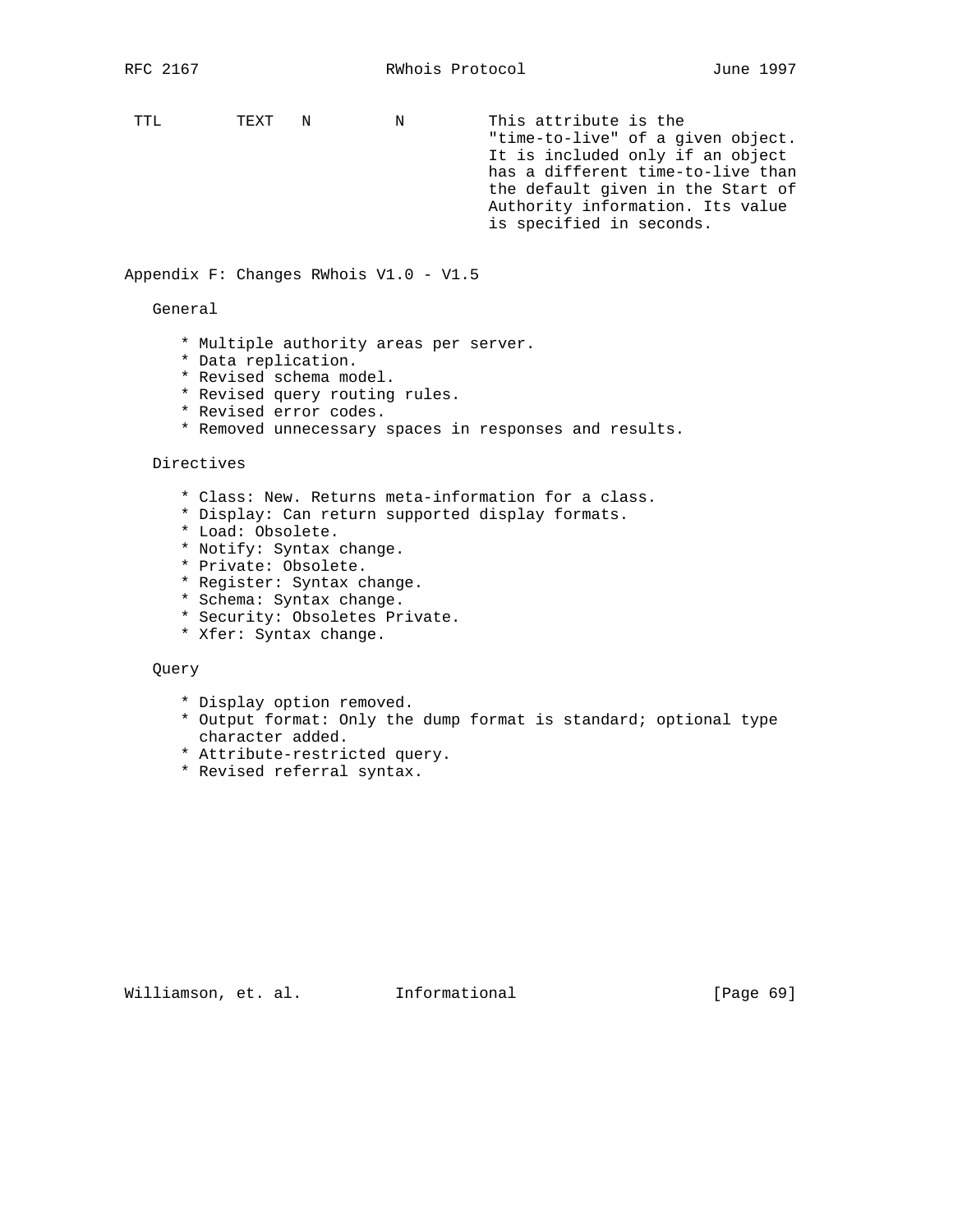| | | | | |
|---|---|---|---|---|
| TTL | TEXT | N | N | This attribute is the "time-to-live" of a given object. It is included only if an object has a different time-to-live than the default given in the Start of Authority information. Its value is specified in seconds. |

## Appendix F: Changes RWhois V1.0 - V1.5

### General

* Multiple authority areas per server.
* Data replication.
* Revised schema model.
* Revised query routing rules.
* Revised error codes.
* Removed unnecessary spaces in responses and results.

### Directives

* Class: New. Returns meta-information for a class.
* Display: Can return supported display formats.
* Load: Obsolete.
* Notify: Syntax change.
* Private: Obsolete.
* Register: Syntax change.
* Schema: Syntax change.
* Security: Obsoletes Private.
* Xfer: Syntax change.

### Query

* Display option removed.
* Output format: Only the dump format is standard; optional type character added.
* Attribute-restricted query.
* Revised referral syntax.